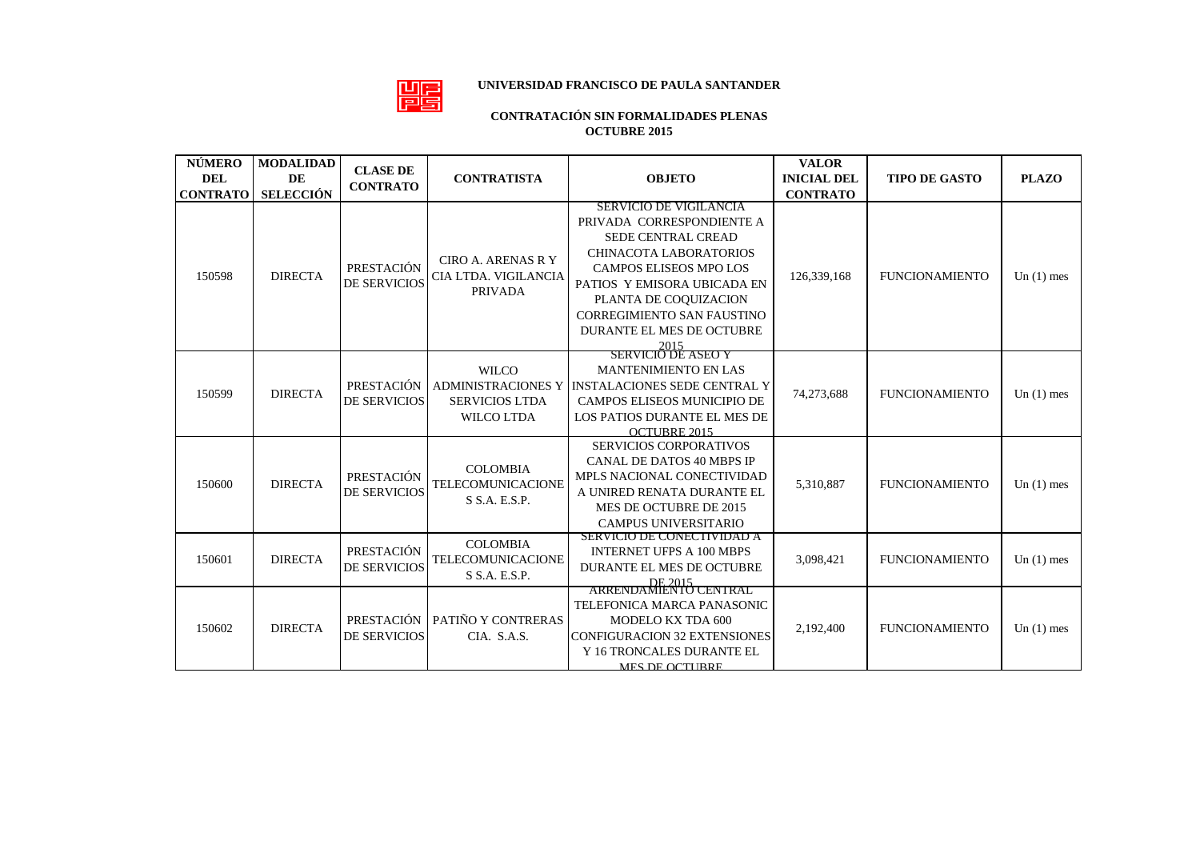**UNIVERSIDAD FRANCISCO DE PAULA SANTANDER**

**CONTRATACIÓN SIN FORMALIDADES PLENAS**
**OCTUBRE 2015**

| NÚMERO DEL CONTRATO | MODALIDAD DE SELECCIÓN | CLASE DE CONTRATO | CONTRATISTA | OBJETO | VALOR INICIAL DEL CONTRATO | TIPO DE GASTO | PLAZO |
|---|---|---|---|---|---|---|---|
| 150598 | DIRECTA | PRESTACIÓN DE SERVICIOS | CIRO A. ARENAS R Y CIA LTDA. VIGILANCIA PRIVADA | SERVICIO DE VIGILANCIA PRIVADA CORRESPONDIENTE A SEDE CENTRAL CREAD CHINACOTA LABORATORIOS CAMPOS ELISEOS MPO LOS PATIOS Y EMISORA UBICADA EN PLANTA DE COQUIZACION CORREGIMIENTO SAN FAUSTINO DURANTE EL MES DE OCTUBRE 2015 | 126,339,168 | FUNCIONAMIENTO | Un (1) mes |
| 150599 | DIRECTA | PRESTACIÓN DE SERVICIOS | WILCO ADMINISTRACIONES Y SERVICIOS LTDA WILCO LTDA | SERVICIO DE ASEO Y MANTENIMIENTO EN LAS INSTALACIONES SEDE CENTRAL Y CAMPOS ELISEOS MUNICIPIO DE LOS PATIOS DURANTE EL MES DE OCTUBRE 2015 | 74,273,688 | FUNCIONAMIENTO | Un (1) mes |
| 150600 | DIRECTA | PRESTACIÓN DE SERVICIOS | COLOMBIA TELECOMUNICACIONES S.A. E.S.P. | SERVICIOS CORPORATIVOS CANAL DE DATOS 40 MBPS IP MPLS NACIONAL CONECTIVIDAD A UNIRED RENATA DURANTE EL MES DE OCTUBRE DE 2015 CAMPUS UNIVERSITARIO | 5,310,887 | FUNCIONAMIENTO | Un (1) mes |
| 150601 | DIRECTA | PRESTACIÓN DE SERVICIOS | COLOMBIA TELECOMUNICACIONES S.A. E.S.P. | SERVICIO DE CONECTIVIDAD A INTERNET UFPS A 100 MBPS DURANTE EL MES DE OCTUBRE DE 2015 | 3,098,421 | FUNCIONAMIENTO | Un (1) mes |
| 150602 | DIRECTA | PRESTACIÓN DE SERVICIOS | PATIÑO Y CONTRERAS CIA. S.A.S. | ARRENDAMIENTO CENTRAL TELEFONICA MARCA PANASONIC MODELO KX TDA 600 CONFIGURACION 32 EXTENSIONES Y 16 TRONCALES DURANTE EL MES DE OCTUBRE | 2,192,400 | FUNCIONAMIENTO | Un (1) mes |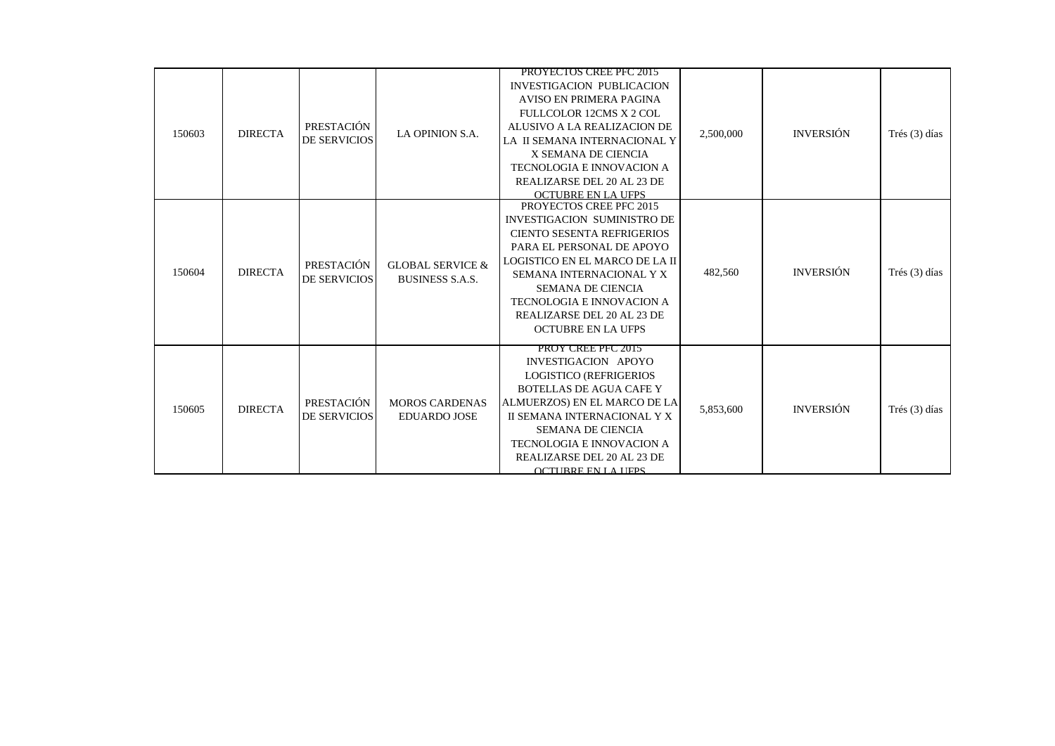| | | | | | | | |
|---|---|---|---|---|---|---|---|
| 150603 | DIRECTA | PRESTACIÓN DE SERVICIOS | LA OPINION S.A. | PROYECTOS CREE PFC 2015 INVESTIGACION PUBLICACION AVISO EN PRIMERA PAGINA FULLCOLOR 12CMS X 2 COL ALUSIVO A LA REALIZACION DE LA II SEMANA INTERNACIONAL Y X SEMANA DE CIENCIA TECNOLOGIA E INNOVACION A REALIZARSE DEL 20 AL 23 DE OCTUBRE EN LA UFPS | 2,500,000 | INVERSIÓN | Trés (3) días |
| 150604 | DIRECTA | PRESTACIÓN DE SERVICIOS | GLOBAL SERVICE & BUSINESS S.A.S. | PROYECTOS CREE PFC 2015 INVESTIGACION SUMINISTRO DE CIENTO SESENTA REFRIGERIOS PARA EL PERSONAL DE APOYO LOGISTICO EN EL MARCO DE LA II SEMANA INTERNACIONAL Y X SEMANA DE CIENCIA TECNOLOGIA E INNOVACION A REALIZARSE DEL 20 AL 23 DE OCTUBRE EN LA UFPS | 482,560 | INVERSIÓN | Trés (3) días |
| 150605 | DIRECTA | PRESTACIÓN DE SERVICIOS | MOROS CARDENAS EDUARDO JOSE | PROY CREE PFC 2015 INVESTIGACION APOYO LOGISTICO (REFRIGERIOS BOTELLAS DE AGUA CAFE Y ALMUERZOS) EN EL MARCO DE LA II SEMANA INTERNACIONAL Y X SEMANA DE CIENCIA TECNOLOGIA E INNOVACION A REALIZARSE DEL 20 AL 23 DE OCTUBRE EN LA UFPS | 5,853,600 | INVERSIÓN | Trés (3) días |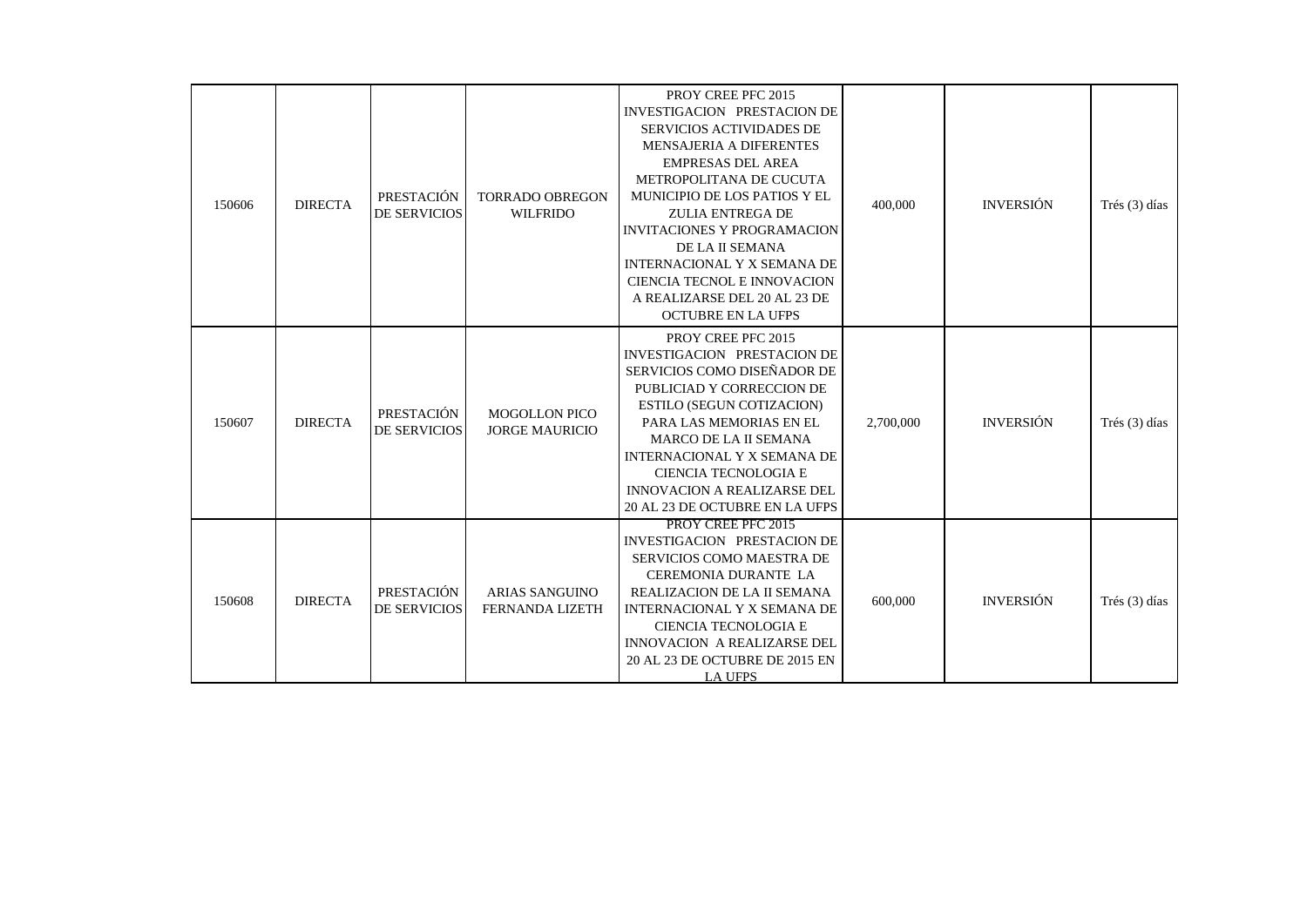| | | | | | | | |
|---|---|---|---|---|---|---|---|
| 150606 | DIRECTA | PRESTACIÓN DE SERVICIOS | TORRADO OBREGON WILFRIDO | PROY CREE PFC 2015 INVESTIGACION PRESTACION DE SERVICIOS ACTIVIDADES DE MENSAJERIA A DIFERENTES EMPRESAS DEL AREA METROPOLITANA DE CUCUTA MUNICIPIO DE LOS PATIOS Y EL ZULIA ENTREGA DE INVITACIONES Y PROGRAMACION DE LA II SEMANA INTERNACIONAL Y X SEMANA DE CIENCIA TECNOL E INNOVACION A REALIZARSE DEL 20 AL 23 DE OCTUBRE EN LA UFPS | 400,000 | INVERSIÓN | Trés (3) días |
| 150607 | DIRECTA | PRESTACIÓN DE SERVICIOS | MOGOLLON PICO JORGE MAURICIO | PROY CREE PFC 2015 INVESTIGACION PRESTACION DE SERVICIOS COMO DISEÑADOR DE PUBLICIAD Y CORRECCION DE ESTILO (SEGUN COTIZACION) PARA LAS MEMORIAS EN EL MARCO DE LA II SEMANA INTERNACIONAL Y X SEMANA DE CIENCIA TECNOLOGIA E INNOVACION A REALIZARSE DEL 20 AL 23 DE OCTUBRE EN LA UFPS | 2,700,000 | INVERSIÓN | Trés (3) días |
| 150608 | DIRECTA | PRESTACIÓN DE SERVICIOS | ARIAS SANGUINO FERNANDA LIZETH | PROY CREE PFC 2015 INVESTIGACION PRESTACION DE SERVICIOS COMO MAESTRA DE CEREMONIA DURANTE LA REALIZACION DE LA II SEMANA INTERNACIONAL Y X SEMANA DE CIENCIA TECNOLOGIA E INNOVACION A REALIZARSE DEL 20 AL 23 DE OCTUBRE DE 2015 EN LA UFPS | 600,000 | INVERSIÓN | Trés (3) días |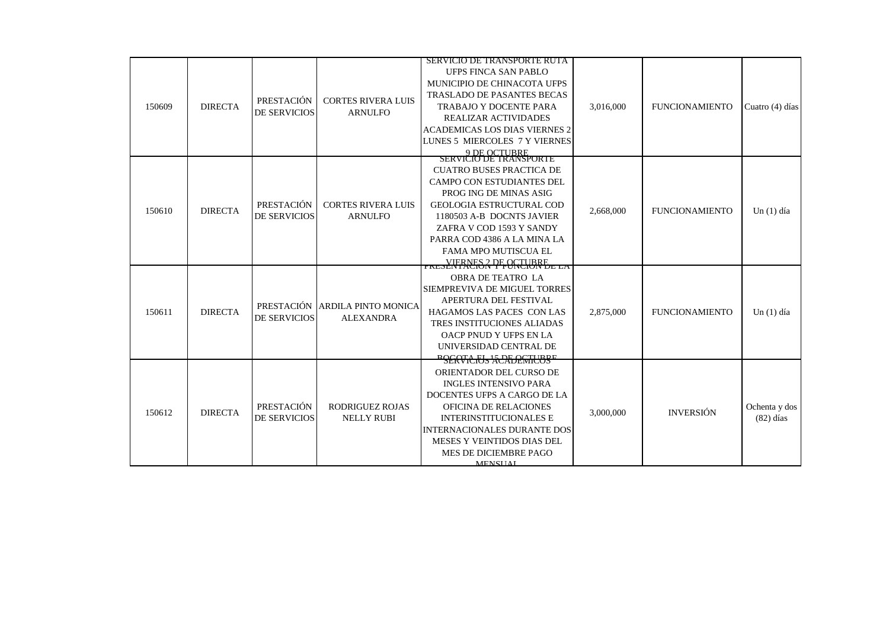| | | | | | | | |
|---|---|---|---|---|---|---|---|
| 150609 | DIRECTA | PRESTACIÓN DE SERVICIOS | CORTES RIVERA LUIS ARNULFO | SERVICIO DE TRANSPORTE RUTA UFPS FINCA SAN PABLO MUNICIPIO DE CHINACOTA UFPS TRASLADO DE PASANTES BECAS TRABAJO Y DOCENTE PARA REALIZAR ACTIVIDADES ACADEMICAS LOS DIAS VIERNES 2 LUNES 5 MIERCOLES 7 Y VIERNES 9 DE OCTUBRE | 3,016,000 | FUNCIONAMIENTO | Cuatro (4) días |
| 150610 | DIRECTA | PRESTACIÓN DE SERVICIOS | CORTES RIVERA LUIS ARNULFO | SERVICIO DE TRANSPORTE CUATRO BUSES PRACTICA DE CAMPO CON ESTUDIANTES DEL PROG ING DE MINAS ASIG GEOLOGIA ESTRUCTURAL COD 1180503 A-B DOCNTS JAVIER ZAFRA V COD 1593 Y SANDY PARRA COD 4386 A LA MINA LA FAMA MPO MUTISCUA EL VIERNES 2 DE OCTUBRE | 2,668,000 | FUNCIONAMIENTO | Un (1) día |
| 150611 | DIRECTA | PRESTACIÓN DE SERVICIOS | ARDILA PINTO MONICA ALEXANDRA | PRESENTACIÓN Y FUNCIÓN DE LA OBRA DE TEATRO LA SIEMPREVIVA DE MIGUEL TORRES APERTURA DEL FESTIVAL HAGAMOS LAS PACES CON LAS TRES INSTITUCIONES ALIADAS OACP PNUD Y UFPS EN LA UNIVERSIDAD CENTRAL DE BOGOTA EL 15 DE OCTUBRE | 2,875,000 | FUNCIONAMIENTO | Un (1) día |
| 150612 | DIRECTA | PRESTACIÓN DE SERVICIOS | RODRIGUEZ ROJAS NELLY RUBI | SERVICIOS ACADEMICOS ORIENTADOR DEL CURSO DE INGLES INTENSIVO PARA DOCENTES UFPS A CARGO DE LA OFICINA DE RELACIONES INTERINSTITUCIONALES E INTERNACIONALES DURANTE DOS MESES Y VEINTIDOS DIAS DEL MES DE DICIEMBRE PAGO MENSUAL | 3,000,000 | INVERSIÓN | Ochenta y dos (82) días |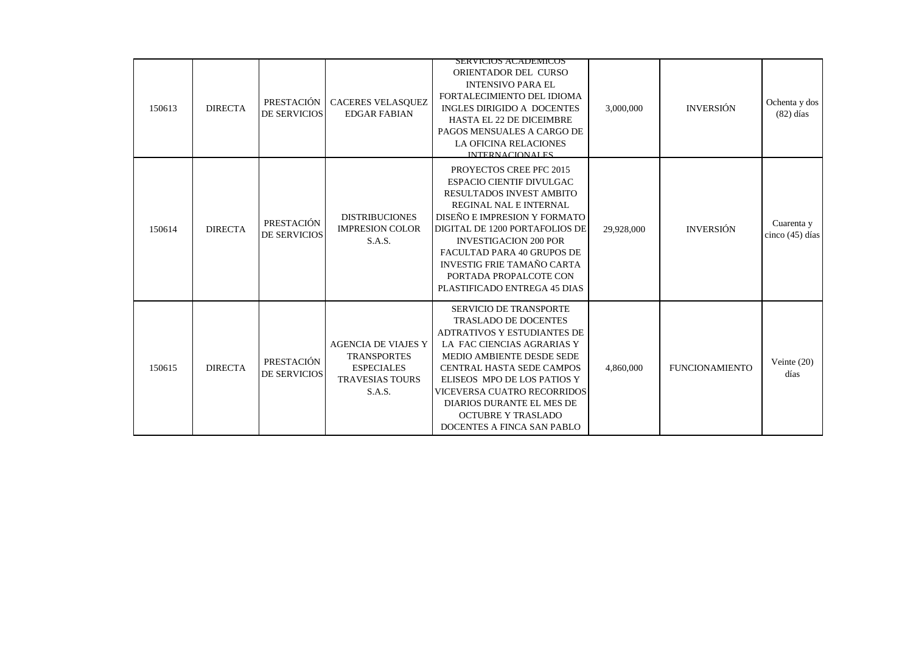| 150613 | DIRECTA | PRESTACIÓN DE SERVICIOS | CACERES VELASQUEZ EDGAR FABIAN | SERVICIOS ACADEMICOS ORIENTADOR DEL CURSO INTENSIVO PARA EL FORTALECIMIENTO DEL IDIOMA INGLES DIRIGIDO A DOCENTES HASTA EL 22 DE DICEIMBRE PAGOS MENSUALES A CARGO DE LA OFICINA RELACIONES INTERNACIONALES | 3,000,000 | INVERSIÓN | Ochenta y dos (82) días |
|---|---|---|---|---|---|---|---|
| 150614 | DIRECTA | PRESTACIÓN DE SERVICIOS | DISTRIBUCIONES IMPRESION COLOR S.A.S. | PROYECTOS CREE PFC 2015 ESPACIO CIENTIF DIVULGAC RESULTADOS INVEST AMBITO REGINAL NAL E INTERNAL DISEÑO E IMPRESION Y FORMATO DIGITAL DE 1200 PORTAFOLIOS DE INVESTIGACION 200 POR FACULTAD PARA 40 GRUPOS DE INVESTIG FRIE TAMAÑO CARTA PORTADA PROPALCOTE CON PLASTIFICADO ENTREGA 45 DIAS | 29,928,000 | INVERSIÓN | Cuarenta y cinco (45) días |
| 150615 | DIRECTA | PRESTACIÓN DE SERVICIOS | AGENCIA DE VIAJES Y TRANSPORTES ESPECIALES TRAVESIAS TOURS S.A.S. | SERVICIO DE TRANSPORTE TRASLADO DE DOCENTES ADTRATIVOS Y ESTUDIANTES DE LA FAC CIENCIAS AGRARIAS Y MEDIO AMBIENTE DESDE SEDE CENTRAL HASTA SEDE CAMPOS ELISEOS MPO DE LOS PATIOS Y VICEVERSA CUATRO RECORRIDOS DIARIOS DURANTE EL MES DE OCTUBRE Y TRASLADO DOCENTES A FINCA SAN PABLO | 4,860,000 | FUNCIONAMIENTO | Veinte (20) días |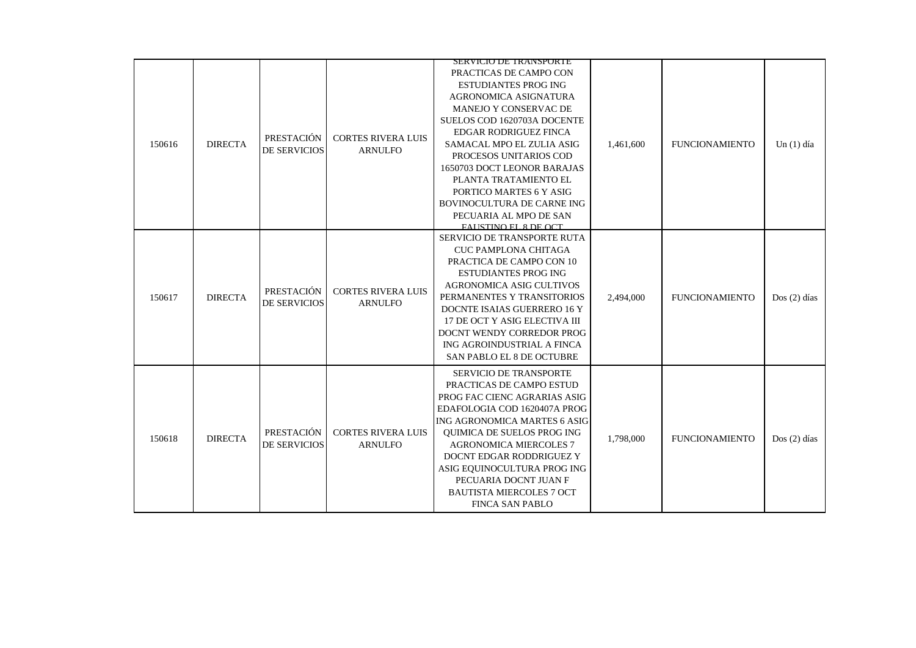| 150616 | DIRECTA | PRESTACIÓN DE SERVICIOS | CORTES RIVERA LUIS ARNULFO | SERVICIO DE TRANSPORTE PRACTICAS DE CAMPO CON ESTUDIANTES PROG ING AGRONOMICA ASIGNATURA MANEJO Y CONSERVAC DE SUELOS COD 1620703A DOCENTE EDGAR RODRIGUEZ FINCA SAMACAL MPO EL ZULIA ASIG PROCESOS UNITARIOS COD 1650703 DOCT LEONOR BARAJAS PLANTA TRATAMIENTO EL PORTICO MARTES 6 Y ASIG BOVINOCULTURA DE CARNE ING PECUARIA AL MPO DE SAN FAUSTINO EL 8 DE OCT | 1,461,600 | FUNCIONAMIENTO | Un (1) día |
|---|---|---|---|---|---|---|---|
| 150617 | DIRECTA | PRESTACIÓN DE SERVICIOS | CORTES RIVERA LUIS ARNULFO | SERVICIO DE TRANSPORTE RUTA CUC PAMPLONA CHITAGA PRACTICA DE CAMPO CON 10 ESTUDIANTES PROG ING AGRONOMICA ASIG CULTIVOS PERMANENTES Y TRANSITORIOS DOCNTE ISAIAS GUERRERO 16 Y 17 DE OCT Y ASIG ELECTIVA III DOCNT WENDY CORREDOR PROG ING AGROINDUSTRIAL A FINCA SAN PABLO EL 8 DE OCTUBRE | 2,494,000 | FUNCIONAMIENTO | Dos (2) días |
| 150618 | DIRECTA | PRESTACIÓN DE SERVICIOS | CORTES RIVERA LUIS ARNULFO | SERVICIO DE TRANSPORTE PRACTICAS DE CAMPO ESTUD PROG FAC CIENC AGRARIAS ASIG EDAFOLOGIA COD 1620407A PROG ING AGRONOMICA MARTES 6 ASIG QUIMICA DE SUELOS PROG ING AGRONOMICA MIERCOLES 7 DOCNT EDGAR RODDRIGUEZ Y ASIG EQUINOCULTURA PROG ING PECUARIA DOCNT JUAN F BAUTISTA MIERCOLES 7 OCT FINCA SAN PABLO | 1,798,000 | FUNCIONAMIENTO | Dos (2) días |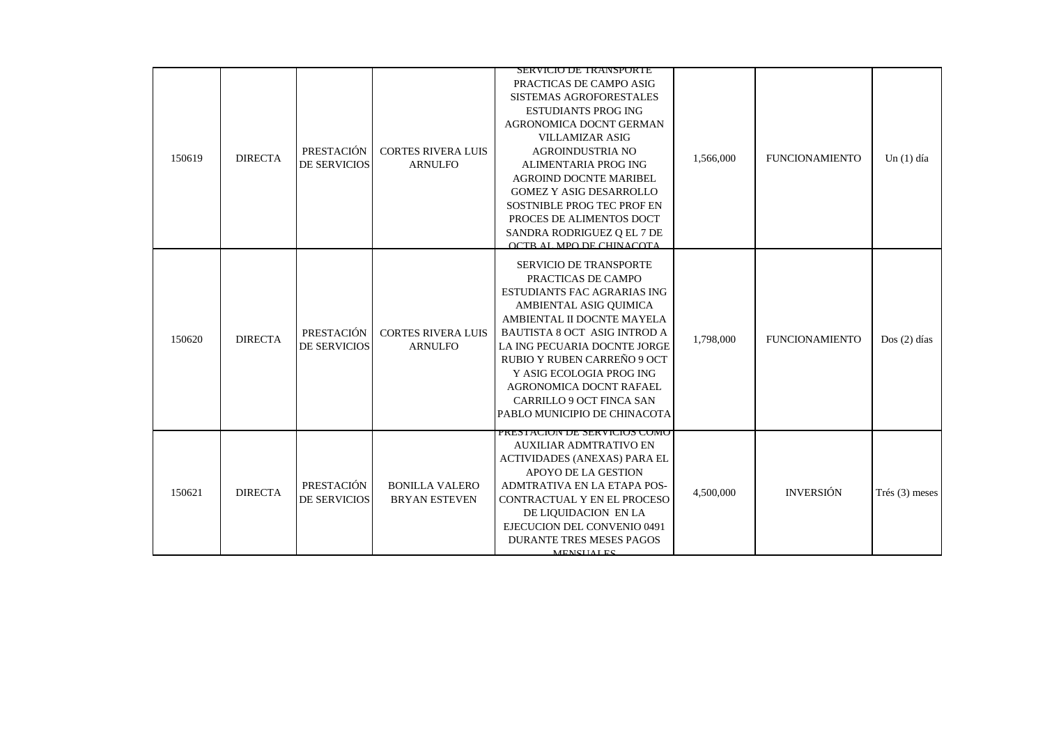| 150619 | DIRECTA | PRESTACIÓN DE SERVICIOS | CORTES RIVERA LUIS ARNULFO | SERVICIO DE TRANSPORTE PRACTICAS DE CAMPO ASIG SISTEMAS AGROFORESTALES ESTUDIANTS PROG ING AGRONOMICA DOCNT GERMAN VILLAMIZAR ASIG AGROINDUSTRIA NO ALIMENTARIA PROG ING AGROIND DOCNTE MARIBEL GOMEZ Y ASIG DESARROLLO SOSTNIBLE PROG TEC PROF EN PROCES DE ALIMENTOS DOCT SANDRA RODRIGUEZ Q EL 7 DE OCTB AL MPO DE CHINACOTA | 1,566,000 | FUNCIONAMIENTO | Un (1) día |
|---|---|---|---|---|---|---|---|
| 150620 | DIRECTA | PRESTACIÓN DE SERVICIOS | CORTES RIVERA LUIS ARNULFO | SERVICIO DE TRANSPORTE PRACTICAS DE CAMPO ESTUDIANTS FAC AGRARIAS ING AMBIENTAL ASIG QUIMICA AMBIENTAL II DOCNTE MAYELA BAUTISTA 8 OCT ASIG INTROD A LA ING PECUARIA DOCNTE JORGE RUBIO Y RUBEN CARREÑO 9 OCT Y ASIG ECOLOGIA PROG ING AGRONOMICA DOCNT RAFAEL CARRILLO 9 OCT FINCA SAN PABLO MUNICIPIO DE CHINACOTA | 1,798,000 | FUNCIONAMIENTO | Dos (2) días |
| 150621 | DIRECTA | PRESTACIÓN DE SERVICIOS | BONILLA VALERO BRYAN ESTEVEN | PRESTACION DE SERVICIOS COMO AUXILIAR ADMTRATIVO EN ACTIVIDADES (ANEXAS) PARA EL APOYO DE LA GESTION ADMTRATIVA EN LA ETAPA POS-CONTRACTUAL Y EN EL PROCESO DE LIQUIDACION EN LA EJECUCION DEL CONVENIO 0491 DURANTE TRES MESES PAGOS MENSUALES | 4,500,000 | INVERSIÓN | Trés (3) meses |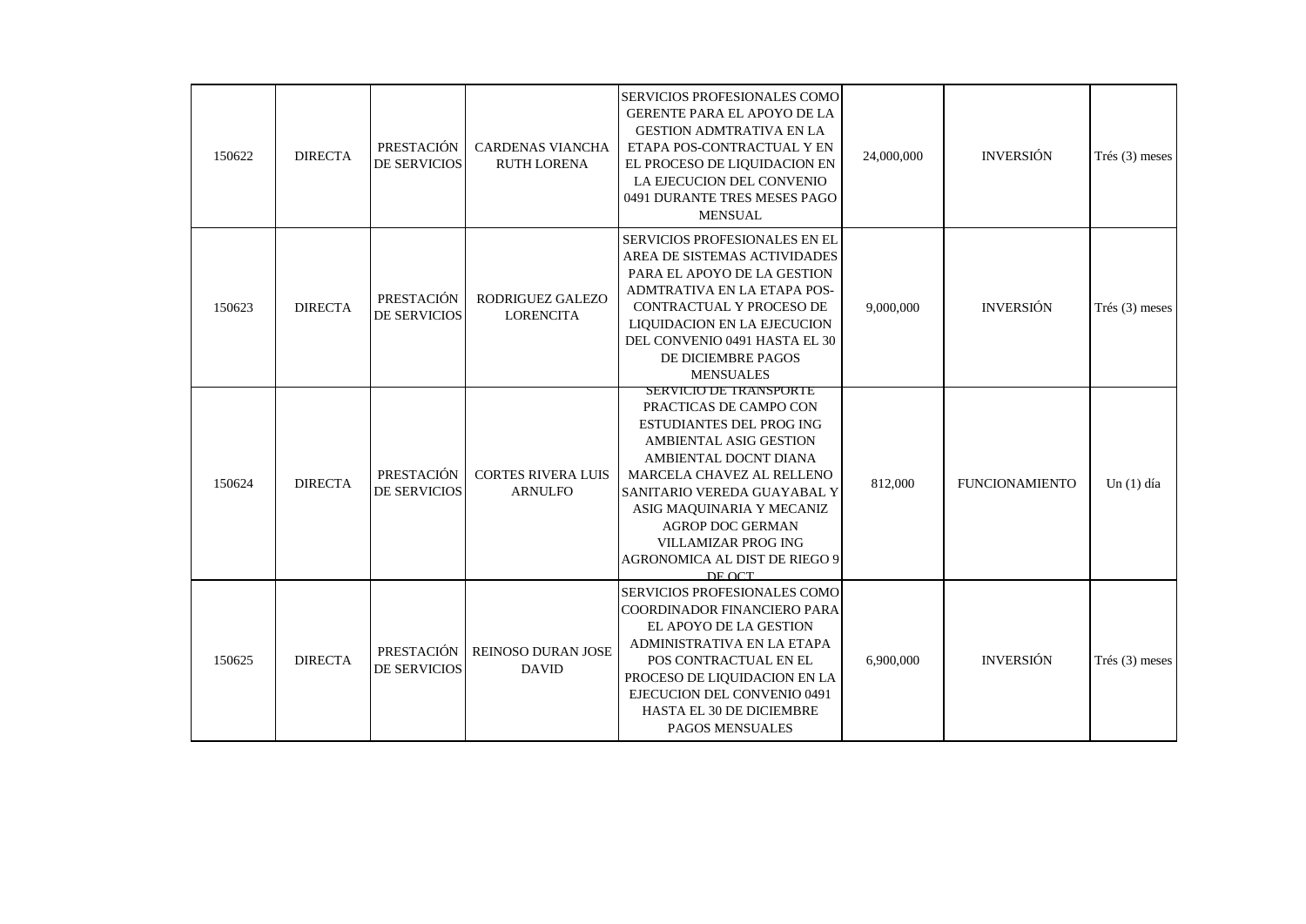| | | | | | | | |
|---|---|---|---|---|---|---|---|
| 150622 | DIRECTA | PRESTACIÓN DE SERVICIOS | CARDENAS VIANCHA RUTH LORENA | SERVICIOS PROFESIONALES COMO GERENTE PARA EL APOYO DE LA GESTION ADMTRATIVA EN LA ETAPA POS-CONTRACTUAL Y EN EL PROCESO DE LIQUIDACION EN LA EJECUCION DEL CONVENIO 0491 DURANTE TRES MESES PAGO MENSUAL | 24,000,000 | INVERSIÓN | Trés (3) meses |
| 150623 | DIRECTA | PRESTACIÓN DE SERVICIOS | RODRIGUEZ GALEZO LORENCITA | SERVICIOS PROFESIONALES EN EL AREA DE SISTEMAS ACTIVIDADES PARA EL APOYO DE LA GESTION ADMTRATIVA EN LA ETAPA POS-CONTRACTUAL Y PROCESO DE LIQUIDACION EN LA EJECUCION DEL CONVENIO 0491 HASTA EL 30 DE DICIEMBRE PAGOS MENSUALES | 9,000,000 | INVERSIÓN | Trés (3) meses |
| 150624 | DIRECTA | PRESTACIÓN DE SERVICIOS | CORTES RIVERA LUIS ARNULFO | SERVICIO DE TRANSPORTE PRACTICAS DE CAMPO CON ESTUDIANTES DEL PROG ING AMBIENTAL ASIG GESTION AMBIENTAL DOCNT DIANA MARCELA CHAVEZ AL RELLENO SANITARIO VEREDA GUAYABAL Y ASIG MAQUINARIA Y MECANIZ AGROP DOC GERMAN VILLAMIZAR PROG ING AGRONOMICA AL DIST DE RIEGO 9 DE OCT | 812,000 | FUNCIONAMIENTO | Un (1) día |
| 150625 | DIRECTA | PRESTACIÓN DE SERVICIOS | REINOSO DURAN JOSE DAVID | SERVICIOS PROFESIONALES COMO COORDINADOR FINANCIERO PARA EL APOYO DE LA GESTION ADMINISTRATIVA EN LA ETAPA POS CONTRACTUAL EN EL PROCESO DE LIQUIDACION EN LA EJECUCION DEL CONVENIO 0491 HASTA EL 30 DE DICIEMBRE PAGOS MENSUALES | 6,900,000 | INVERSIÓN | Trés (3) meses |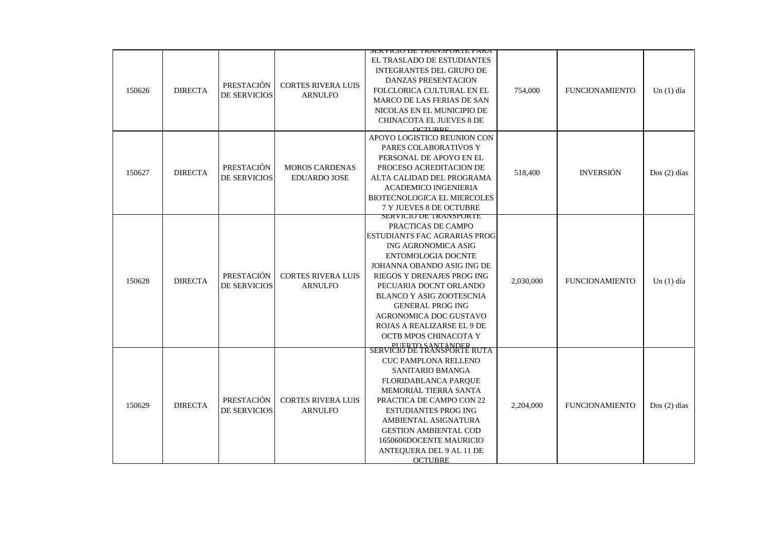| 150626 | DIRECTA | PRESTACIÓN DE SERVICIOS | CORTES RIVERA LUIS ARNULFO | SERVICIO DE TRANSPORTE PARA EL TRASLADO DE ESTUDIANTES INTEGRANTES DEL GRUPO DE DANZAS PRESENTACION FOLCLORICA CULTURAL EN EL MARCO DE LAS FERIAS DE SAN NICOLAS EN EL MUNICIPIO DE CHINACOTA EL JUEVES 8 DE OCTUBRE | 754,000 | FUNCIONAMIENTO | Un (1) día |
|---|---|---|---|---|---|---|---|
| 150627 | DIRECTA | PRESTACIÓN DE SERVICIOS | MOROS CARDENAS EDUARDO JOSE | APOYO LOGISTICO REUNION CON PARES COLABORATIVOS Y PERSONAL DE APOYO EN EL PROCESO ACREDITACION DE ALTA CALIDAD DEL PROGRAMA ACADEMICO INGENIERIA BIOTECNOLOGICA EL MIERCOLES 7 Y JUEVES 8 DE OCTUBRE | 518,400 | INVERSIÓN | Dos (2) días |
| 150628 | DIRECTA | PRESTACIÓN DE SERVICIOS | CORTES RIVERA LUIS ARNULFO | SERVICIO DE TRANSPORTE PRACTICAS DE CAMPO ESTUDIANTS FAC AGRARIAS PROG ING AGRONOMICA ASIG ENTOMOLOGIA DOCNTE JOHANNA OBANDO ASIG ING DE RIEGOS Y DRENAJES PROG ING PECUARIA DOCNT ORLANDO BLANCO Y ASIG ZOOTESCNIA GENERAL PROG ING AGRONOMICA DOC GUSTAVO ROJAS A REALIZARSE EL 9 DE OCTB MPOS CHINACOTA Y PUERTO SANTANDER | 2,030,000 | FUNCIONAMIENTO | Un (1) día |
| 150629 | DIRECTA | PRESTACIÓN DE SERVICIOS | CORTES RIVERA LUIS ARNULFO | SERVICIO DE TRANSPORTE RUTA CUC PAMPLONA RELLENO SANITARIO BMANGA FLORIDABLANCA PARQUE MEMORIAL TIERRA SANTA PRACTICA DE CAMPO CON 22 ESTUDIANTES PROG ING AMBIENTAL ASIGNATURA GESTION AMBIENTAL COD 1650606DOCENTE MAURICIO ANTEQUERA DEL 9 AL 11 DE OCTUBRE | 2,204,000 | FUNCIONAMIENTO | Dos (2) días |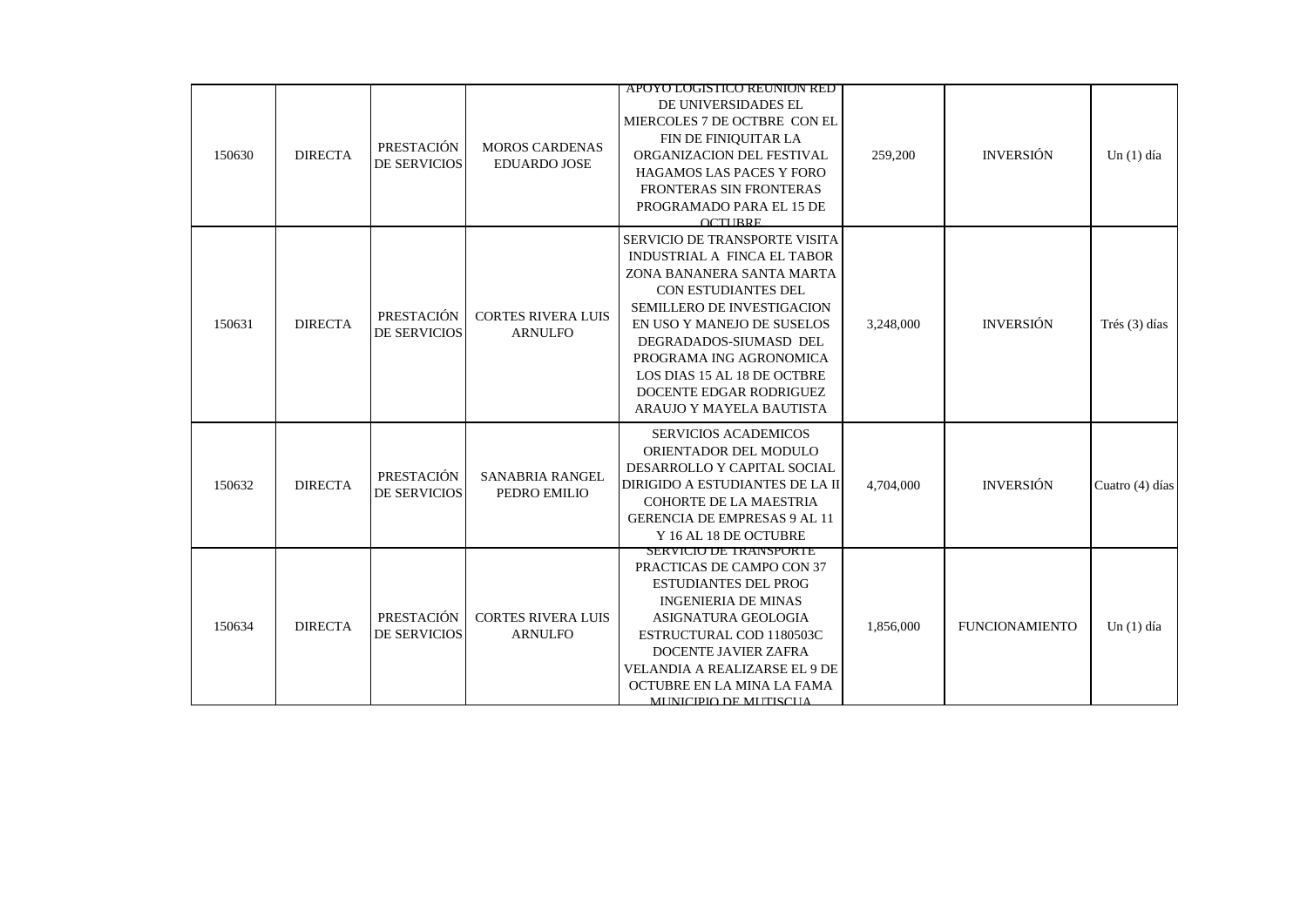| | | | | | | | |
|---|---|---|---|---|---|---|---|
| 150630 | DIRECTA | PRESTACIÓN DE SERVICIOS | MOROS CARDENAS EDUARDO JOSE | APOYO LOGISTICO REUNION RED DE UNIVERSIDADES EL MIERCOLES 7 DE OCTBRE CON EL FIN DE FINIQUITAR LA ORGANIZACION DEL FESTIVAL HAGAMOS LAS PACES Y FORO FRONTERAS SIN FRONTERAS PROGRAMADO PARA EL 15 DE OCTUBRE | 259,200 | INVERSIÓN | Un (1) día |
| 150631 | DIRECTA | PRESTACIÓN DE SERVICIOS | CORTES RIVERA LUIS ARNULFO | SERVICIO DE TRANSPORTE VISITA INDUSTRIAL A FINCA EL TABOR ZONA BANANERA SANTA MARTA CON ESTUDIANTES DEL SEMILLERO DE INVESTIGACION EN USO Y MANEJO DE SUSELOS DEGRADADOS-SIUMASD DEL PROGRAMA ING AGRONOMICA LOS DIAS 15 AL 18 DE OCTBRE DOCENTE EDGAR RODRIGUEZ ARAUJO Y MAYELA BAUTISTA | 3,248,000 | INVERSIÓN | Trés (3) días |
| 150632 | DIRECTA | PRESTACIÓN DE SERVICIOS | SANABRIA RANGEL PEDRO EMILIO | SERVICIOS ACADEMICOS ORIENTADOR DEL MODULO DESARROLLO Y CAPITAL SOCIAL DIRIGIDO A ESTUDIANTES DE LA II COHORTE DE LA MAESTRIA GERENCIA DE EMPRESAS 9 AL 11 Y 16 AL 18 DE OCTUBRE | 4,704,000 | INVERSIÓN | Cuatro (4) días |
| 150634 | DIRECTA | PRESTACIÓN DE SERVICIOS | CORTES RIVERA LUIS ARNULFO | SERVICIO DE TRANSPORTE PRACTICAS DE CAMPO CON 37 ESTUDIANTES DEL PROG INGENIERIA DE MINAS ASIGNATURA GEOLOGIA ESTRUCTURAL COD 1180503C DOCENTE JAVIER ZAFRA VELANDIA A REALIZARSE EL 9 DE OCTUBRE EN LA MINA LA FAMA MUNICIPIO DE MUTISCUA | 1,856,000 | FUNCIONAMIENTO | Un (1) día |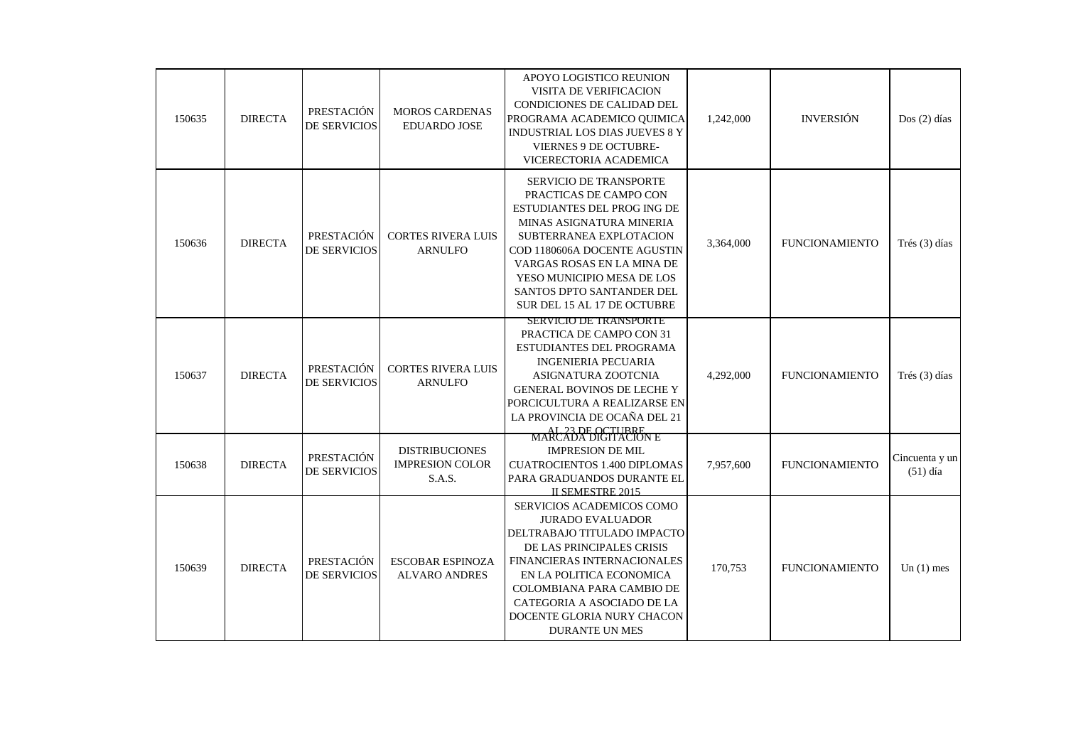| 150635 | DIRECTA | PRESTACIÓN DE SERVICIOS | MOROS CARDENAS EDUARDO JOSE | APOYO LOGISTICO REUNION VISITA DE VERIFICACION CONDICIONES DE CALIDAD DEL PROGRAMA ACADEMICO QUIMICA INDUSTRIAL LOS DIAS JUEVES 8 Y VIERNES 9 DE OCTUBRE- VICERECTORIA ACADEMICA | 1,242,000 | INVERSIÓN | Dos (2) días |
|---|---|---|---|---|---|---|---|
| 150636 | DIRECTA | PRESTACIÓN DE SERVICIOS | CORTES RIVERA LUIS ARNULFO | SERVICIO DE TRANSPORTE PRACTICAS DE CAMPO CON ESTUDIANTES DEL PROG ING DE MINAS ASIGNATURA MINERIA SUBTERRANEA EXPLOTACION COD 1180606A DOCENTE AGUSTIN VARGAS ROSAS EN LA MINA DE YESO MUNICIPIO MESA DE LOS SANTOS DPTO SANTANDER DEL SUR DEL 15 AL 17 DE OCTUBRE | 3,364,000 | FUNCIONAMIENTO | Trés (3) días |
| 150637 | DIRECTA | PRESTACIÓN DE SERVICIOS | CORTES RIVERA LUIS ARNULFO | SERVICIO DE TRANSPORTE PRACTICA DE CAMPO CON 31 ESTUDIANTES DEL PROGRAMA INGENIERIA PECUARIA ASIGNATURA ZOOTCNIA GENERAL BOVINOS DE LECHE Y PORCICULTURA A REALIZARSE EN LA PROVINCIA DE OCAÑA DEL 21 AL 23 DE OCTUBRE | 4,292,000 | FUNCIONAMIENTO | Trés (3) días |
| 150638 | DIRECTA | PRESTACIÓN DE SERVICIOS | DISTRIBUCIONES IMPRESION COLOR S.A.S. | MARCADA DIGITACION E IMPRESION DE MIL CUATROCIENTOS 1.400 DIPLOMAS PARA GRADUANDOS DURANTE EL II SEMESTRE 2015 | 7,957,600 | FUNCIONAMIENTO | Cincuenta y un (51) día |
| 150639 | DIRECTA | PRESTACIÓN DE SERVICIOS | ESCOBAR ESPINOZA ALVARO ANDRES | SERVICIOS ACADEMICOS COMO JURADO EVALUADOR DELTRABAJO TITULADO IMPACTO DE LAS PRINCIPALES CRISIS FINANCIERAS INTERNACIONALES EN LA POLITICA ECONOMICA COLOMBIANA PARA CAMBIO DE CATEGORIA A ASOCIADO DE LA DOCENTE GLORIA NURY CHACON DURANTE UN MES | 170,753 | FUNCIONAMIENTO | Un (1) mes |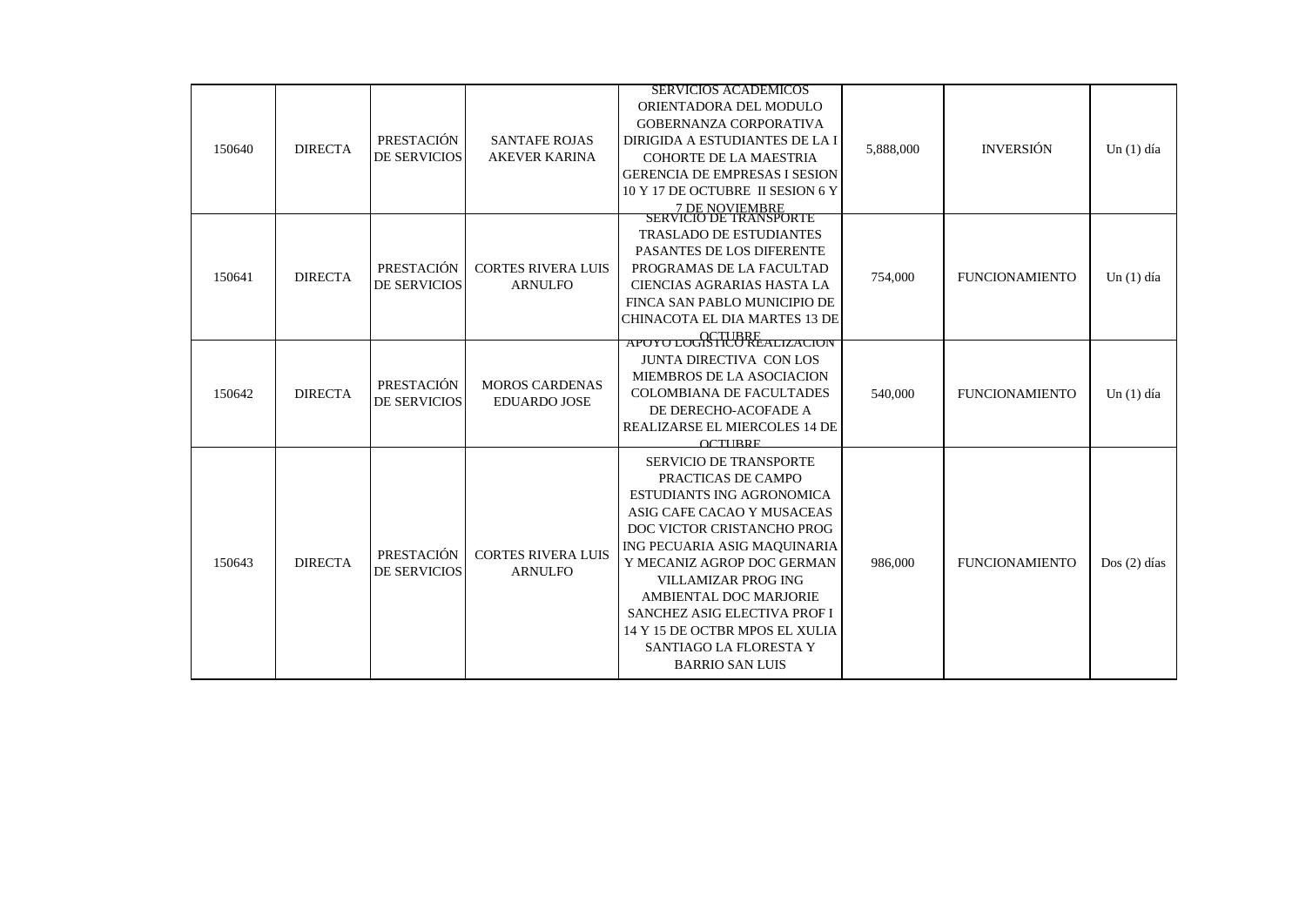| | | | | | | | |
|---|---|---|---|---|---|---|---|
| 150640 | DIRECTA | PRESTACIÓN DE SERVICIOS | SANTAFE ROJAS AKEVER KARINA | SERVICIOS ACADEMICOS ORIENTADORA DEL MODULO GOBERNANZA CORPORATIVA DIRIGIDA A ESTUDIANTES DE LA I COHORTE DE LA MAESTRIA GERENCIA DE EMPRESAS I SESION 10 Y 17 DE OCTUBRE II SESION 6 Y 7 DE NOVIEMBRE | 5,888,000 | INVERSIÓN | Un (1) día |
| 150641 | DIRECTA | PRESTACIÓN DE SERVICIOS | CORTES RIVERA LUIS ARNULFO | SERVICIO DE TRANSPORTE TRASLADO DE ESTUDIANTES PASANTES DE LOS DIFERENTE PROGRAMAS DE LA FACULTAD CIENCIAS AGRARIAS HASTA LA FINCA SAN PABLO MUNICIPIO DE CHINACOTA EL DIA MARTES 13 DE OCTUBRE | 754,000 | FUNCIONAMIENTO | Un (1) día |
| 150642 | DIRECTA | PRESTACIÓN DE SERVICIOS | MOROS CARDENAS EDUARDO JOSE | APOYO LOGISTICO REALIZACION JUNTA DIRECTIVA CON LOS MIEMBROS DE LA ASOCIACION COLOMBIANA DE FACULTADES DE DERECHO-ACOFADE A REALIZARSE EL MIERCOLES 14 DE OCTUBRE | 540,000 | FUNCIONAMIENTO | Un (1) día |
| 150643 | DIRECTA | PRESTACIÓN DE SERVICIOS | CORTES RIVERA LUIS ARNULFO | SERVICIO DE TRANSPORTE PRACTICAS DE CAMPO ESTUDIANTS ING AGRONOMICA ASIG CAFE CACAO Y MUSACEAS DOC VICTOR CRISTANCHO PROG ING PECUARIA ASIG MAQUINARIA Y MECANIZ AGROP DOC GERMAN VILLAMIZAR PROG ING AMBIENTAL DOC MARJORIE SANCHEZ ASIG ELECTIVA PROF I 14 Y 15 DE OCTBR MPOS EL XULIA SANTIAGO LA FLORESTA Y BARRIO SAN LUIS | 986,000 | FUNCIONAMIENTO | Dos (2) días |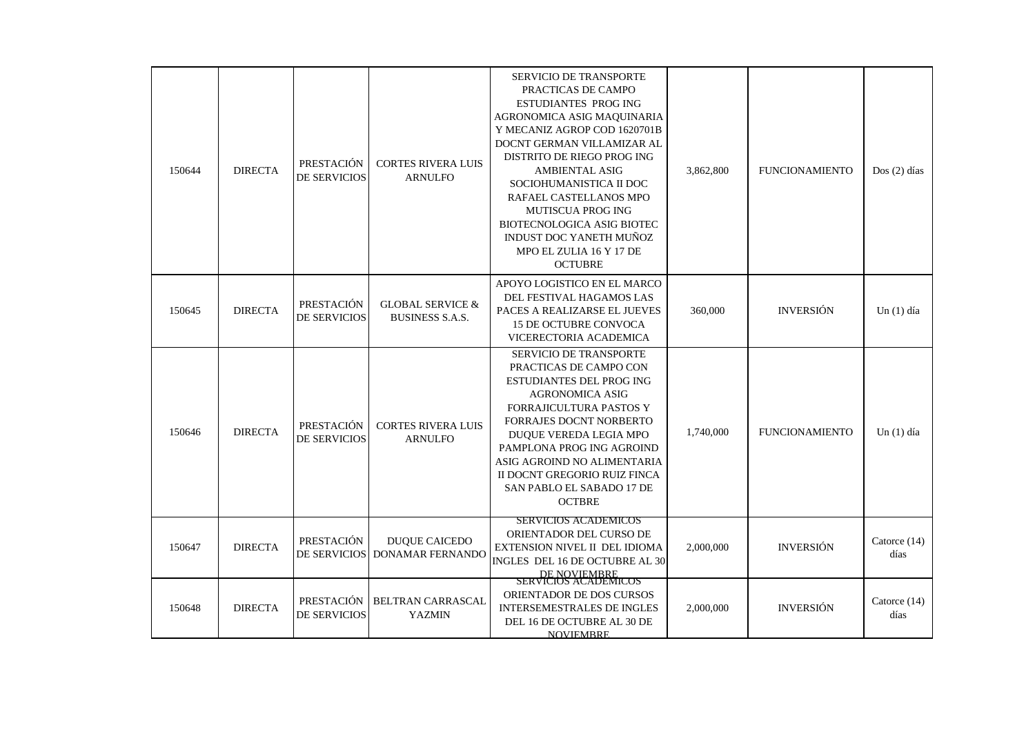| | | | | | | | |
|---|---|---|---|---|---|---|---|
| 150644 | DIRECTA | PRESTACIÓN DE SERVICIOS | CORTES RIVERA LUIS ARNULFO | SERVICIO DE TRANSPORTE PRACTICAS DE CAMPO ESTUDIANTES PROG ING AGRONOMICA ASIG MAQUINARIA Y MECANIZ AGROP COD 1620701B DOCNT GERMAN VILLAMIZAR AL DISTRITO DE RIEGO PROG ING AMBIENTAL ASIG SOCIOHUMANISTICA II DOC RAFAEL CASTELLANOS MPO MUTISCUA PROG ING BIOTECNOLOGICA ASIG BIOTEC INDUST DOC YANETH MUÑOZ MPO EL ZULIA 16 Y 17 DE OCTUBRE | 3,862,800 | FUNCIONAMIENTO | Dos (2) días |
| 150645 | DIRECTA | PRESTACIÓN DE SERVICIOS | GLOBAL SERVICE & BUSINESS S.A.S. | APOYO LOGISTICO EN EL MARCO DEL FESTIVAL HAGAMOS LAS PACES A REALIZARSE EL JUEVES 15 DE OCTUBRE CONVOCA VICERECTORIA ACADEMICA | 360,000 | INVERSIÓN | Un (1) día |
| 150646 | DIRECTA | PRESTACIÓN DE SERVICIOS | CORTES RIVERA LUIS ARNULFO | SERVICIO DE TRANSPORTE PRACTICAS DE CAMPO CON ESTUDIANTES DEL PROG ING AGRONOMICA ASIG FORRAJICULTURA PASTOS Y FORRAJES DOCNT NORBERTO DUQUE VEREDA LEGIA MPO PAMPLONA PROG ING AGROIND ASIG AGROIND NO ALIMENTARIA II DOCNT GREGORIO RUIZ FINCA SAN PABLO EL SABADO 17 DE OCTBRE | 1,740,000 | FUNCIONAMIENTO | Un (1) día |
| 150647 | DIRECTA | PRESTACIÓN DE SERVICIOS | DUQUE CAICEDO DONAMAR FERNANDO | SERVICIOS ACADEMICOS ORIENTADOR DEL CURSO DE EXTENSION NIVEL II DEL IDIOMA INGLES DEL 16 DE OCTUBRE AL 30 DE NOVIEMBRE | 2,000,000 | INVERSIÓN | Catorce (14) días |
| 150648 | DIRECTA | PRESTACIÓN DE SERVICIOS | BELTRAN CARRASCAL YAZMIN | SERVICIOS ACADEMICOS ORIENTADOR DE DOS CURSOS INTERSEMESTRALES DE INGLES DEL 16 DE OCTUBRE AL 30 DE NOVIEMBRE | 2,000,000 | INVERSIÓN | Catorce (14) días |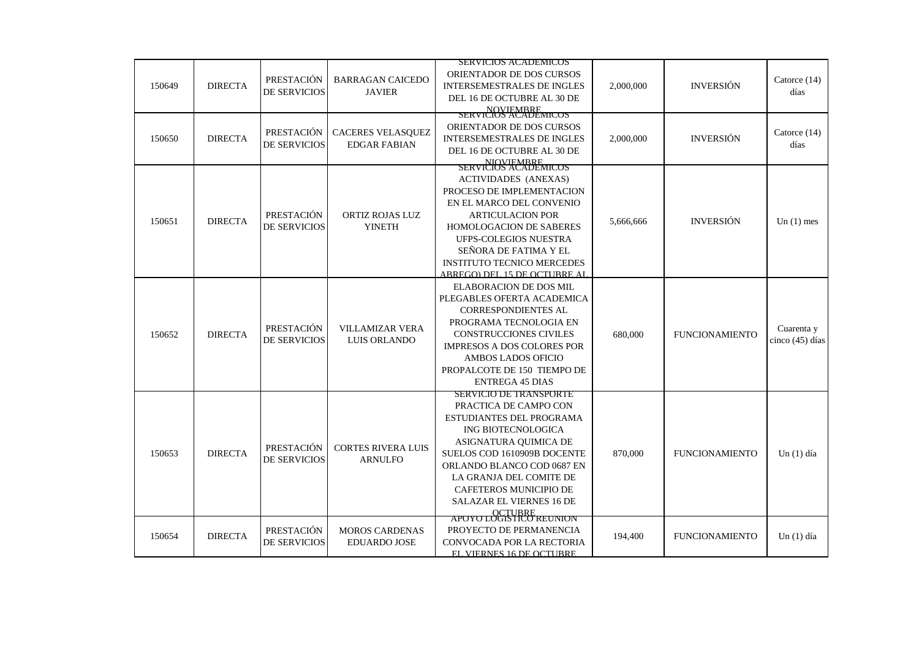| | | | | | | | |
|---|---|---|---|---|---|---|---|
| 150649 | DIRECTA | PRESTACIÓN DE SERVICIOS | BARRAGAN CAICEDO JAVIER | SERVICIOS ACADEMICOS ORIENTADOR DE DOS CURSOS INTERSEMESTRALES DE INGLES DEL 16 DE OCTUBRE AL 30 DE NOVIEMBRE | 2,000,000 | INVERSIÓN | Catorce (14) días |
| 150650 | DIRECTA | PRESTACIÓN DE SERVICIOS | CACERES VELASQUEZ EDGAR FABIAN | SERVICIOS ACADEMICOS ORIENTADOR DE DOS CURSOS INTERSEMESTRALES DE INGLES DEL 16 DE OCTUBRE AL 30 DE NIOVIEMBRE | 2,000,000 | INVERSIÓN | Catorce (14) días |
| 150651 | DIRECTA | PRESTACIÓN DE SERVICIOS | ORTIZ ROJAS LUZ YINETH | SERVICIOS ACADEMICOS ACTIVIDADES (ANEXAS) PROCESO DE IMPLEMENTACION EN EL MARCO DEL CONVENIO ARTICULACION POR HOMOLOGACION DE SABERES UFPS-COLEGIOS NUESTRA SEÑORA DE FATIMA Y EL INSTITUTO TECNICO MERCEDES ABREGO) DEL 15 DE OCTUBRE AL | 5,666,666 | INVERSIÓN | Un (1) mes |
| 150652 | DIRECTA | PRESTACIÓN DE SERVICIOS | VILLAMIZAR VERA LUIS ORLANDO | ELABORACION DE DOS MIL PLEGABLES OFERTA ACADEMICA CORRESPONDIENTES AL PROGRAMA TECNOLOGIA EN CONSTRUCCIONES CIVILES IMPRESOS A DOS COLORES POR AMBOS LADOS OFICIO PROPALCOTE DE 150 TIEMPO DE ENTREGA 45 DIAS | 680,000 | FUNCIONAMIENTO | Cuarenta y cinco (45) días |
| 150653 | DIRECTA | PRESTACIÓN DE SERVICIOS | CORTES RIVERA LUIS ARNULFO | SERVICIO DE TRANSPORTE PRACTICA DE CAMPO CON ESTUDIANTES DEL PROGRAMA ING BIOTECNOLOGICA ASIGNATURA QUIMICA DE SUELOS COD 1610909B DOCENTE ORLANDO BLANCO COD 0687 EN LA GRANJA DEL COMITE DE CAFETEROS MUNICIPIO DE SALAZAR EL VIERNES 16 DE OCTUBRE | 870,000 | FUNCIONAMIENTO | Un (1) día |
| 150654 | DIRECTA | PRESTACIÓN DE SERVICIOS | MOROS CARDENAS EDUARDO JOSE | APOYO LOGISTICO REUNION PROYECTO DE PERMANENCIA CONVOCADA POR LA RECTORIA EL VIERNES 16 DE OCTUBRE | 194,400 | FUNCIONAMIENTO | Un (1) día |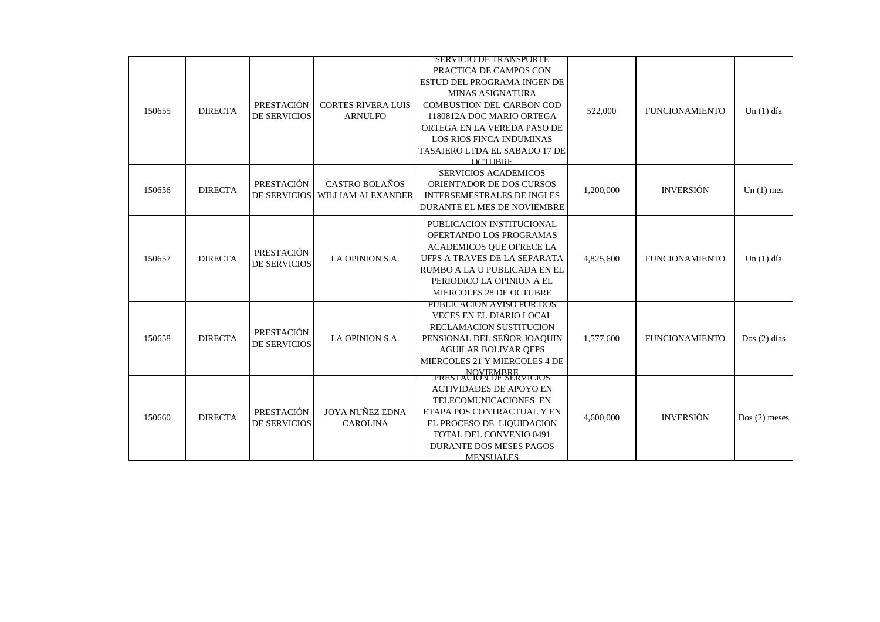| | | | | | | | |
|---|---|---|---|---|---|---|---|
| 150655 | DIRECTA | PRESTACIÓN DE SERVICIOS | CORTES RIVERA LUIS ARNULFO | SERVICIO DE TRANSPORTE PRACTICA DE CAMPOS CON ESTUD DEL PROGRAMA INGEN DE MINAS ASIGNATURA COMBUSTION DEL CARBON COD 1180812A DOC MARIO ORTEGA ORTEGA EN LA VEREDA PASO DE LOS RIOS FINCA INDUMINAS TASAJERO LTDA EL SABADO 17 DE OCTUBRE | 522,000 | FUNCIONAMIENTO | Un (1) día |
| 150656 | DIRECTA | PRESTACIÓN DE SERVICIOS | CASTRO BOLAÑOS WILLIAM ALEXANDER | SERVICIOS ACADEMICOS ORIENTADOR DE DOS CURSOS INTERSEMESTRALES DE INGLES DURANTE EL MES DE NOVIEMBRE | 1,200,000 | INVERSIÓN | Un (1) mes |
| 150657 | DIRECTA | PRESTACIÓN DE SERVICIOS | LA OPINION S.A. | PUBLICACION INSTITUCIONAL OFERTANDO LOS PROGRAMAS ACADEMICOS QUE OFRECE LA UFPS A TRAVES DE LA SEPARATA RUMBO A LA U PUBLICADA EN EL PERIODICO LA OPINION A EL MIERCOLES 28 DE OCTUBRE | 4,825,600 | FUNCIONAMIENTO | Un (1) día |
| 150658 | DIRECTA | PRESTACIÓN DE SERVICIOS | LA OPINION S.A. | PUBLICACION AVISO POR DOS VECES EN EL DIARIO LOCAL RECLAMACION SUSTITUCION PENSIONAL DEL SEÑOR JOAQUIN AGUILAR BOLIVAR QEPS MIERCOLES 21 Y MIERCOLES 4 DE NOVIEMBRE | 1,577,600 | FUNCIONAMIENTO | Dos (2) días |
| 150660 | DIRECTA | PRESTACIÓN DE SERVICIOS | JOYA NUÑEZ EDNA CAROLINA | PRESTACION DE SERVICIOS ACTIVIDADES DE APOYO EN TELECOMUNICACIONES EN ETAPA POS CONTRACTUAL Y EN EL PROCESO DE LIQUIDACION TOTAL DEL CONVENIO 0491 DURANTE DOS MESES PAGOS MENSUALES | 4,600,000 | INVERSIÓN | Dos (2) meses |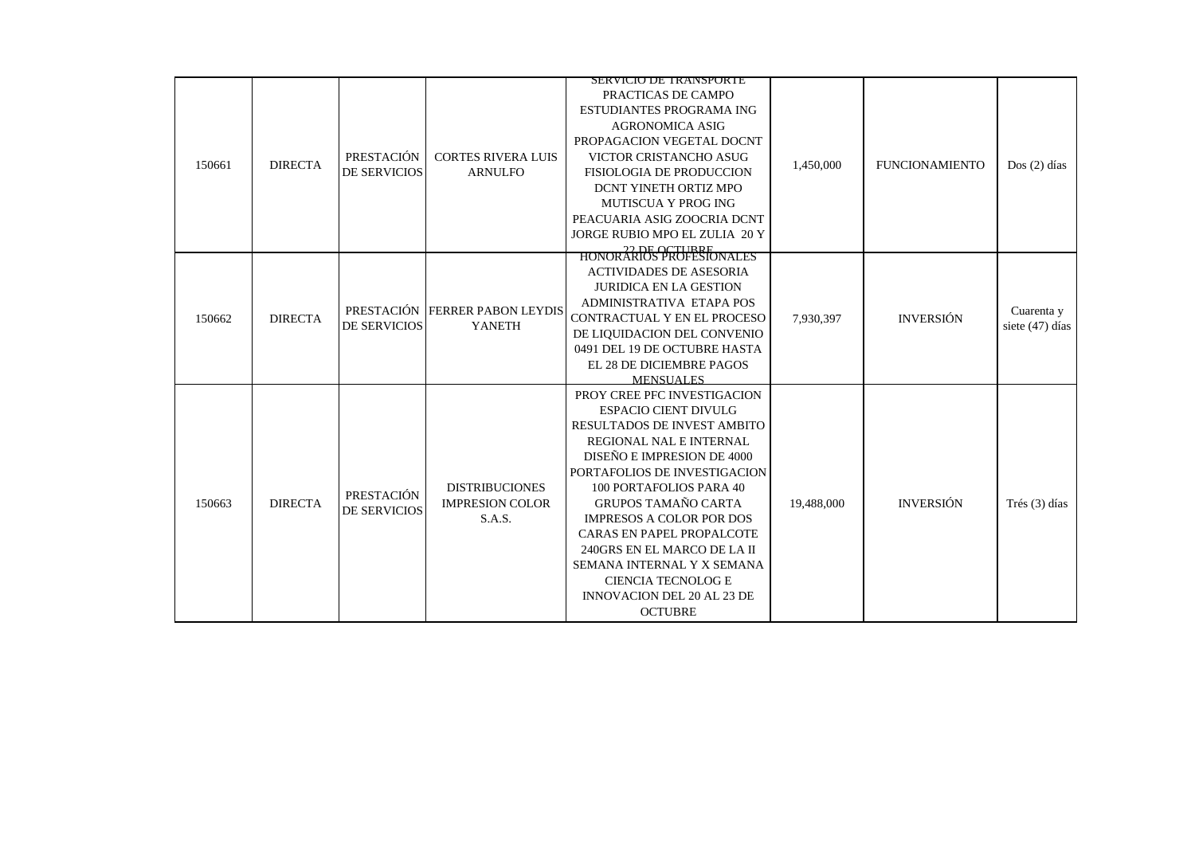| | | | | | | | |
|---|---|---|---|---|---|---|---|
| 150661 | DIRECTA | PRESTACIÓN DE SERVICIOS | CORTES RIVERA LUIS ARNULFO | SERVICIO DE TRANSPORTE PRACTICAS DE CAMPO ESTUDIANTES PROGRAMA ING AGRONOMICA ASIG PROPAGACION VEGETAL DOCNT VICTOR CRISTANCHO ASUG FISIOLOGIA DE PRODUCCION DCNT YINETH ORTIZ MPO MUTISCUA Y PROG ING PEACUARIA ASIG ZOOCRIA DCNT JORGE RUBIO MPO EL ZULIA 20 Y 22 DE OCTUBRE | 1,450,000 | FUNCIONAMIENTO | Dos (2) días |
| 150662 | DIRECTA | PRESTACIÓN DE SERVICIOS | FERRER PABON LEYDIS YANETH | HONORARIOS PROFESIONALES ACTIVIDADES DE ASESORIA JURIDICA EN LA GESTION ADMINISTRATIVA ETAPA POS CONTRACTUAL Y EN EL PROCESO DE LIQUIDACION DEL CONVENIO 0491 DEL 19 DE OCTUBRE HASTA EL 28 DE DICIEMBRE PAGOS MENSUALES | 7,930,397 | INVERSIÓN | Cuarenta y siete (47) días |
| 150663 | DIRECTA | PRESTACIÓN DE SERVICIOS | DISTRIBUCIONES IMPRESION COLOR S.A.S. | PROY CREE PFC INVESTIGACION ESPACIO CIENT DIVULG RESULTADOS DE INVEST AMBITO REGIONAL NAL E INTERNAL DISEÑO E IMPRESION DE 4000 PORTAFOLIOS DE INVESTIGACION 100 PORTAFOLIOS PARA 40 GRUPOS TAMAÑO CARTA IMPRESOS A COLOR POR DOS CARAS EN PAPEL PROPALCOTE 240GRS EN EL MARCO DE LA II SEMANA INTERNAL Y X SEMANA CIENCIA TECNOLOG E INNOVACION DEL 20 AL 23 DE OCTUBRE | 19,488,000 | INVERSIÓN | Trés (3) días |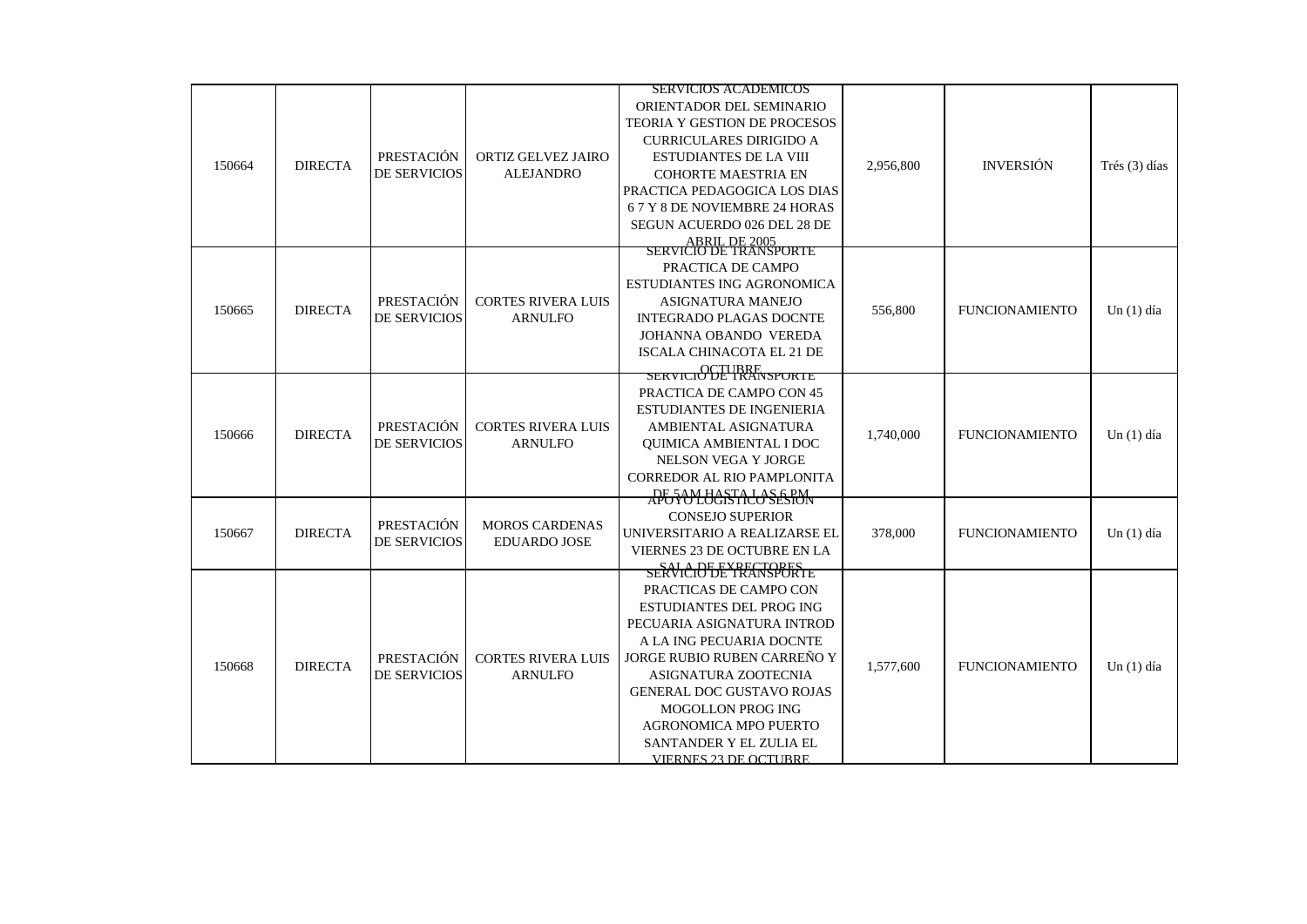| 150664 | DIRECTA | PRESTACIÓN DE SERVICIOS | ORTIZ GELVEZ JAIRO ALEJANDRO | SERVICIOS ACADEMICOS ORIENTADOR DEL SEMINARIO TEORIA Y GESTION DE PROCESOS CURRICULARES DIRIGIDO A ESTUDIANTES DE LA VIII COHORTE MAESTRIA EN PRACTICA PEDAGOGICA LOS DIAS 6 7 Y 8 DE NOVIEMBRE 24 HORAS SEGUN ACUERDO 026 DEL 28 DE ABRIL DE 2005 | 2,956,800 | INVERSIÓN | Trés (3) días |
|---|---|---|---|---|---|---|---|
| 150665 | DIRECTA | PRESTACIÓN DE SERVICIOS | CORTES RIVERA LUIS ARNULFO | SERVICIO DE TRANSPORTE PRACTICA DE CAMPO ESTUDIANTES ING AGRONOMICA ASIGNATURA MANEJO INTEGRADO PLAGAS DOCNTE JOHANNA OBANDO VEREDA ISCALA CHINACOTA EL 21 DE OCTUBRE | 556,800 | FUNCIONAMIENTO | Un (1) día |
| 150666 | DIRECTA | PRESTACIÓN DE SERVICIOS | CORTES RIVERA LUIS ARNULFO | SERVICIO DE TRANSPORTE PRACTICA DE CAMPO CON 45 ESTUDIANTES DE INGENIERIA AMBIENTAL ASIGNATURA QUIMICA AMBIENTAL I DOC NELSON VEGA Y JORGE CORREDOR AL RIO PAMPLONITA DE 5AM HASTA LAS 6 PM | 1,740,000 | FUNCIONAMIENTO | Un (1) día |
| 150667 | DIRECTA | PRESTACIÓN DE SERVICIOS | MOROS CARDENAS EDUARDO JOSE | APOYO LOGISTICO SESION CONSEJO SUPERIOR UNIVERSITARIO A REALIZARSE EL VIERNES 23 DE OCTUBRE EN LA SALA DE EXRECTORES | 378,000 | FUNCIONAMIENTO | Un (1) día |
| 150668 | DIRECTA | PRESTACIÓN DE SERVICIOS | CORTES RIVERA LUIS ARNULFO | SERVICIO DE TRANSPORTE PRACTICAS DE CAMPO CON ESTUDIANTES DEL PROG ING PECUARIA ASIGNATURA INTROD A LA ING PECUARIA DOCNTE JORGE RUBIO RUBEN CARREÑO Y ASIGNATURA ZOOTECNIA GENERAL DOC GUSTAVO ROJAS MOGOLLON PROG ING AGRONOMICA MPO PUERTO SANTANDER Y EL ZULIA EL VIERNES 23 DE OCTUBRE | 1,577,600 | FUNCIONAMIENTO | Un (1) día |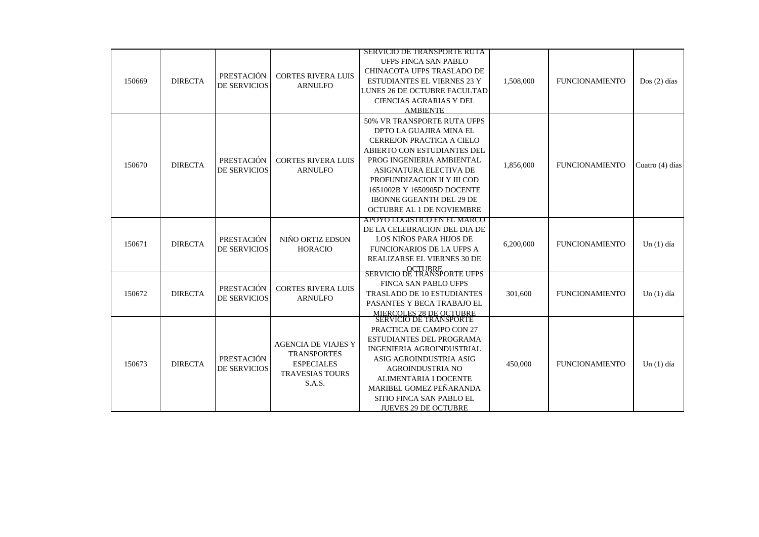| 150669 | DIRECTA | PRESTACIÓN DE SERVICIOS | CORTES RIVERA LUIS ARNULFO | SERVICIO DE TRANSPORTE RUTA UFPS FINCA SAN PABLO CHINACOTA UFPS TRASLADO DE ESTUDIANTES EL VIERNES 23 Y LUNES 26 DE OCTUBRE FACULTAD CIENCIAS AGRARIAS Y DEL AMBIENTE | 1,508,000 | FUNCIONAMIENTO | Dos (2) días |
|---|---|---|---|---|---|---|---|
| 150670 | DIRECTA | PRESTACIÓN DE SERVICIOS | CORTES RIVERA LUIS ARNULFO | 50% VR TRANSPORTE RUTA UFPS DPTO LA GUAJIRA MINA EL CERREJON PRACTICA A CIELO ABIERTO CON ESTUDIANTES DEL PROG INGENIERIA AMBIENTAL ASIGNATURA ELECTIVA DE PROFUNDIZACION II Y III COD 1651002B Y 1650905D DOCENTE IBONNE GGEANTH DEL 29 DE OCTUBRE AL 1 DE NOVIEMBRE | 1,856,000 | FUNCIONAMIENTO | Cuatro (4) días |
| 150671 | DIRECTA | PRESTACIÓN DE SERVICIOS | NIÑO ORTIZ EDSON HORACIO | APOYO LOGISTICO EN EL MARCO DE LA CELEBRACION DEL DIA DE LOS NIÑOS PARA HIJOS DE FUNCIONARIOS DE LA UFPS A REALIZARSE EL VIERNES 30 DE OCTUBRE | 6,200,000 | FUNCIONAMIENTO | Un (1) día |
| 150672 | DIRECTA | PRESTACIÓN DE SERVICIOS | CORTES RIVERA LUIS ARNULFO | SERVICIO DE TRANSPORTE UFPS FINCA SAN PABLO UFPS TRASLADO DE 10 ESTUDIANTES PASANTES Y BECA TRABAJO EL MIERCOLES 28 DE OCTUBRE | 301,600 | FUNCIONAMIENTO | Un (1) día |
| 150673 | DIRECTA | PRESTACIÓN DE SERVICIOS | AGENCIA DE VIAJES Y TRANSPORTES ESPECIALES TRAVESIAS TOURS S.A.S. | SERVICIO DE TRANSPORTE PRACTICA DE CAMPO CON 27 ESTUDIANTES DEL PROGRAMA INGENIERIA AGROINDUSTRIAL ASIG AGROINDUSTRIA ASIG AGROINDUSTRIA NO ALIMENTARIA I DOCENTE MARIBEL GOMEZ PEÑARANDA SITIO FINCA SAN PABLO EL JUEVES 29 DE OCTUBRE | 450,000 | FUNCIONAMIENTO | Un (1) día |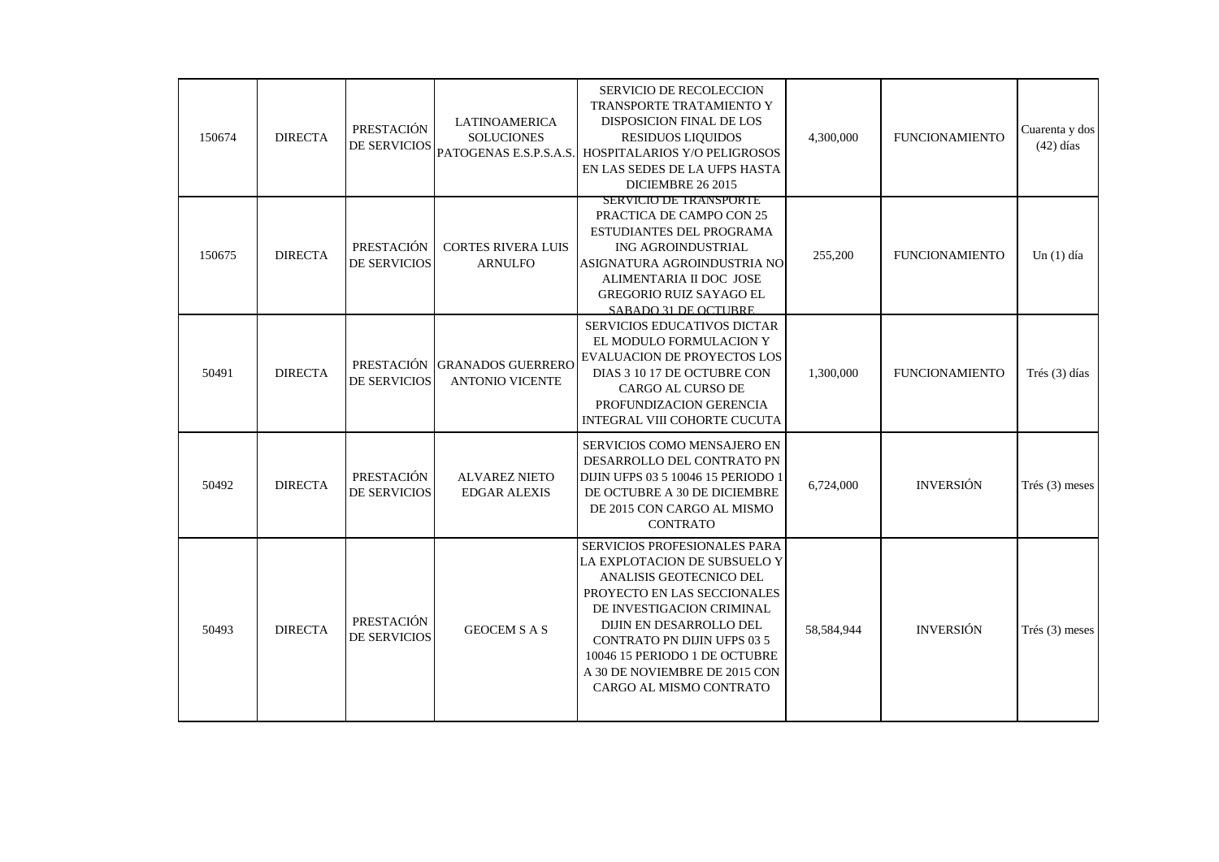| 150674 | DIRECTA | PRESTACIÓN DE SERVICIOS | LATINOAMERICA SOLUCIONES PATOGENAS E.S.P.S.A.S. | SERVICIO DE RECOLECCION TRANSPORTE TRATAMIENTO Y DISPOSICION FINAL DE LOS RESIDUOS LIQUIDOS HOSPITALARIOS Y/O PELIGROSOS EN LAS SEDES DE LA UFPS HASTA DICIEMBRE 26 2015 | 4,300,000 | FUNCIONAMIENTO | Cuarenta y dos (42) días |
|---|---|---|---|---|---|---|---|
| 150675 | DIRECTA | PRESTACIÓN DE SERVICIOS | CORTES RIVERA LUIS ARNULFO | SERVICIO DE TRANSPORTE PRACTICA DE CAMPO CON 25 ESTUDIANTES DEL PROGRAMA ING AGROINDUSTRIAL ASIGNATURA AGROINDUSTRIA NO ALIMENTARIA II DOC JOSE GREGORIO RUIZ SAYAGO EL SABADO 31 DE OCTUBRE | 255,200 | FUNCIONAMIENTO | Un (1) día |
| 50491 | DIRECTA | PRESTACIÓN DE SERVICIOS | GRANADOS GUERRERO ANTONIO VICENTE | SERVICIOS EDUCATIVOS DICTAR EL MODULO FORMULACION Y EVALUACION DE PROYECTOS LOS DIAS 3 10 17 DE OCTUBRE CON CARGO AL CURSO DE PROFUNDIZACION GERENCIA INTEGRAL VIII COHORTE CUCUTA | 1,300,000 | FUNCIONAMIENTO | Trés (3) días |
| 50492 | DIRECTA | PRESTACIÓN DE SERVICIOS | ALVAREZ NIETO EDGAR ALEXIS | SERVICIOS COMO MENSAJERO EN DESARROLLO DEL CONTRATO PN DIJIN UFPS 03 5 10046 15 PERIODO 1 DE OCTUBRE A 30 DE DICIEMBRE DE 2015 CON CARGO AL MISMO CONTRATO | 6,724,000 | INVERSIÓN | Trés (3) meses |
| 50493 | DIRECTA | PRESTACIÓN DE SERVICIOS | GEOCEM S A S | SERVICIOS PROFESIONALES PARA LA EXPLOTACION DE SUBSUELO Y ANALISIS GEOTECNICO DEL PROYECTO EN LAS SECCIONALES DE INVESTIGACION CRIMINAL DIJIN EN DESARROLLO DEL CONTRATO PN DIJIN UFPS 03 5 10046 15 PERIODO 1 DE OCTUBRE A 30 DE NOVIEMBRE DE 2015 CON CARGO AL MISMO CONTRATO | 58,584,944 | INVERSIÓN | Trés (3) meses |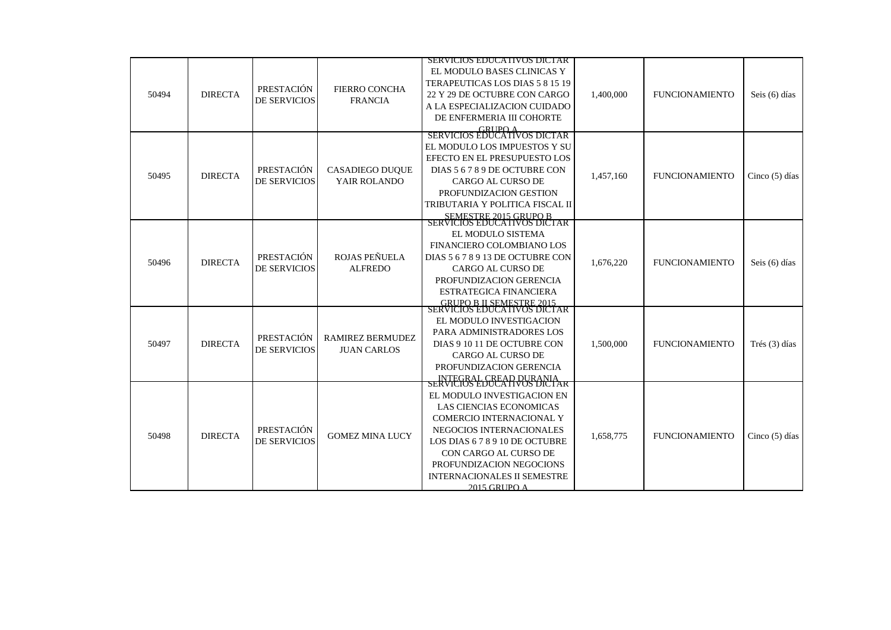| | | | | | | | |
|---|---|---|---|---|---|---|---|
| 50494 | DIRECTA | PRESTACIÓN DE SERVICIOS | FIERRO CONCHA FRANCIA | SERVICIOS EDUCATIVOS DICTAR EL MODULO BASES CLINICAS Y TERAPEUTICAS LOS DIAS 5 8 15 19 22 Y 29 DE OCTUBRE CON CARGO A LA ESPECIALIZACION CUIDADO DE ENFERMERIA III COHORTE GRUPO A | 1,400,000 | FUNCIONAMIENTO | Seis (6) días |
| 50495 | DIRECTA | PRESTACIÓN DE SERVICIOS | CASADIEGO DUQUE YAIR ROLANDO | SERVICIOS EDUCATIVOS DICTAR EL MODULO LOS IMPUESTOS Y SU EFECTO EN EL PRESUPUESTO LOS DIAS 5 6 7 8 9 DE OCTUBRE CON CARGO AL CURSO DE PROFUNDIZACION GESTION TRIBUTARIA Y POLITICA FISCAL II SEMESTRE 2015 GRUPO B | 1,457,160 | FUNCIONAMIENTO | Cinco (5) días |
| 50496 | DIRECTA | PRESTACIÓN DE SERVICIOS | ROJAS PEÑUELA ALFREDO | SERVICIOS EDUCATIVOS DICTAR EL MODULO SISTEMA FINANCIERO COLOMBIANO LOS DIAS 5 6 7 8 9 13 DE OCTUBRE CON CARGO AL CURSO DE PROFUNDIZACION GERENCIA ESTRATEGICA FINANCIERA GRUPO B II SEMESTRE 2015 | 1,676,220 | FUNCIONAMIENTO | Seis (6) días |
| 50497 | DIRECTA | PRESTACIÓN DE SERVICIOS | RAMIREZ BERMUDEZ JUAN CARLOS | SERVICIOS EDUCATIVOS DICTAR EL MODULO INVESTIGACION PARA ADMINISTRADORES LOS DIAS 9 10 11 DE OCTUBRE CON CARGO AL CURSO DE PROFUNDIZACION GERENCIA INTEGRAL CREAD DURANIA | 1,500,000 | FUNCIONAMIENTO | Trés (3) días |
| 50498 | DIRECTA | PRESTACIÓN DE SERVICIOS | GOMEZ MINA LUCY | SERVICIOS EDUCATIVOS DICTAR EL MODULO INVESTIGACION EN LAS CIENCIAS ECONOMICAS COMERCIO INTERNACIONAL Y NEGOCIOS INTERNACIONALES LOS DIAS 6 7 8 9 10 DE OCTUBRE CON CARGO AL CURSO DE PROFUNDIZACION NEGOCIONS INTERNACIONALES II SEMESTRE 2015 GRUPO A | 1,658,775 | FUNCIONAMIENTO | Cinco (5) días |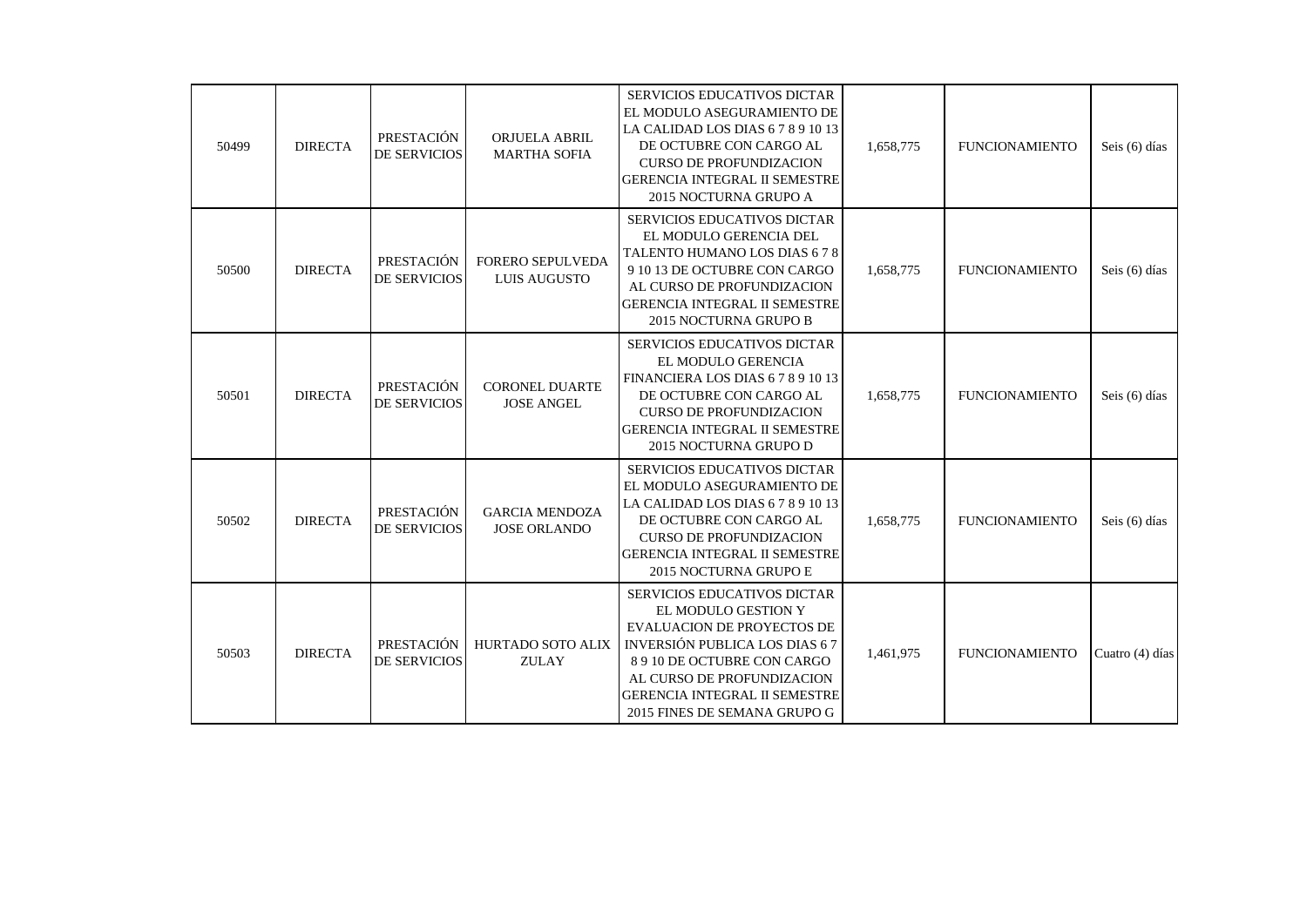| 50499 | DIRECTA | PRESTACIÓN DE SERVICIOS | ORJUELA ABRIL MARTHA SOFIA | SERVICIOS EDUCATIVOS DICTAR EL MODULO ASEGURAMIENTO DE LA CALIDAD LOS DIAS 6 7 8 9 10 13 DE OCTUBRE CON CARGO AL CURSO DE PROFUNDIZACION GERENCIA INTEGRAL II SEMESTRE 2015 NOCTURNA GRUPO A | 1,658,775 | FUNCIONAMIENTO | Seis (6) días |
|---|---|---|---|---|---|---|---|
| 50500 | DIRECTA | PRESTACIÓN DE SERVICIOS | FORERO SEPULVEDA LUIS AUGUSTO | SERVICIOS EDUCATIVOS DICTAR EL MODULO GERENCIA DEL TALENTO HUMANO LOS DIAS 6 7 8 9 10 13 DE OCTUBRE CON CARGO AL CURSO DE PROFUNDIZACION GERENCIA INTEGRAL II SEMESTRE 2015 NOCTURNA GRUPO B | 1,658,775 | FUNCIONAMIENTO | Seis (6) días |
| 50501 | DIRECTA | PRESTACIÓN DE SERVICIOS | CORONEL DUARTE JOSE ANGEL | SERVICIOS EDUCATIVOS DICTAR EL MODULO GERENCIA FINANCIERA LOS DIAS 6 7 8 9 10 13 DE OCTUBRE CON CARGO AL CURSO DE PROFUNDIZACION GERENCIA INTEGRAL II SEMESTRE 2015 NOCTURNA GRUPO D | 1,658,775 | FUNCIONAMIENTO | Seis (6) días |
| 50502 | DIRECTA | PRESTACIÓN DE SERVICIOS | GARCIA MENDOZA JOSE ORLANDO | SERVICIOS EDUCATIVOS DICTAR EL MODULO ASEGURAMIENTO DE LA CALIDAD LOS DIAS 6 7 8 9 10 13 DE OCTUBRE CON CARGO AL CURSO DE PROFUNDIZACION GERENCIA INTEGRAL II SEMESTRE 2015 NOCTURNA GRUPO E | 1,658,775 | FUNCIONAMIENTO | Seis (6) días |
| 50503 | DIRECTA | PRESTACIÓN DE SERVICIOS | HURTADO SOTO ALIX ZULAY | SERVICIOS EDUCATIVOS DICTAR EL MODULO GESTION Y EVALUACION DE PROYECTOS DE INVERSIÓN PUBLICA LOS DIAS 6 7 8 9 10 DE OCTUBRE CON CARGO AL CURSO DE PROFUNDIZACION GERENCIA INTEGRAL II SEMESTRE 2015 FINES DE SEMANA GRUPO G | 1,461,975 | FUNCIONAMIENTO | Cuatro (4) días |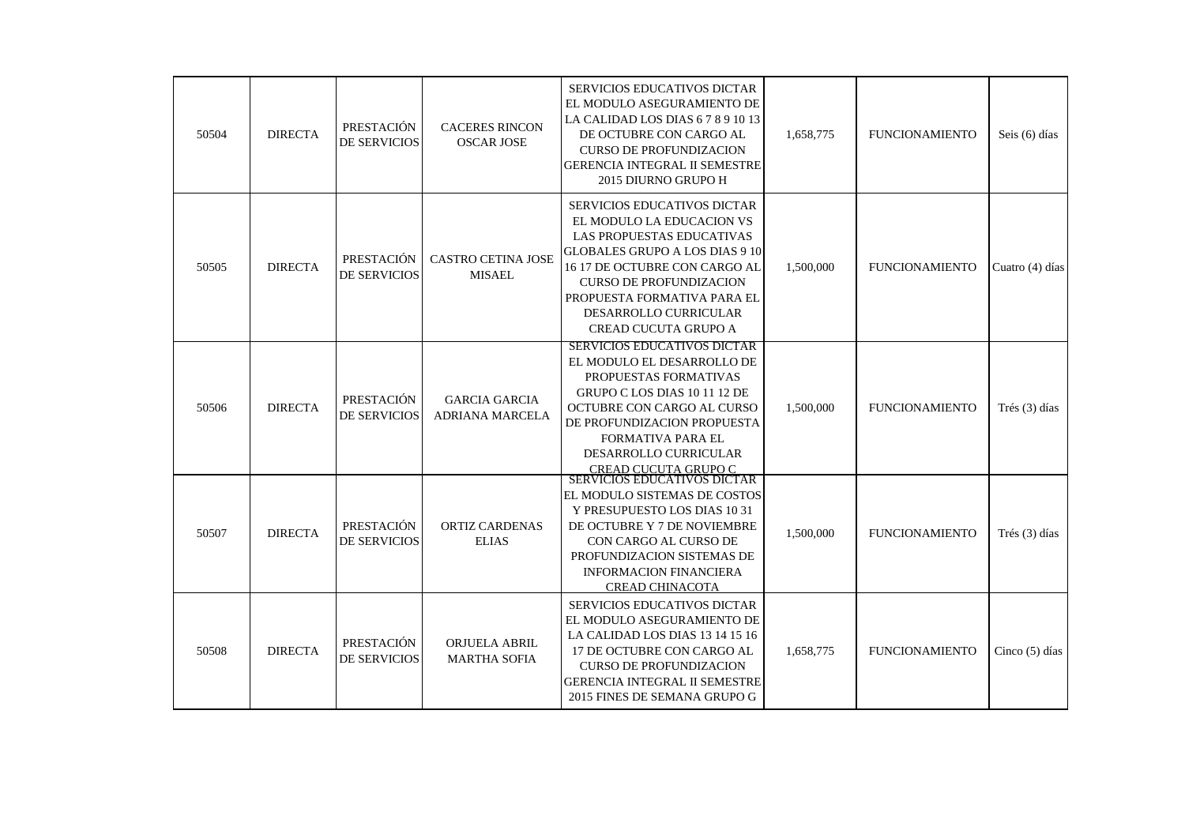| | | | | | | | |
|---|---|---|---|---|---|---|---|
| 50504 | DIRECTA | PRESTACIÓN DE SERVICIOS | CACERES RINCON OSCAR JOSE | SERVICIOS EDUCATIVOS DICTAR EL MODULO ASEGURAMIENTO DE LA CALIDAD LOS DIAS 6 7 8 9 10 13 DE OCTUBRE CON CARGO AL CURSO DE PROFUNDIZACION GERENCIA INTEGRAL II SEMESTRE 2015 DIURNO GRUPO H | 1,658,775 | FUNCIONAMIENTO | Seis (6) días |
| 50505 | DIRECTA | PRESTACIÓN DE SERVICIOS | CASTRO CETINA JOSE MISAEL | SERVICIOS EDUCATIVOS DICTAR EL MODULO LA EDUCACION VS LAS PROPUESTAS EDUCATIVAS GLOBALES GRUPO A LOS DIAS 9 10 16 17 DE OCTUBRE CON CARGO AL CURSO DE PROFUNDIZACION PROPUESTA FORMATIVA PARA EL DESARROLLO CURRICULAR CREAD CUCUTA GRUPO A | 1,500,000 | FUNCIONAMIENTO | Cuatro (4) días |
| 50506 | DIRECTA | PRESTACIÓN DE SERVICIOS | GARCIA GARCIA ADRIANA MARCELA | SERVICIOS EDUCATIVOS DICTAR EL MODULO EL DESARROLLO DE PROPUESTAS FORMATIVAS GRUPO C LOS DIAS 10 11 12 DE OCTUBRE CON CARGO AL CURSO DE PROFUNDIZACION PROPUESTA FORMATIVA PARA EL DESARROLLO CURRICULAR CREAD CUCUTA GRUPO C | 1,500,000 | FUNCIONAMIENTO | Trés (3) días |
| 50507 | DIRECTA | PRESTACIÓN DE SERVICIOS | ORTIZ CARDENAS ELIAS | SERVICIOS EDUCATIVOS DICTAR EL MODULO SISTEMAS DE COSTOS Y PRESUPUESTO LOS DIAS 10 31 DE OCTUBRE Y 7 DE NOVIEMBRE CON CARGO AL CURSO DE PROFUNDIZACION SISTEMAS DE INFORMACION FINANCIERA CREAD CHINACOTA | 1,500,000 | FUNCIONAMIENTO | Trés (3) días |
| 50508 | DIRECTA | PRESTACIÓN DE SERVICIOS | ORJUELA ABRIL MARTHA SOFIA | SERVICIOS EDUCATIVOS DICTAR EL MODULO ASEGURAMIENTO DE LA CALIDAD LOS DIAS 13 14 15 16 17 DE OCTUBRE CON CARGO AL CURSO DE PROFUNDIZACION GERENCIA INTEGRAL II SEMESTRE 2015 FINES DE SEMANA GRUPO G | 1,658,775 | FUNCIONAMIENTO | Cinco (5) días |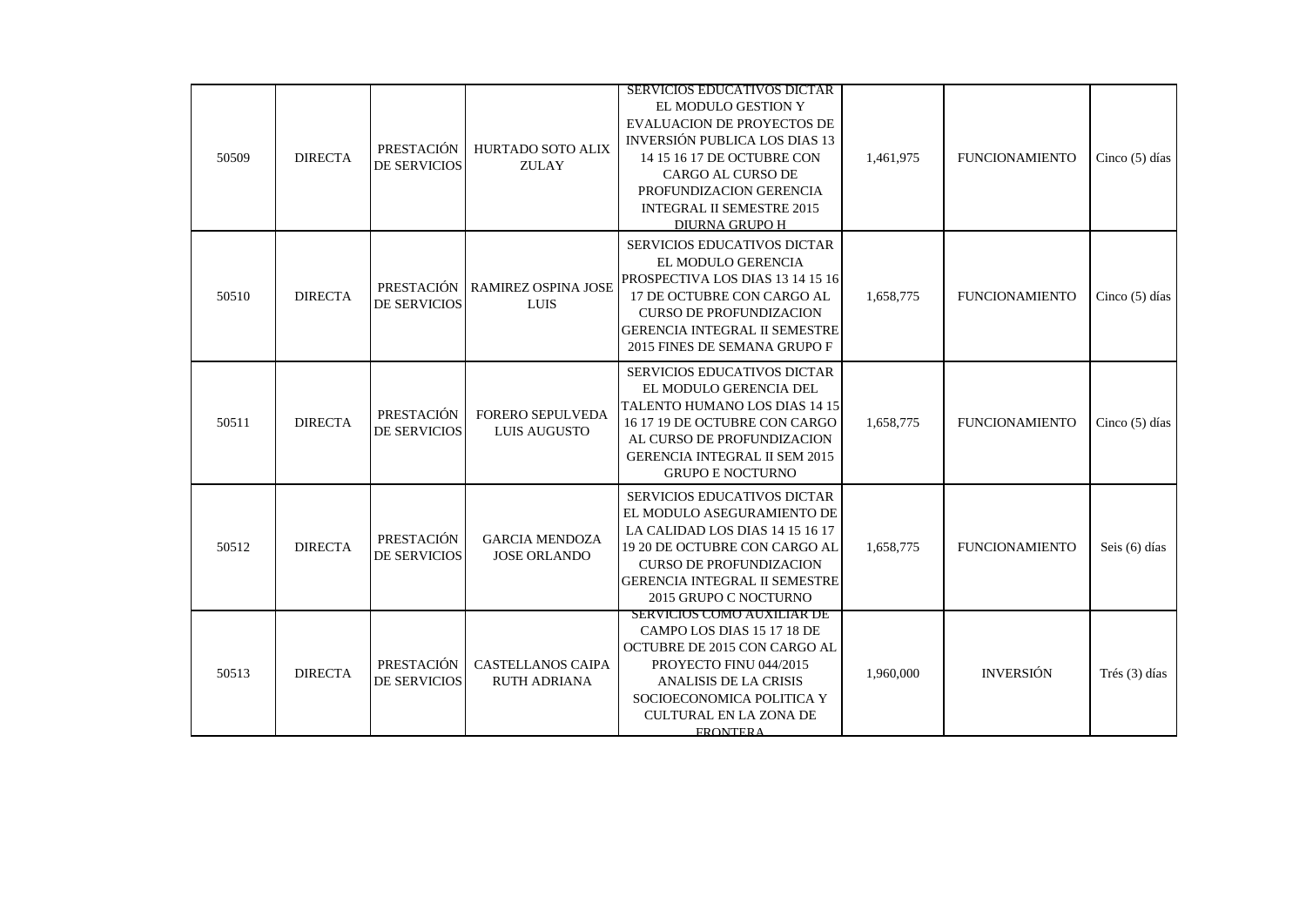| | | | | | | | |
|---|---|---|---|---|---|---|---|
| 50509 | DIRECTA | PRESTACIÓN DE SERVICIOS | HURTADO SOTO ALIX ZULAY | SERVICIOS EDUCATIVOS DICTAR EL MODULO GESTION Y EVALUACION DE PROYECTOS DE INVERSIÓN PUBLICA LOS DIAS 13 14 15 16 17 DE OCTUBRE CON CARGO AL CURSO DE PROFUNDIZACION GERENCIA INTEGRAL II SEMESTRE 2015 DIURNA GRUPO H | 1,461,975 | FUNCIONAMIENTO | Cinco (5) días |
| 50510 | DIRECTA | PRESTACIÓN DE SERVICIOS | RAMIREZ OSPINA JOSE LUIS | SERVICIOS EDUCATIVOS DICTAR EL MODULO GERENCIA PROSPECTIVA LOS DIAS 13 14 15 16 17 DE OCTUBRE CON CARGO AL CURSO DE PROFUNDIZACION GERENCIA INTEGRAL II SEMESTRE 2015 FINES DE SEMANA GRUPO F | 1,658,775 | FUNCIONAMIENTO | Cinco (5) días |
| 50511 | DIRECTA | PRESTACIÓN DE SERVICIOS | FORERO SEPULVEDA LUIS AUGUSTO | SERVICIOS EDUCATIVOS DICTAR EL MODULO GERENCIA DEL TALENTO HUMANO LOS DIAS 14 15 16 17 19 DE OCTUBRE CON CARGO AL CURSO DE PROFUNDIZACION GERENCIA INTEGRAL II SEM 2015 GRUPO E NOCTURNO | 1,658,775 | FUNCIONAMIENTO | Cinco (5) días |
| 50512 | DIRECTA | PRESTACIÓN DE SERVICIOS | GARCIA MENDOZA JOSE ORLANDO | SERVICIOS EDUCATIVOS DICTAR EL MODULO ASEGURAMIENTO DE LA CALIDAD LOS DIAS 14 15 16 17 19 20 DE OCTUBRE CON CARGO AL CURSO DE PROFUNDIZACION GERENCIA INTEGRAL II SEMESTRE 2015 GRUPO C NOCTURNO | 1,658,775 | FUNCIONAMIENTO | Seis (6) días |
| 50513 | DIRECTA | PRESTACIÓN DE SERVICIOS | CASTELLANOS CAIPA RUTH ADRIANA | SERVICIOS COMO AUXILIAR DE CAMPO LOS DIAS 15 17 18 DE OCTUBRE DE 2015 CON CARGO AL PROYECTO FINU 044/2015 ANALISIS DE LA CRISIS SOCIOECONOMICA POLITICA Y CULTURAL EN LA ZONA DE FRONTERA | 1,960,000 | INVERSIÓN | Trés (3) días |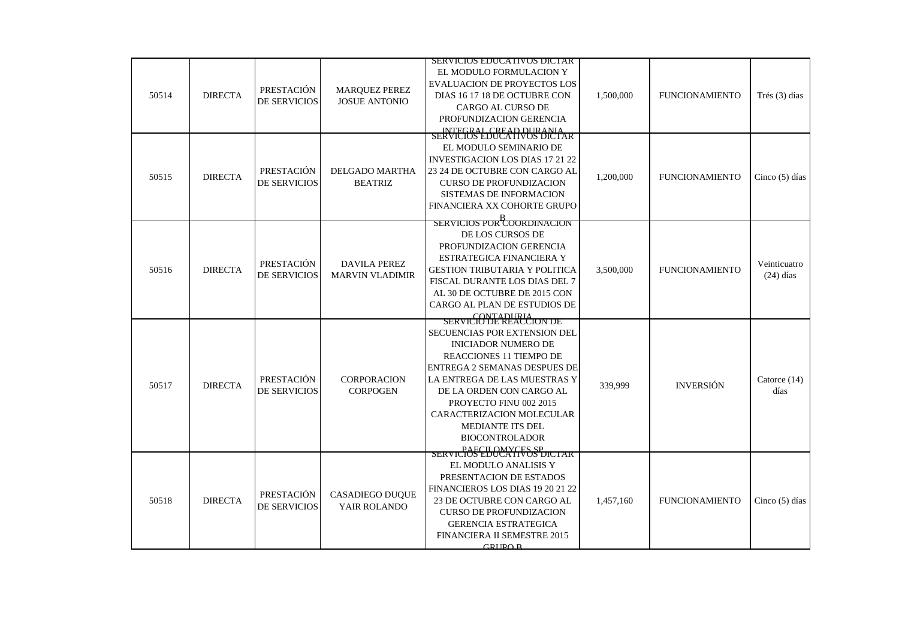| 50514 | DIRECTA | PRESTACIÓN DE SERVICIOS | MARQUEZ PEREZ JOSUE ANTONIO | SERVICIOS EDUCATIVOS DICTAR EL MODULO FORMULACION Y EVALUACION DE PROYECTOS LOS DIAS 16 17 18 DE OCTUBRE CON CARGO AL CURSO DE PROFUNDIZACION GERENCIA INTEGRAL CREAD DURANIA | 1,500,000 | FUNCIONAMIENTO | Trés (3) días |
|---|---|---|---|---|---|---|---|
| 50515 | DIRECTA | PRESTACIÓN DE SERVICIOS | DELGADO MARTHA BEATRIZ | SERVICIOS EDUCATIVOS DICTAR EL MODULO SEMINARIO DE INVESTIGACION LOS DIAS 17 21 22 23 24 DE OCTUBRE CON CARGO AL CURSO DE PROFUNDIZACION SISTEMAS DE INFORMACION FINANCIERA XX COHORTE GRUPO B | 1,200,000 | FUNCIONAMIENTO | Cinco (5) días |
| 50516 | DIRECTA | PRESTACIÓN DE SERVICIOS | DAVILA PEREZ MARVIN VLADIMIR | SERVICIOS POR COORDINACION DE LOS CURSOS DE PROFUNDIZACION GERENCIA ESTRATEGICA FINANCIERA Y GESTION TRIBUTARIA Y POLITICA FISCAL DURANTE LOS DIAS DEL 7 AL 30 DE OCTUBRE DE 2015 CON CARGO AL PLAN DE ESTUDIOS DE CONTADURIA | 3,500,000 | FUNCIONAMIENTO | Veinticuatro (24) días |
| 50517 | DIRECTA | PRESTACIÓN DE SERVICIOS | CORPORACION CORPOGEN | SERVICIO DE REACCION DE SECUENCIAS POR EXTENSION DEL INICIADOR NUMERO DE REACCIONES 11 TIEMPO DE ENTREGA 2 SEMANAS DESPUES DE LA ENTREGA DE LAS MUESTRAS Y DE LA ORDEN CON CARGO AL PROYECTO FINU 002 2015 CARACTERIZACION MOLECULAR MEDIANTE ITS DEL BIOCONTROLADOR PAECILOMYCES SP | 339,999 | INVERSIÓN | Catorce (14) días |
| 50518 | DIRECTA | PRESTACIÓN DE SERVICIOS | CASADIEGO DUQUE YAIR ROLANDO | SERVICIOS EDUCATIVOS DICTAR EL MODULO ANALISIS Y PRESENTACION DE ESTADOS FINANCIEROS LOS DIAS 19 20 21 22 23 DE OCTUBRE CON CARGO AL CURSO DE PROFUNDIZACION GERENCIA ESTRATEGICA FINANCIERA II SEMESTRE 2015 GRUPO B | 1,457,160 | FUNCIONAMIENTO | Cinco (5) días |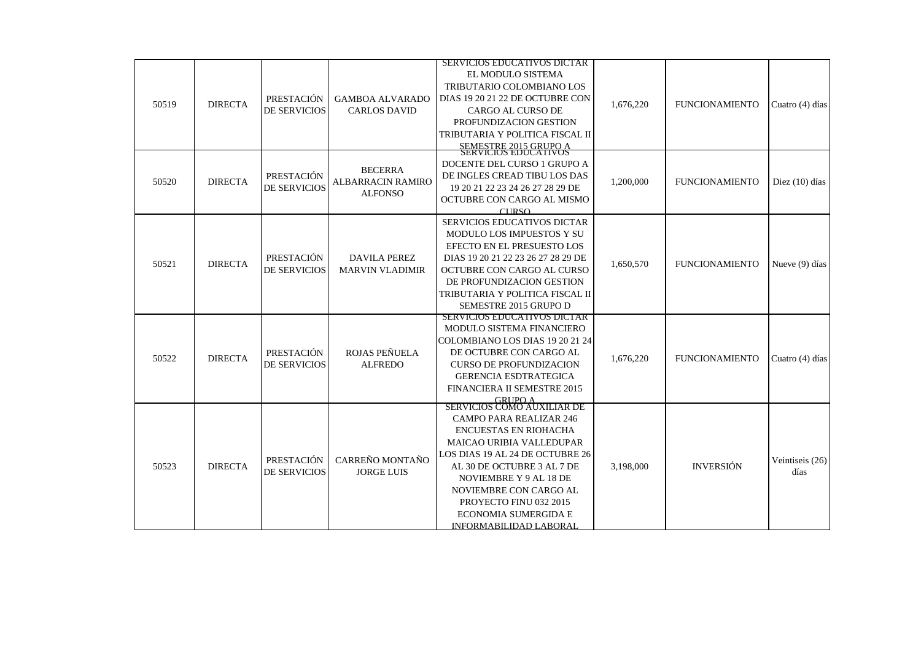| | | | | | | | |
|---|---|---|---|---|---|---|---|
| 50519 | DIRECTA | PRESTACIÓN DE SERVICIOS | GAMBOA ALVARADO CARLOS DAVID | SERVICIOS EDUCATIVOS DICTAR EL MODULO SISTEMA TRIBUTARIO COLOMBIANO LOS DIAS 19 20 21 22 DE OCTUBRE CON CARGO AL CURSO DE PROFUNDIZACION GESTION TRIBUTARIA Y POLITICA FISCAL II SEMESTRE 2015 GRUPO A | 1,676,220 | FUNCIONAMIENTO | Cuatro (4) días |
| 50520 | DIRECTA | PRESTACIÓN DE SERVICIOS | BECERRA ALBARRACIN RAMIRO ALFONSO | SERVICIOS EDUCATIVOS DOCENTE DEL CURSO 1 GRUPO A DE INGLES CREAD TIBU LOS DAS 19 20 21 22 23 24 26 27 28 29 DE OCTUBRE CON CARGO AL MISMO CURSO | 1,200,000 | FUNCIONAMIENTO | Diez (10) días |
| 50521 | DIRECTA | PRESTACIÓN DE SERVICIOS | DAVILA PEREZ MARVIN VLADIMIR | SERVICIOS EDUCATIVOS DICTAR MODULO LOS IMPUESTOS Y SU EFECTO EN EL PRESUESTO LOS DIAS 19 20 21 22 23 26 27 28 29 DE OCTUBRE CON CARGO AL CURSO DE PROFUNDIZACION GESTION TRIBUTARIA Y POLITICA FISCAL II SEMESTRE 2015 GRUPO D | 1,650,570 | FUNCIONAMIENTO | Nueve (9) días |
| 50522 | DIRECTA | PRESTACIÓN DE SERVICIOS | ROJAS PEÑUELA ALFREDO | SERVICIOS EDUCATIVOS DICTAR MODULO SISTEMA FINANCIERO COLOMBIANO LOS DIAS 19 20 21 24 DE OCTUBRE CON CARGO AL CURSO DE PROFUNDIZACION GERENCIA ESDTRATEGICA FINANCIERA II SEMESTRE 2015 GRUPO A | 1,676,220 | FUNCIONAMIENTO | Cuatro (4) días |
| 50523 | DIRECTA | PRESTACIÓN DE SERVICIOS | CARREÑO MONTAÑO JORGE LUIS | SERVICIOS COMO AUXILIAR DE CAMPO PARA REALIZAR 246 ENCUESTAS EN RIOHACHA MAICAO URIBIA VALLEDUPAR LOS DIAS 19 AL 24 DE OCTUBRE 26 AL 30 DE OCTUBRE 3 AL 7 DE NOVIEMBRE Y 9 AL 18 DE NOVIEMBRE CON CARGO AL PROYECTO FINU 032 2015 ECONOMIA SUMERGIDA E INFORMABILIDAD LABORAL | 3,198,000 | INVERSIÓN | Veintiseis (26) días |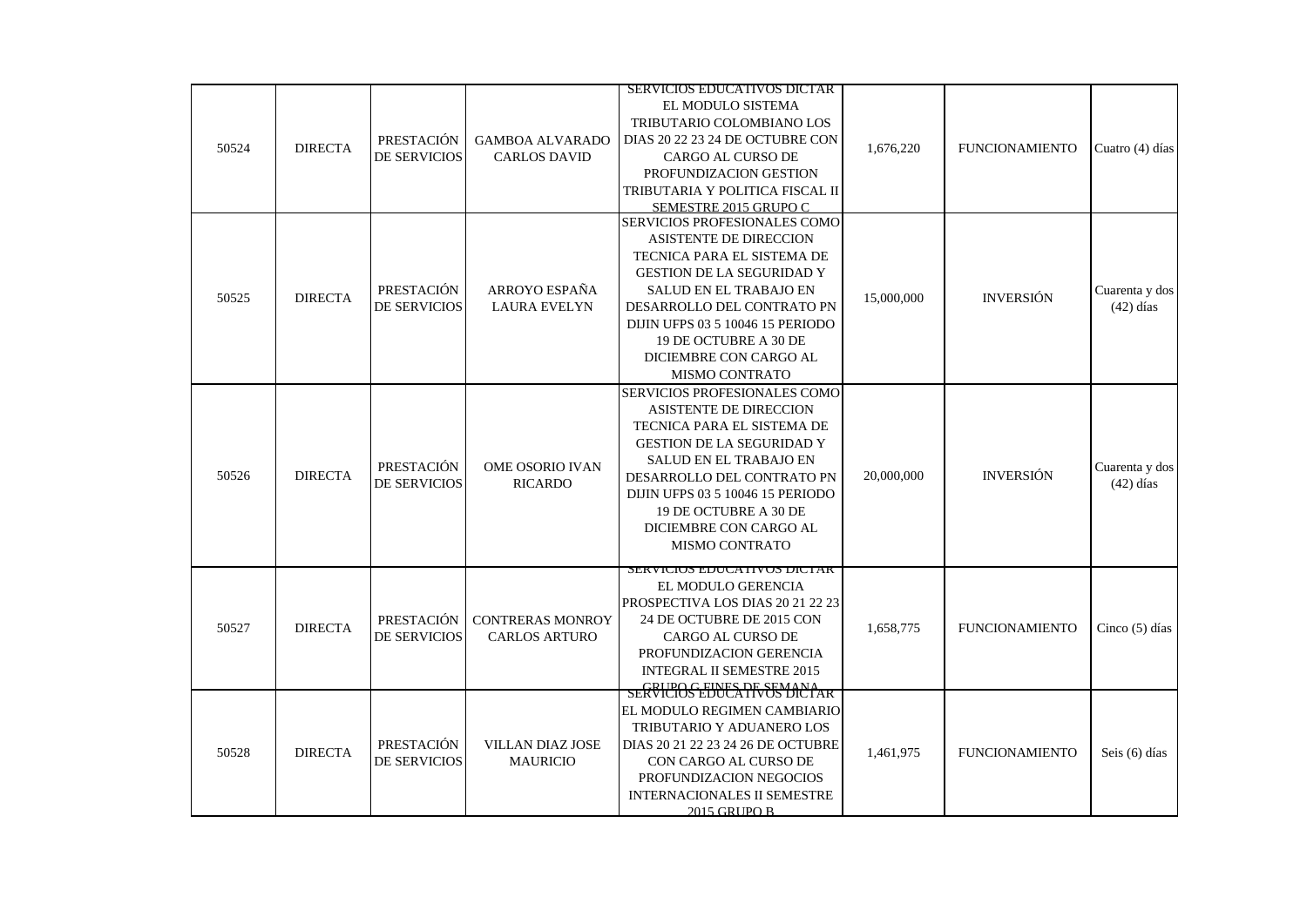| | | | | | | | |
|---|---|---|---|---|---|---|---|
| 50524 | DIRECTA | PRESTACIÓN DE SERVICIOS | GAMBOA ALVARADO CARLOS DAVID | SERVICIOS EDUCATIVOS DICTAR EL MODULO SISTEMA TRIBUTARIO COLOMBIANO LOS DIAS 20 22 23 24 DE OCTUBRE CON CARGO AL CURSO DE PROFUNDIZACION GESTION TRIBUTARIA Y POLITICA FISCAL II SEMESTRE 2015 GRUPO C | 1,676,220 | FUNCIONAMIENTO | Cuatro (4) días |
| 50525 | DIRECTA | PRESTACIÓN DE SERVICIOS | ARROYO ESPAÑA LAURA EVELYN | SERVICIOS PROFESIONALES COMO ASISTENTE DE DIRECCION TECNICA PARA EL SISTEMA DE GESTION DE LA SEGURIDAD Y SALUD EN EL TRABAJO EN DESARROLLO DEL CONTRATO PN DIJIN UFPS 03 5 10046 15 PERIODO 19 DE OCTUBRE A 30 DE DICIEMBRE CON CARGO AL MISMO CONTRATO | 15,000,000 | INVERSIÓN | Cuarenta y dos (42) días |
| 50526 | DIRECTA | PRESTACIÓN DE SERVICIOS | OME OSORIO IVAN RICARDO | SERVICIOS PROFESIONALES COMO ASISTENTE DE DIRECCION TECNICA PARA EL SISTEMA DE GESTION DE LA SEGURIDAD Y SALUD EN EL TRABAJO EN DESARROLLO DEL CONTRATO PN DIJIN UFPS 03 5 10046 15 PERIODO 19 DE OCTUBRE A 30 DE DICIEMBRE CON CARGO AL MISMO CONTRATO | 20,000,000 | INVERSIÓN | Cuarenta y dos (42) días |
| 50527 | DIRECTA | PRESTACIÓN DE SERVICIOS | CONTRERAS MONROY CARLOS ARTURO | SERVICIOS EDUCATIVOS DICTAR EL MODULO GERENCIA PROSPECTIVA LOS DIAS 20 21 22 23 24 DE OCTUBRE DE 2015 CON CARGO AL CURSO DE PROFUNDIZACION GERENCIA INTEGRAL II SEMESTRE 2015 GRUPO C FINES DE SEMANA | 1,658,775 | FUNCIONAMIENTO | Cinco (5) días |
| 50528 | DIRECTA | PRESTACIÓN DE SERVICIOS | VILLAN DIAZ JOSE MAURICIO | SERVICIOS EDUCATIVOS DICTAR EL MODULO REGIMEN CAMBIARIO TRIBUTARIO Y ADUANERO LOS DIAS 20 21 22 23 24 26 DE OCTUBRE CON CARGO AL CURSO DE PROFUNDIZACION NEGOCIOS INTERNACIONALES II SEMESTRE 2015 GRUPO B | 1,461,975 | FUNCIONAMIENTO | Seis (6) días |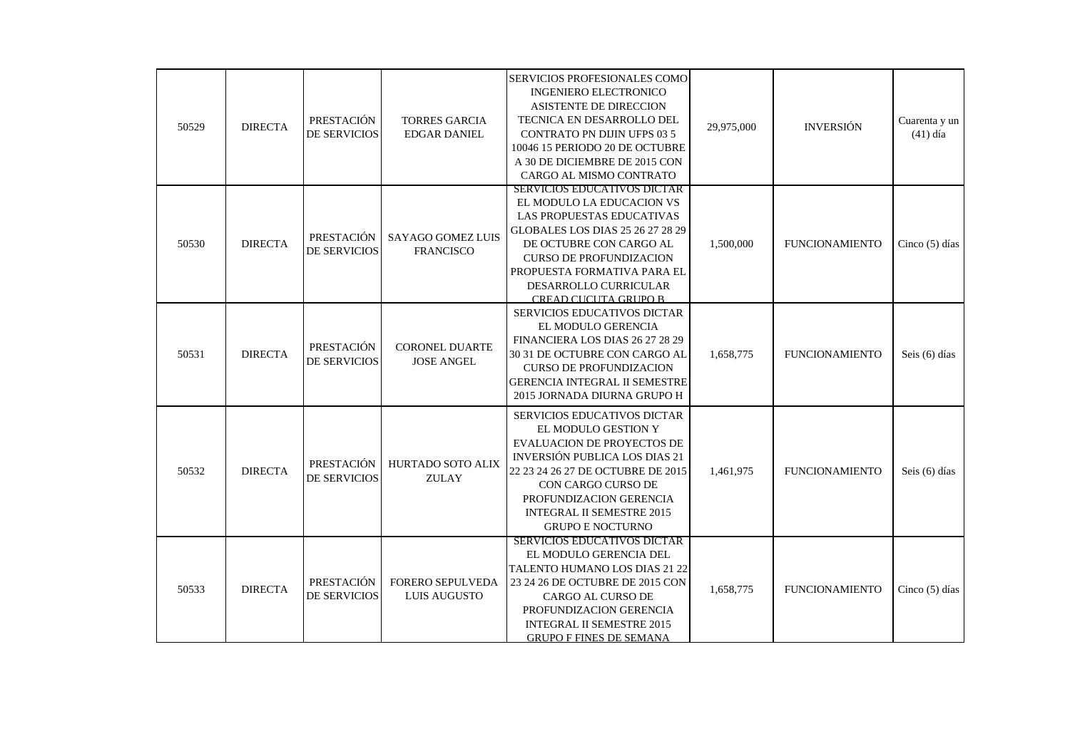| | | | | | | | |
|---|---|---|---|---|---|---|---|
| 50529 | DIRECTA | PRESTACIÓN DE SERVICIOS | TORRES GARCIA EDGAR DANIEL | SERVICIOS PROFESIONALES COMO INGENIERO ELECTRONICO ASISTENTE DE DIRECCION TECNICA EN DESARROLLO DEL CONTRATO PN DIJIN UFPS 03 5 10046 15 PERIODO 20 DE OCTUBRE A 30 DE DICIEMBRE DE 2015 CON CARGO AL MISMO CONTRATO | 29,975,000 | INVERSIÓN | Cuarenta y un (41) día |
| 50530 | DIRECTA | PRESTACIÓN DE SERVICIOS | SAYAGO GOMEZ LUIS FRANCISCO | SERVICIOS EDUCATIVOS DICTAR EL MODULO LA EDUCACION VS LAS PROPUESTAS EDUCATIVAS GLOBALES LOS DIAS 25 26 27 28 29 DE OCTUBRE CON CARGO AL CURSO DE PROFUNDIZACION PROPUESTA FORMATIVA PARA EL DESARROLLO CURRICULAR CREAD CUCUTA GRUPO B | 1,500,000 | FUNCIONAMIENTO | Cinco (5) días |
| 50531 | DIRECTA | PRESTACIÓN DE SERVICIOS | CORONEL DUARTE JOSE ANGEL | SERVICIOS EDUCATIVOS DICTAR EL MODULO GERENCIA FINANCIERA LOS DIAS 26 27 28 29 30 31 DE OCTUBRE CON CARGO AL CURSO DE PROFUNDIZACION GERENCIA INTEGRAL II SEMESTRE 2015 JORNADA DIURNA GRUPO H | 1,658,775 | FUNCIONAMIENTO | Seis (6) días |
| 50532 | DIRECTA | PRESTACIÓN DE SERVICIOS | HURTADO SOTO ALIX ZULAY | SERVICIOS EDUCATIVOS DICTAR EL MODULO GESTION Y EVALUACION DE PROYECTOS DE INVERSIÓN PUBLICA LOS DIAS 21 22 23 24 26 27 DE OCTUBRE DE 2015 CON CARGO CURSO DE PROFUNDIZACION GERENCIA INTEGRAL II SEMESTRE 2015 GRUPO E NOCTURNO | 1,461,975 | FUNCIONAMIENTO | Seis (6) días |
| 50533 | DIRECTA | PRESTACIÓN DE SERVICIOS | FORERO SEPULVEDA LUIS AUGUSTO | SERVICIOS EDUCATIVOS DICTAR EL MODULO GERENCIA DEL TALENTO HUMANO LOS DIAS 21 22 23 24 26 DE OCTUBRE DE 2015 CON CARGO AL CURSO DE PROFUNDIZACION GERENCIA INTEGRAL II SEMESTRE 2015 GRUPO F FINES DE SEMANA | 1,658,775 | FUNCIONAMIENTO | Cinco (5) días |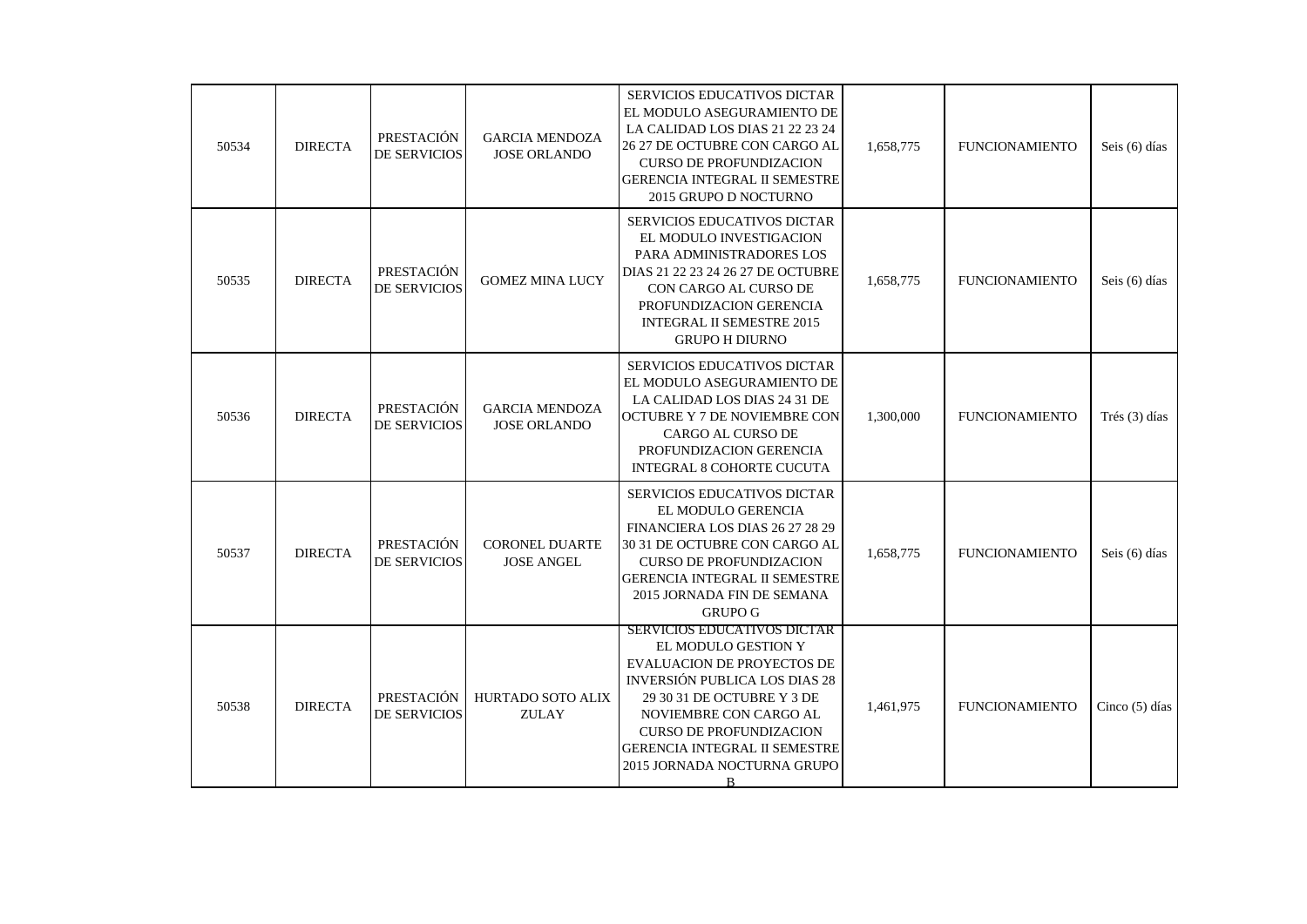| | | | | | | | |
|---|---|---|---|---|---|---|---|
| 50534 | DIRECTA | PRESTACIÓN DE SERVICIOS | GARCIA MENDOZA JOSE ORLANDO | SERVICIOS EDUCATIVOS DICTAR EL MODULO ASEGURAMIENTO DE LA CALIDAD LOS DIAS 21 22 23 24 26 27 DE OCTUBRE CON CARGO AL CURSO DE PROFUNDIZACION GERENCIA INTEGRAL II SEMESTRE 2015 GRUPO D NOCTURNO | 1,658,775 | FUNCIONAMIENTO | Seis (6) días |
| 50535 | DIRECTA | PRESTACIÓN DE SERVICIOS | GOMEZ MINA LUCY | SERVICIOS EDUCATIVOS DICTAR EL MODULO INVESTIGACION PARA ADMINISTRADORES LOS DIAS 21 22 23 24 26 27 DE OCTUBRE CON CARGO AL CURSO DE PROFUNDIZACION GERENCIA INTEGRAL II SEMESTRE 2015 GRUPO H DIURNO | 1,658,775 | FUNCIONAMIENTO | Seis (6) días |
| 50536 | DIRECTA | PRESTACIÓN DE SERVICIOS | GARCIA MENDOZA JOSE ORLANDO | SERVICIOS EDUCATIVOS DICTAR EL MODULO ASEGURAMIENTO DE LA CALIDAD LOS DIAS 24 31 DE OCTUBRE Y 7 DE NOVIEMBRE CON CARGO AL CURSO DE PROFUNDIZACION GERENCIA INTEGRAL 8 COHORTE CUCUTA | 1,300,000 | FUNCIONAMIENTO | Trés (3) días |
| 50537 | DIRECTA | PRESTACIÓN DE SERVICIOS | CORONEL DUARTE JOSE ANGEL | SERVICIOS EDUCATIVOS DICTAR EL MODULO GERENCIA FINANCIERA LOS DIAS 26 27 28 29 30 31 DE OCTUBRE CON CARGO AL CURSO DE PROFUNDIZACION GERENCIA INTEGRAL II SEMESTRE 2015 JORNADA FIN DE SEMANA GRUPO G | 1,658,775 | FUNCIONAMIENTO | Seis (6) días |
| 50538 | DIRECTA | PRESTACIÓN DE SERVICIOS | HURTADO SOTO ALIX ZULAY | SERVICIOS EDUCATIVOS DICTAR EL MODULO GESTION Y EVALUACION DE PROYECTOS DE INVERSIÓN PUBLICA LOS DIAS 28 29 30 31 DE OCTUBRE Y 3 DE NOVIEMBRE CON CARGO AL CURSO DE PROFUNDIZACION GERENCIA INTEGRAL II SEMESTRE 2015 JORNADA NOCTURNA GRUPO B | 1,461,975 | FUNCIONAMIENTO | Cinco (5) días |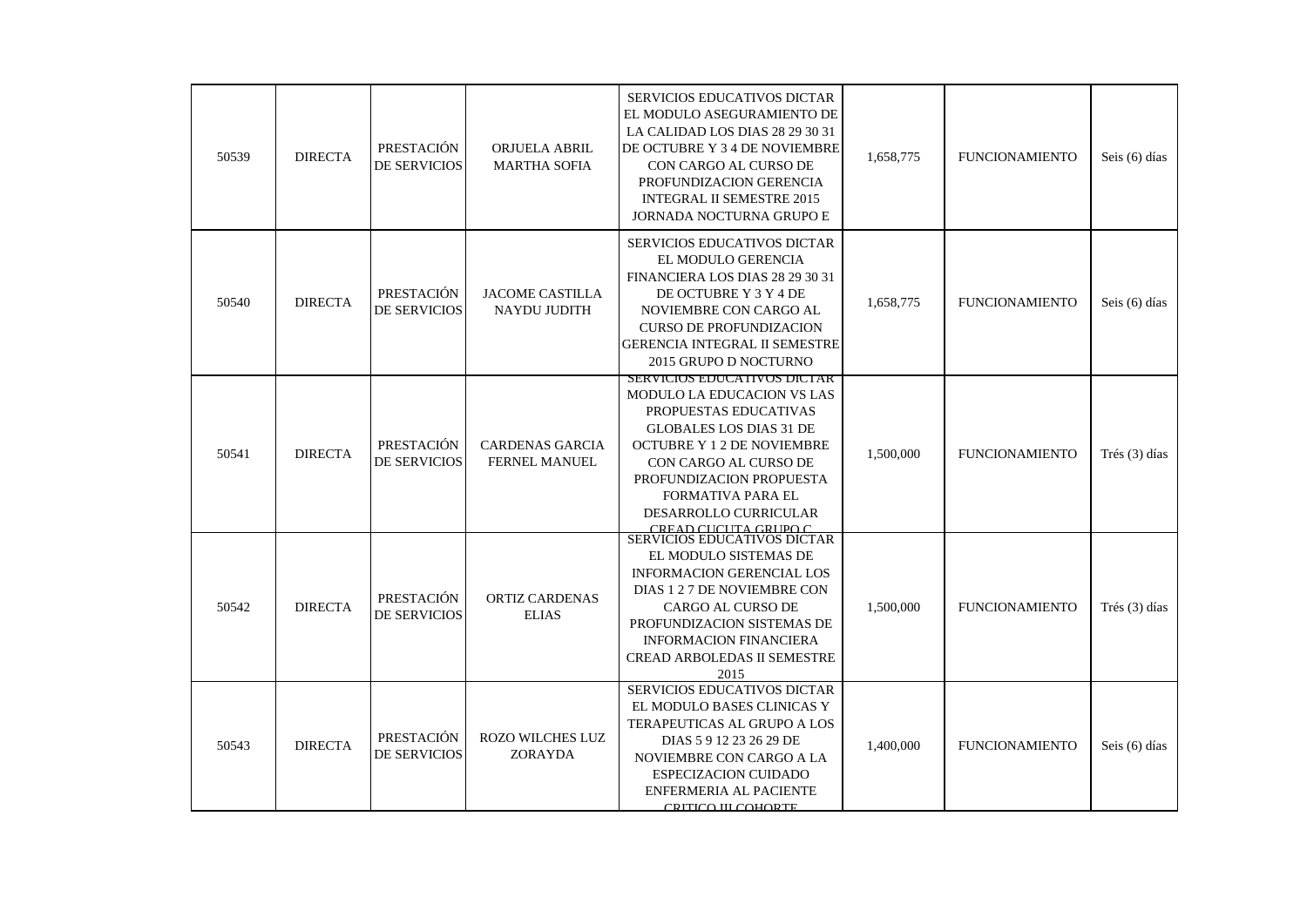| | | | | | | | |
|---|---|---|---|---|---|---|---|
| 50539 | DIRECTA | PRESTACIÓN DE SERVICIOS | ORJUELA ABRIL MARTHA SOFIA | SERVICIOS EDUCATIVOS DICTAR EL MODULO ASEGURAMIENTO DE LA CALIDAD LOS DIAS 28 29 30 31 DE OCTUBRE Y 3 4 DE NOVIEMBRE CON CARGO AL CURSO DE PROFUNDIZACION GERENCIA INTEGRAL II SEMESTRE 2015 JORNADA NOCTURNA GRUPO E | 1,658,775 | FUNCIONAMIENTO | Seis (6) días |
| 50540 | DIRECTA | PRESTACIÓN DE SERVICIOS | JACOME CASTILLA NAYDU JUDITH | SERVICIOS EDUCATIVOS DICTAR EL MODULO GERENCIA FINANCIERA LOS DIAS 28 29 30 31 DE OCTUBRE Y 3 Y 4 DE NOVIEMBRE CON CARGO AL CURSO DE PROFUNDIZACION GERENCIA INTEGRAL II SEMESTRE 2015 GRUPO D NOCTURNO | 1,658,775 | FUNCIONAMIENTO | Seis (6) días |
| 50541 | DIRECTA | PRESTACIÓN DE SERVICIOS | CARDENAS GARCIA FERNEL MANUEL | SERVICIOS EDUCATIVOS DICTAR MODULO LA EDUCACION VS LAS PROPUESTAS EDUCATIVAS GLOBALES LOS DIAS 31 DE OCTUBRE Y 1 2 DE NOVIEMBRE CON CARGO AL CURSO DE PROFUNDIZACION PROPUESTA FORMATIVA PARA EL DESARROLLO CURRICULAR CREAD CUCUTA GRUPO C | 1,500,000 | FUNCIONAMIENTO | Trés (3) días |
| 50542 | DIRECTA | PRESTACIÓN DE SERVICIOS | ORTIZ CARDENAS ELIAS | SERVICIOS EDUCATIVOS DICTAR EL MODULO SISTEMAS DE INFORMACION GERENCIAL LOS DIAS 1 2 7 DE NOVIEMBRE CON CARGO AL CURSO DE PROFUNDIZACION SISTEMAS DE INFORMACION FINANCIERA CREAD ARBOLEDAS II SEMESTRE 2015 | 1,500,000 | FUNCIONAMIENTO | Trés (3) días |
| 50543 | DIRECTA | PRESTACIÓN DE SERVICIOS | ROZO WILCHES LUZ ZORAYDA | SERVICIOS EDUCATIVOS DICTAR EL MODULO BASES CLINICAS Y TERAPEUTICAS AL GRUPO A LOS DIAS 5 9 12 23 26 29 DE NOVIEMBRE CON CARGO A LA ESPECIZACION CUIDADO ENFERMERIA AL PACIENTE CRITICO III COHORTE | 1,400,000 | FUNCIONAMIENTO | Seis (6) días |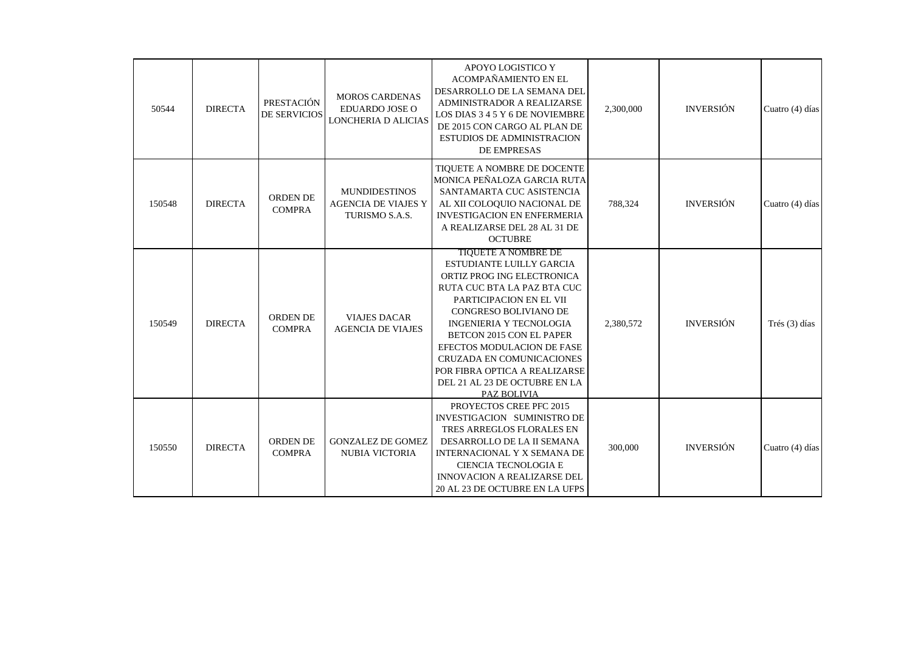| | | | | | | | |
|---|---|---|---|---|---|---|---|
| 50544 | DIRECTA | PRESTACIÓN DE SERVICIOS | MOROS CARDENAS EDUARDO JOSE O LONCHERIA D ALICIAS | APOYO LOGISTICO Y ACOMPAÑAMIENTO EN EL DESARROLLO DE LA SEMANA DEL ADMINISTRADOR A REALIZARSE LOS DIAS 3 4 5 Y 6 DE NOVIEMBRE DE 2015 CON CARGO AL PLAN DE ESTUDIOS DE ADMINISTRACION DE EMPRESAS | 2,300,000 | INVERSIÓN | Cuatro (4) días |
| 150548 | DIRECTA | ORDEN DE COMPRA | MUNDIDESTINOS AGENCIA DE VIAJES Y TURISMO S.A.S. | TIQUETE A NOMBRE DE DOCENTE MONICA PEÑALOZA GARCIA RUTA SANTAMARTA CUC ASISTENCIA AL XII COLOQUIO NACIONAL DE INVESTIGACION EN ENFERMERIA A REALIZARSE DEL 28 AL 31 DE OCTUBRE | 788,324 | INVERSIÓN | Cuatro (4) días |
| 150549 | DIRECTA | ORDEN DE COMPRA | VIAJES DACAR AGENCIA DE VIAJES | TIQUETE A NOMBRE DE ESTUDIANTE LUILLY GARCIA ORTIZ PROG ING ELECTRONICA RUTA CUC BTA LA PAZ BTA CUC PARTICIPACION EN EL VII CONGRESO BOLIVIANO DE INGENIERIA Y TECNOLOGIA BETCON 2015 CON EL PAPER EFECTOS MODULACION DE FASE CRUZADA EN COMUNICACIONES POR FIBRA OPTICA A REALIZARSE DEL 21 AL 23 DE OCTUBRE EN LA PAZ BOLIVIA | 2,380,572 | INVERSIÓN | Trés (3) días |
| 150550 | DIRECTA | ORDEN DE COMPRA | GONZALEZ DE GOMEZ NUBIA VICTORIA | PROYECTOS CREE PFC 2015 INVESTIGACION SUMINISTRO DE TRES ARREGLOS FLORALES EN DESARROLLO DE LA II SEMANA INTERNACIONAL Y X SEMANA DE CIENCIA TECNOLOGIA E INNOVACION A REALIZARSE DEL 20 AL 23 DE OCTUBRE EN LA UFPS | 300,000 | INVERSIÓN | Cuatro (4) días |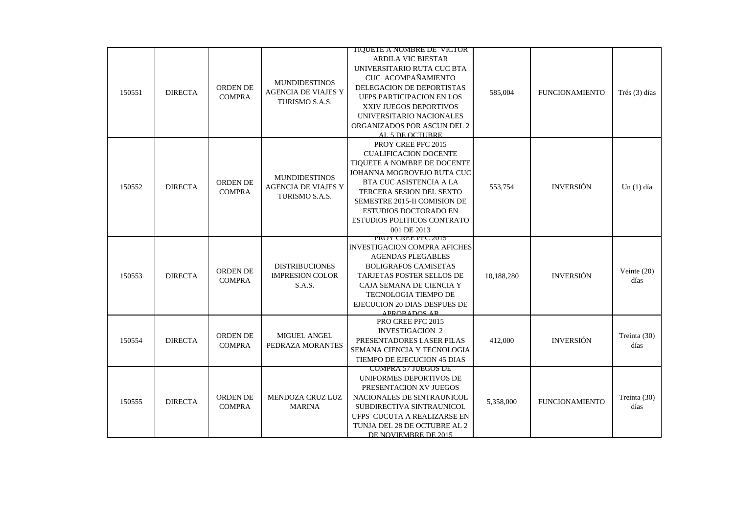| | | | | | | | |
|---|---|---|---|---|---|---|---|
| 150551 | DIRECTA | ORDEN DE COMPRA | MUNDIDESTINOS AGENCIA DE VIAJES Y TURISMO S.A.S. | TIQUETE A NOMBRE DE VICTOR ARDILA VIC BIESTAR UNIVERSITARIO RUTA CUC BTA CUC ACOMPAÑAMIENTO DELEGACION DE DEPORTISTAS UFPS PARTICIPACION EN LOS XXIV JUEGOS DEPORTIVOS UNIVERSITARIO NACIONALES ORGANIZADOS POR ASCUN DEL 2 AL 5 DE OCTUBRE | 585,004 | FUNCIONAMIENTO | Trés (3) días |
| 150552 | DIRECTA | ORDEN DE COMPRA | MUNDIDESTINOS AGENCIA DE VIAJES Y TURISMO S.A.S. | PROY CREE PFC 2015 CUALIFICACION DOCENTE TIQUETE A NOMBRE DE DOCENTE JOHANNA MOGROVEJO RUTA CUC BTA CUC ASISTENCIA A LA TERCERA SESION DEL SEXTO SEMESTRE 2015-II COMISION DE ESTUDIOS DOCTORADO EN ESTUDIOS POLITICOS CONTRATO 001 DE 2013 | 553,754 | INVERSIÓN | Un (1) día |
| 150553 | DIRECTA | ORDEN DE COMPRA | DISTRIBUCIONES IMPRESION COLOR S.A.S. | PROY CREE PFC 2015 INVESTIGACION COMPRA AFICHES AGENDAS PLEGABLES BOLIGRAFOS CAMISETAS TARJETAS POSTER SELLOS DE CAJA SEMANA DE CIENCIA Y TECNOLOGIA TIEMPO DE EJECUCION 20 DIAS DESPUES DE APROBADOS AR | 10,188,280 | INVERSIÓN | Veinte (20) días |
| 150554 | DIRECTA | ORDEN DE COMPRA | MIGUEL ANGEL PEDRAZA MORANTES | PRO CREE PFC 2015 INVESTIGACION 2 PRESENTADORES LASER PILAS SEMANA CIENCIA Y TECNOLOGIA TIEMPO DE EJECUCION 45 DIAS | 412,000 | INVERSIÓN | Treinta (30) días |
| 150555 | DIRECTA | ORDEN DE COMPRA | MENDOZA CRUZ LUZ MARINA | COMPRA 57 JUEGOS DE UNIFORMES DEPORTIVOS DE PRESENTACION XV JUEGOS NACIONALES DE SINTRAUNICOL SUBDIRECTIVA SINTRAUNICOL UFPS CUCUTA A REALIZARSE EN TUNJA DEL 28 DE OCTUBRE AL 2 DE NOVIEMBRE DE 2015 | 5,358,000 | FUNCIONAMIENTO | Treinta (30) días |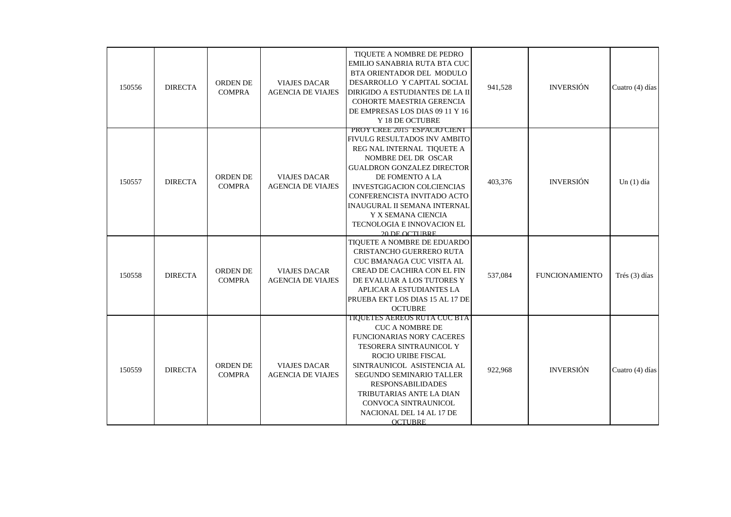| 150556 | DIRECTA | ORDEN DE COMPRA | VIAJES DACAR AGENCIA DE VIAJES | TIQUETE A NOMBRE DE PEDRO EMILIO SANABRIA RUTA BTA CUC BTA ORIENTADOR DEL MODULO DESARROLLO Y CAPITAL SOCIAL DIRIGIDO A ESTUDIANTES DE LA II COHORTE MAESTRIA GERENCIA DE EMPRESAS LOS DIAS 09 11 Y 16 Y 18 DE OCTUBRE | 941,528 | INVERSIÓN | Cuatro (4) días |
|---|---|---|---|---|---|---|---|
| 150557 | DIRECTA | ORDEN DE COMPRA | VIAJES DACAR AGENCIA DE VIAJES | PROY CREE 2015 ESPACIO CIENT FIVULG RESULTADOS INV AMBITO REG NAL INTERNAL TIQUETE A NOMBRE DEL DR OSCAR GUALDRON GONZALEZ DIRECTOR DE FOMENTO A LA INVESTGIGACION COLCIENCIAS CONFERENCISTA INVITADO ACTO INAUGURAL II SEMANA INTERNAL Y X SEMANA CIENCIA TECNOLOGIA E INNOVACION EL 20 DE OCTUBRE | 403,376 | INVERSIÓN | Un (1) día |
| 150558 | DIRECTA | ORDEN DE COMPRA | VIAJES DACAR AGENCIA DE VIAJES | TIQUETE A NOMBRE DE EDUARDO CRISTANCHO GUERRERO RUTA CUC BMANAGA CUC VISITA AL CREAD DE CACHIRA CON EL FIN DE EVALUAR A LOS TUTORES Y APLICAR A ESTUDIANTES LA PRUEBA EKT LOS DIAS 15 AL 17 DE OCTUBRE | 537,084 | FUNCIONAMIENTO | Trés (3) días |
| 150559 | DIRECTA | ORDEN DE COMPRA | VIAJES DACAR AGENCIA DE VIAJES | TIQUETES AEREOS RUTA CUC BTA CUC A NOMBRE DE FUNCIONARIAS NORY CACERES TESORERA SINTRAUNICOL Y ROCIO URIBE FISCAL SINTRAUNICOL ASISTENCIA AL SEGUNDO SEMINARIO TALLER RESPONSABILIDADES TRIBUTARIAS ANTE LA DIAN CONVOCA SINTRAUNICOL NACIONAL DEL 14 AL 17 DE OCTUBRE | 922,968 | INVERSIÓN | Cuatro (4) días |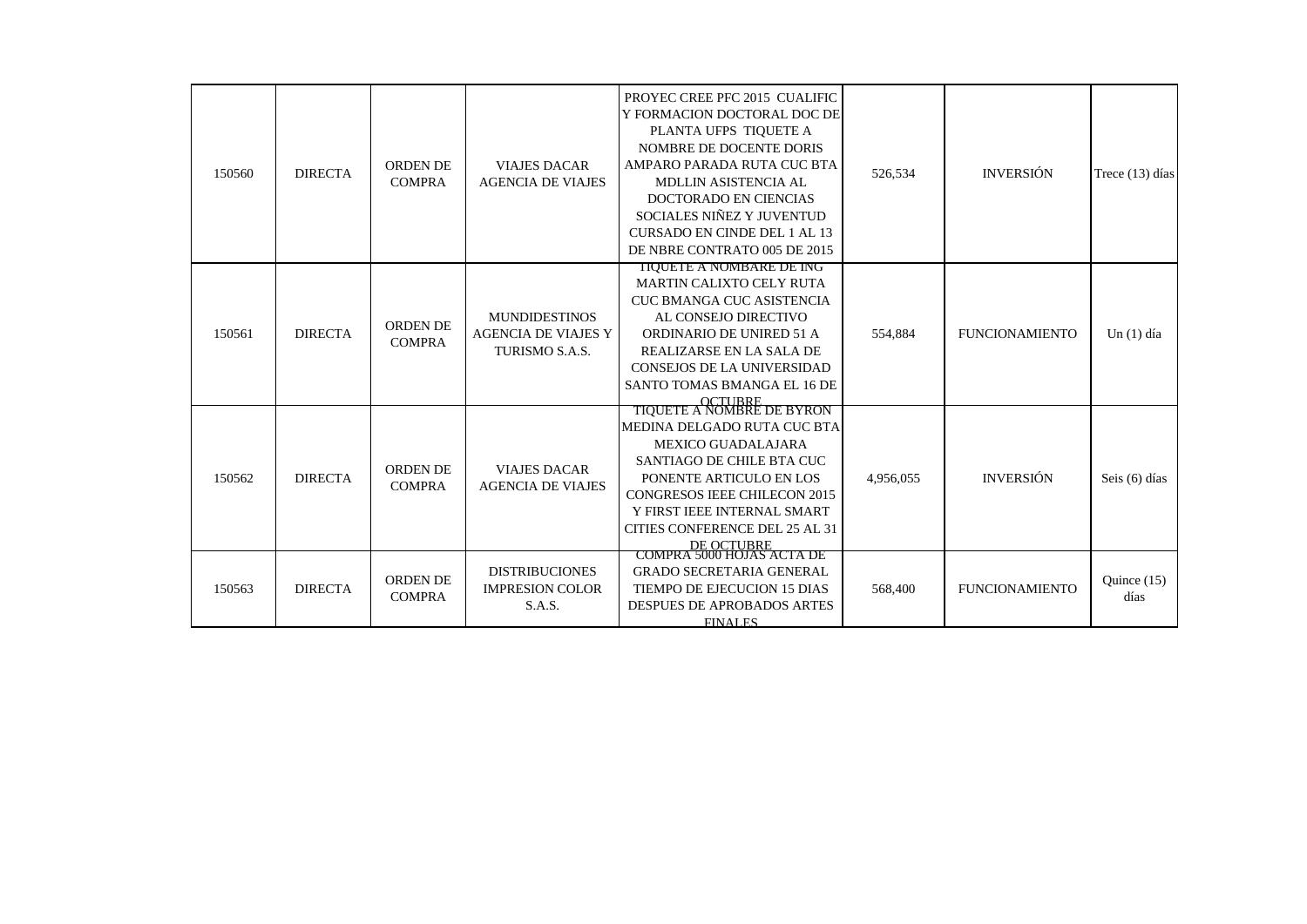| 150560 | DIRECTA | ORDEN DE COMPRA | VIAJES DACAR AGENCIA DE VIAJES | PROYEC CREE PFC 2015 CUALIFIC Y FORMACION DOCTORAL DOC DE PLANTA UFPS TIQUETE A NOMBRE DE DOCENTE DORIS AMPARO PARADA RUTA CUC BTA MDLLIN ASISTENCIA AL DOCTORADO EN CIENCIAS SOCIALES NIÑEZ Y JUVENTUD CURSADO EN CINDE DEL 1 AL 13 DE NBRE CONTRATO 005 DE 2015 | 526,534 | INVERSIÓN | Trece (13) días |
|---|---|---|---|---|---|---|---|
| 150561 | DIRECTA | ORDEN DE COMPRA | MUNDIDESTINOS AGENCIA DE VIAJES Y TURISMO S.A.S. | TIQUETE A NOMBARE DE ING MARTIN CALIXTO CELY RUTA CUC BMANGA CUC ASISTENCIA AL CONSEJO DIRECTIVO ORDINARIO DE UNIRED 51 A REALIZARSE EN LA SALA DE CONSEJOS DE LA UNIVERSIDAD SANTO TOMAS BMANGA EL 16 DE OCTUBRE | 554,884 | FUNCIONAMIENTO | Un (1) día |
| 150562 | DIRECTA | ORDEN DE COMPRA | VIAJES DACAR AGENCIA DE VIAJES | TIQUETE A NOMBRE DE BYRON MEDINA DELGADO RUTA CUC BTA MEXICO GUADALAJARA SANTIAGO DE CHILE BTA CUC PONENTE ARTICULO EN LOS CONGRESOS IEEE CHILECON 2015 Y FIRST IEEE INTERNAL SMART CITIES CONFERENCE DEL 25 AL 31 DE OCTUBRE | 4,956,055 | INVERSIÓN | Seis (6) días |
| 150563 | DIRECTA | ORDEN DE COMPRA | DISTRIBUCIONES IMPRESION COLOR S.A.S. | COMPRA 5000 HOJAS ACTA DE GRADO SECRETARIA GENERAL TIEMPO DE EJECUCION 15 DIAS DESPUES DE APROBADOS ARTES FINALES | 568,400 | FUNCIONAMIENTO | Quince (15) días |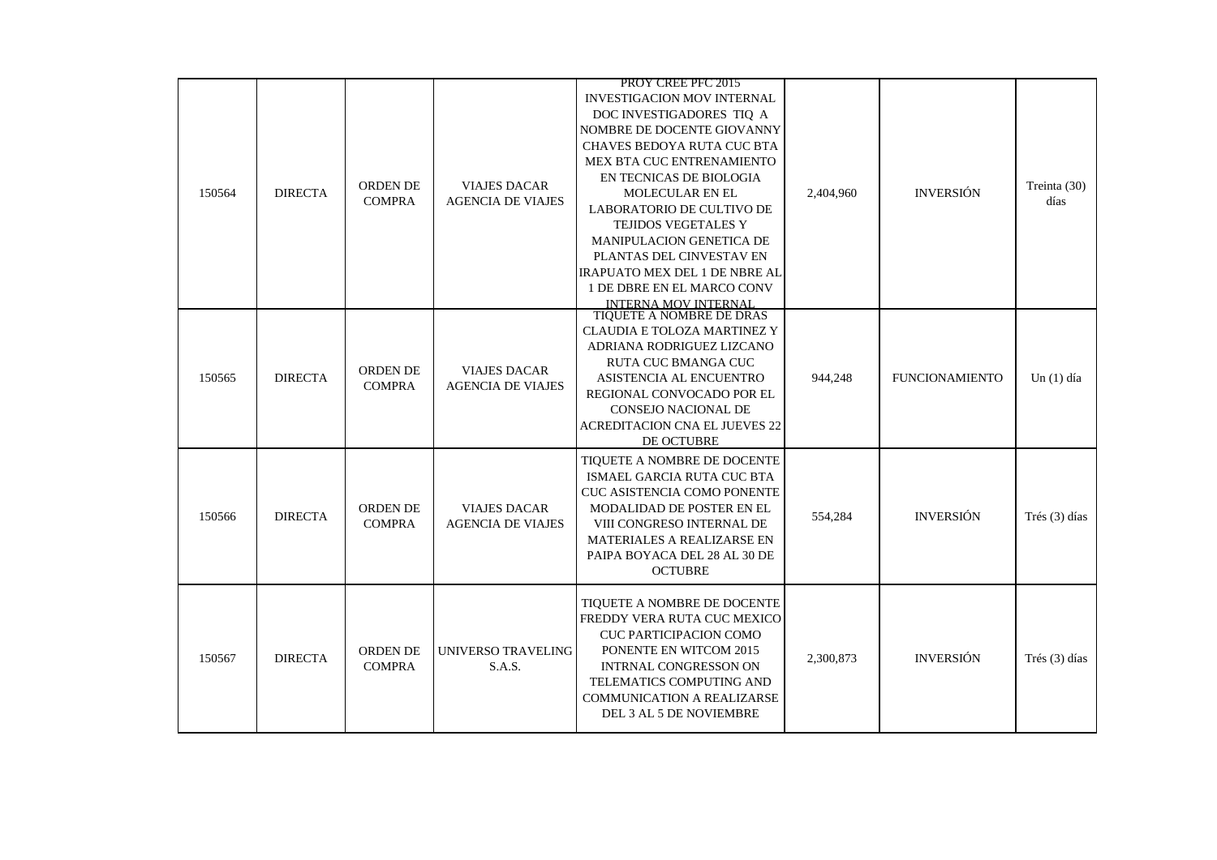| | | | | | | | |
|---|---|---|---|---|---|---|---|
| 150564 | DIRECTA | ORDEN DE COMPRA | VIAJES DACAR AGENCIA DE VIAJES | PROY CREE PFC 2015 INVESTIGACION MOV INTERNAL DOC INVESTIGADORES TIQ A NOMBRE DE DOCENTE GIOVANNY CHAVES BEDOYA RUTA CUC BTA MEX BTA CUC ENTRENAMIENTO EN TECNICAS DE BIOLOGIA MOLECULAR EN EL LABORATORIO DE CULTIVO DE TEJIDOS VEGETALES Y MANIPULACION GENETICA DE PLANTAS DEL CINVESTAV EN IRAPUATO MEX DEL 1 DE NBRE AL 1 DE DBRE EN EL MARCO CONV INTERNA MOV INTERNAL | 2,404,960 | INVERSIÓN | Treinta (30) días |
| 150565 | DIRECTA | ORDEN DE COMPRA | VIAJES DACAR AGENCIA DE VIAJES | TIQUETE A NOMBRE DE DRAS CLAUDIA E TOLOZA MARTINEZ Y ADRIANA RODRIGUEZ LIZCANO RUTA CUC BMANGA CUC ASISTENCIA AL ENCUENTRO REGIONAL CONVOCADO POR EL CONSEJO NACIONAL DE ACREDITACION CNA EL JUEVES 22 DE OCTUBRE | 944,248 | FUNCIONAMIENTO | Un (1) día |
| 150566 | DIRECTA | ORDEN DE COMPRA | VIAJES DACAR AGENCIA DE VIAJES | TIQUETE A NOMBRE DE DOCENTE ISMAEL GARCIA RUTA CUC BTA CUC ASISTENCIA COMO PONENTE MODALIDAD DE POSTER EN EL VIII CONGRESO INTERNAL DE MATERIALES A REALIZARSE EN PAIPA BOYACA DEL 28 AL 30 DE OCTUBRE | 554,284 | INVERSIÓN | Trés (3) días |
| 150567 | DIRECTA | ORDEN DE COMPRA | UNIVERSO TRAVELING S.A.S. | TIQUETE A NOMBRE DE DOCENTE FREDDY VERA RUTA CUC MEXICO CUC PARTICIPACION COMO PONENTE EN WITCOM 2015 INTRNAL CONGRESSON ON TELEMATICS COMPUTING AND COMMUNICATION A REALIZARSE DEL 3 AL 5 DE NOVIEMBRE | 2,300,873 | INVERSIÓN | Trés (3) días |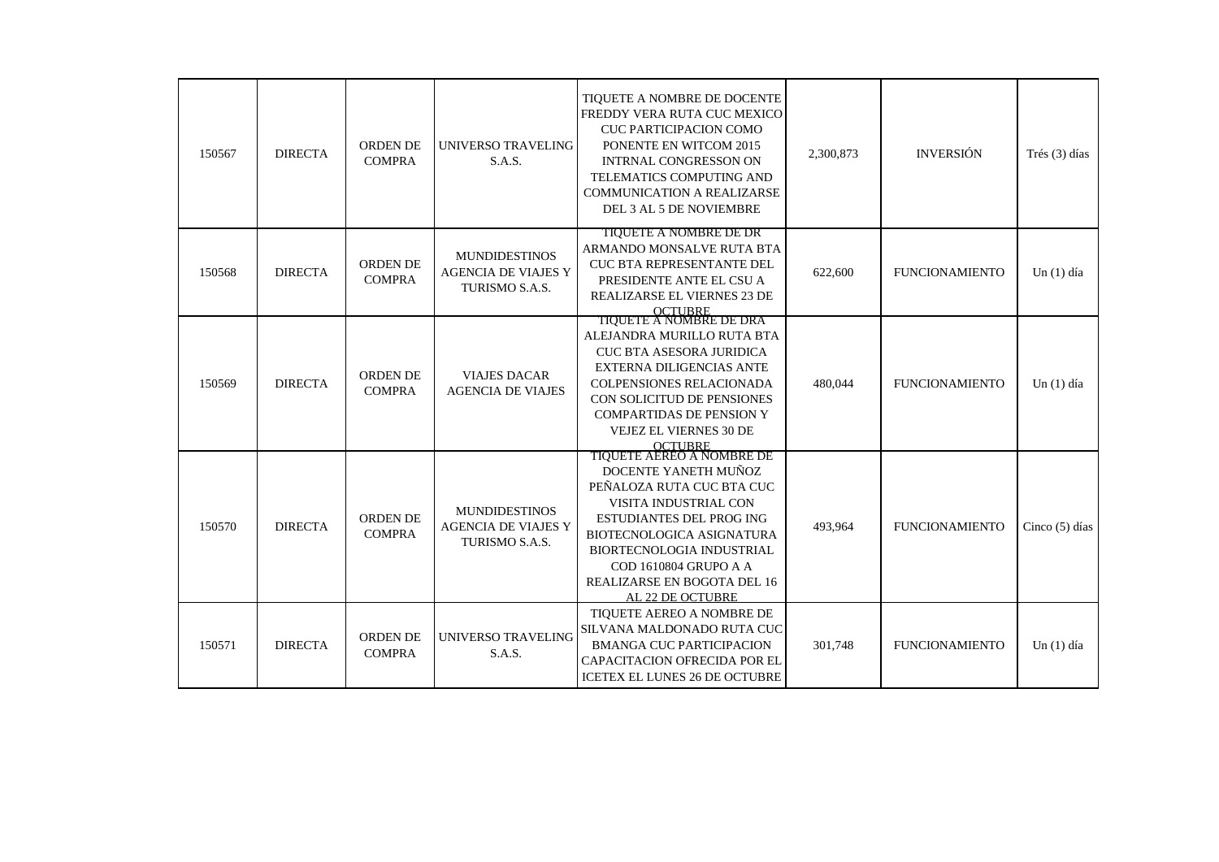| | | | | | | | |
|---|---|---|---|---|---|---|---|
| 150567 | DIRECTA | ORDEN DE COMPRA | UNIVERSO TRAVELING S.A.S. | TIQUETE A NOMBRE DE DOCENTE FREDDY VERA RUTA CUC MEXICO CUC PARTICIPACION COMO PONENTE EN WITCOM 2015 INTRNAL CONGRESSON ON TELEMATICS COMPUTING AND COMMUNICATION A REALIZARSE DEL 3 AL 5 DE NOVIEMBRE | 2,300,873 | INVERSIÓN | Trés (3) días |
| 150568 | DIRECTA | ORDEN DE COMPRA | MUNDIDESTINOS AGENCIA DE VIAJES Y TURISMO S.A.S. | TIQUETE A NOMBRE DE DR ARMANDO MONSALVE RUTA BTA CUC BTA REPRESENTANTE DEL PRESIDENTE ANTE EL CSU A REALIZARSE EL VIERNES 23 DE OCTUBRE | 622,600 | FUNCIONAMIENTO | Un (1) día |
| 150569 | DIRECTA | ORDEN DE COMPRA | VIAJES DACAR AGENCIA DE VIAJES | TIQUETE A NOMBRE DE DRA ALEJANDRA MURILLO RUTA BTA CUC BTA ASESORA JURIDICA EXTERNA DILIGENCIAS ANTE COLPENSIONES RELACIONADA CON SOLICITUD DE PENSIONES COMPARTIDAS DE PENSION Y VEJEZ EL VIERNES 30 DE OCTUBRE | 480,044 | FUNCIONAMIENTO | Un (1) día |
| 150570 | DIRECTA | ORDEN DE COMPRA | MUNDIDESTINOS AGENCIA DE VIAJES Y TURISMO S.A.S. | TIQUETE AEREO A NOMBRE DE DOCENTE YANETH MUÑOZ PEÑALOZA RUTA CUC BTA CUC VISITA INDUSTRIAL CON ESTUDIANTES DEL PROG ING BIOTECNOLOGICA ASIGNATURA BIORTECNOLOGIA INDUSTRIAL COD 1610804 GRUPO A A REALIZARSE EN BOGOTA DEL 16 AL 22 DE OCTUBRE | 493,964 | FUNCIONAMIENTO | Cinco (5) días |
| 150571 | DIRECTA | ORDEN DE COMPRA | UNIVERSO TRAVELING S.A.S. | TIQUETE AEREO A NOMBRE DE SILVANA MALDONADO RUTA CUC BMANGA CUC PARTICIPACION CAPACITACION OFRECIDA POR EL ICETEX EL LUNES 26 DE OCTUBRE | 301,748 | FUNCIONAMIENTO | Un (1) día |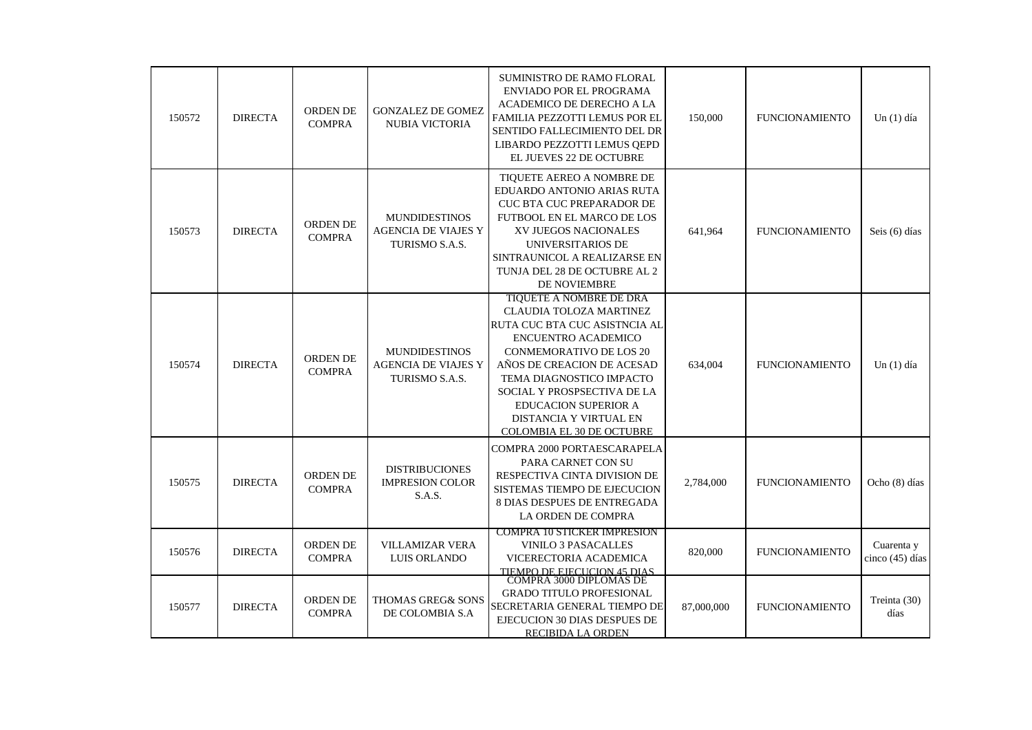| 150572 | DIRECTA | ORDEN DE COMPRA | GONZALEZ DE GOMEZ NUBIA VICTORIA | SUMINISTRO DE RAMO FLORAL ENVIADO POR EL PROGRAMA ACADEMICO DE DERECHO A LA FAMILIA PEZZOTTI LEMUS POR EL SENTIDO FALLECIMIENTO DEL DR LIBARDO PEZZOTTI LEMUS QEPD EL JUEVES 22 DE OCTUBRE | 150,000 | FUNCIONAMIENTO | Un (1) día |
|---|---|---|---|---|---|---|---|
| 150573 | DIRECTA | ORDEN DE COMPRA | MUNDIDESTINOS AGENCIA DE VIAJES Y TURISMO S.A.S. | TIQUETE AEREO A NOMBRE DE EDUARDO ANTONIO ARIAS RUTA CUC BTA CUC PREPARADOR DE FUTBOOL EN EL MARCO DE LOS XV JUEGOS NACIONALES UNIVERSITARIOS DE SINTRAUNICOL A REALIZARSE EN TUNJA DEL 28 DE OCTUBRE AL 2 DE NOVIEMBRE | 641,964 | FUNCIONAMIENTO | Seis (6) días |
| 150574 | DIRECTA | ORDEN DE COMPRA | MUNDIDESTINOS AGENCIA DE VIAJES Y TURISMO S.A.S. | TIQUETE A NOMBRE DE DRA CLAUDIA TOLOZA MARTINEZ RUTA CUC BTA CUC ASISTNCIA AL ENCUENTRO ACADEMICO CONMEMORATIVO DE LOS 20 AÑOS DE CREACION DE ACESAD TEMA DIAGNOSTICO IMPACTO SOCIAL Y PROSPSECTIVA DE LA EDUCACION SUPERIOR A DISTANCIA Y VIRTUAL EN COLOMBIA EL 30 DE OCTUBRE | 634,004 | FUNCIONAMIENTO | Un (1) día |
| 150575 | DIRECTA | ORDEN DE COMPRA | DISTRIBUCIONES IMPRESION COLOR S.A.S. | COMPRA 2000 PORTAESCARAPELA PARA CARNET CON SU RESPECTIVA CINTA DIVISION DE SISTEMAS TIEMPO DE EJECUCION 8 DIAS DESPUES DE ENTREGADA LA ORDEN DE COMPRA | 2,784,000 | FUNCIONAMIENTO | Ocho (8) días |
| 150576 | DIRECTA | ORDEN DE COMPRA | VILLAMIZAR VERA LUIS ORLANDO | COMPRA 10 STICKER IMPRESION VINILO 3 PASACALLES VICERECTORIA ACADEMICA TIEMPO DE EJECUCION 45 DIAS | 820,000 | FUNCIONAMIENTO | Cuarenta y cinco (45) días |
| 150577 | DIRECTA | ORDEN DE COMPRA | THOMAS GREG& SONS DE COLOMBIA S.A | COMPRA 3000 DIPLOMAS DE GRADO TITULO PROFESIONAL SECRETARIA GENERAL TIEMPO DE EJECUCION 30 DIAS DESPUES DE RECIBIDA LA ORDEN | 87,000,000 | FUNCIONAMIENTO | Treinta (30) días |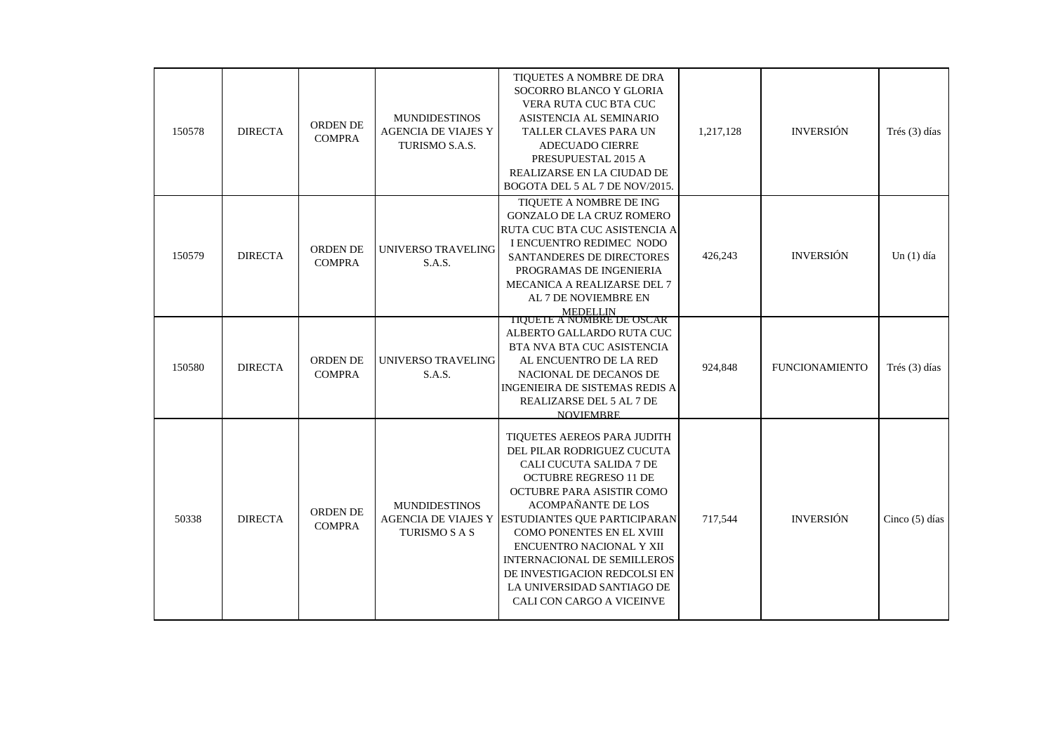| 150578 | DIRECTA | ORDEN DE COMPRA | MUNDIDESTINOS AGENCIA DE VIAJES Y TURISMO S.A.S. | TIQUETES A NOMBRE DE DRA SOCORRO BLANCO Y GLORIA VERA RUTA CUC BTA CUC ASISTENCIA AL SEMINARIO TALLER CLAVES PARA UN ADECUADO CIERRE PRESUPUESTAL 2015 A REALIZARSE EN LA CIUDAD DE BOGOTA DEL 5 AL 7 DE NOV/2015. | 1,217,128 | INVERSIÓN | Trés (3) días |
|---|---|---|---|---|---|---|---|
| 150579 | DIRECTA | ORDEN DE COMPRA | UNIVERSO TRAVELING S.A.S. | TIQUETE A NOMBRE DE ING GONZALO DE LA CRUZ ROMERO RUTA CUC BTA CUC ASISTENCIA A I ENCUENTRO REDIMEC NODO SANTANDERES DE DIRECTORES PROGRAMAS DE INGENIERIA MECANICA A REALIZARSE DEL 7 AL 7 DE NOVIEMBRE EN MEDELLIN | 426,243 | INVERSIÓN | Un (1) día |
| 150580 | DIRECTA | ORDEN DE COMPRA | UNIVERSO TRAVELING S.A.S. | TIQUETE A NOMBRE DE OSCAR ALBERTO GALLARDO RUTA CUC BTA NVA BTA CUC ASISTENCIA AL ENCUENTRO DE LA RED NACIONAL DE DECANOS DE INGENIEIRA DE SISTEMAS REDIS A REALIZARSE DEL 5 AL 7 DE NOVIEMBRE | 924,848 | FUNCIONAMIENTO | Trés (3) días |
| 50338 | DIRECTA | ORDEN DE COMPRA | MUNDIDESTINOS AGENCIA DE VIAJES Y TURISMO S A S | TIQUETES AEREOS PARA JUDITH DEL PILAR RODRIGUEZ CUCUTA CALI CUCUTA SALIDA 7 DE OCTUBRE REGRESO 11 DE OCTUBRE PARA ASISTIR COMO ACOMPAÑANTE DE LOS ESTUDIANTES QUE PARTICIPARAN COMO PONENTES EN EL XVIII ENCUENTRO NACIONAL Y XII INTERNACIONAL DE SEMILLEROS DE INVESTIGACION REDCOLSI EN LA UNIVERSIDAD SANTIAGO DE CALI CON CARGO A VICEINVE | 717,544 | INVERSIÓN | Cinco (5) días |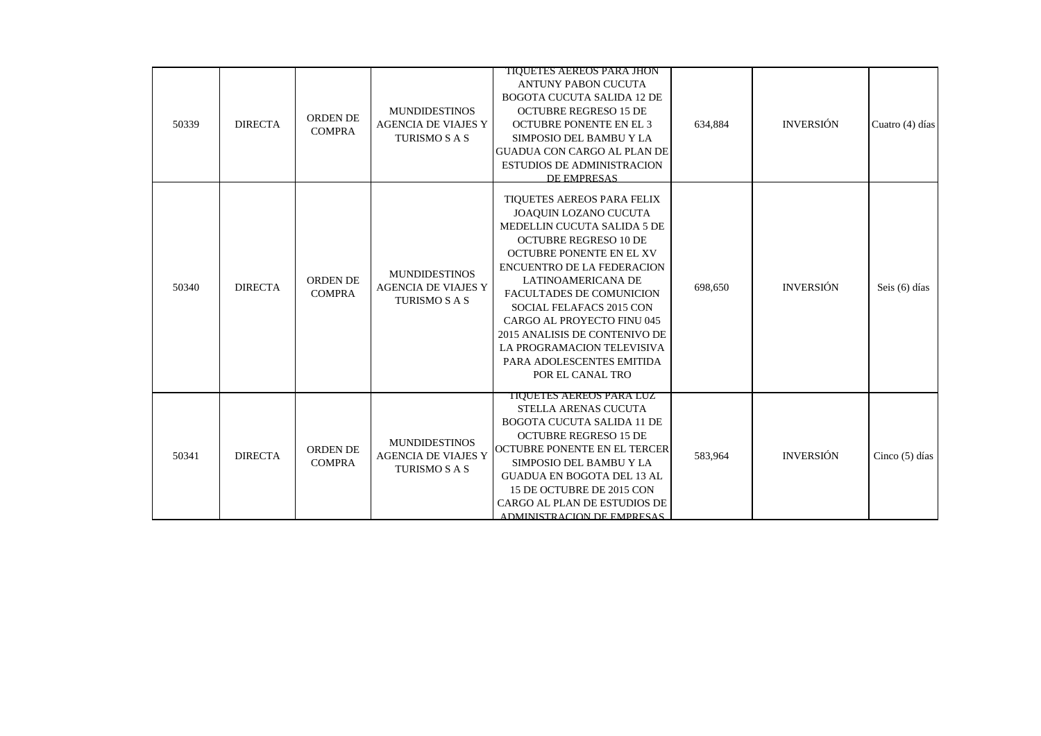| | | | | | | | |
|---|---|---|---|---|---|---|---|
| 50339 | DIRECTA | ORDEN DE COMPRA | MUNDIDESTINOS AGENCIA DE VIAJES Y TURISMO S A S | TIQUETES AEREOS PARA JHON ANTUNY PABON CUCUTA BOGOTA CUCUTA SALIDA 12 DE OCTUBRE REGRESO 15 DE OCTUBRE PONENTE EN EL 3 SIMPOSIO DEL BAMBU Y LA GUADUA CON CARGO AL PLAN DE ESTUDIOS DE ADMINISTRACION DE EMPRESAS | 634,884 | INVERSIÓN | Cuatro (4) días |
| 50340 | DIRECTA | ORDEN DE COMPRA | MUNDIDESTINOS AGENCIA DE VIAJES Y TURISMO S A S | TIQUETES AEREOS PARA FELIX JOAQUIN LOZANO CUCUTA MEDELLIN CUCUTA SALIDA 5 DE OCTUBRE REGRESO 10 DE OCTUBRE PONENTE EN EL XV ENCUENTRO DE LA FEDERACION LATINOAMERICANA DE FACULTADES DE COMUNICION SOCIAL FELAFACS 2015 CON CARGO AL PROYECTO FINU 045 2015 ANALISIS DE CONTENIVO DE LA PROGRAMACION TELEVISIVA PARA ADOLESCENTES EMITIDA POR EL CANAL TRO | 698,650 | INVERSIÓN | Seis (6) días |
| 50341 | DIRECTA | ORDEN DE COMPRA | MUNDIDESTINOS AGENCIA DE VIAJES Y TURISMO S A S | TIQUETES AEREOS PARA LUZ STELLA ARENAS CUCUTA BOGOTA CUCUTA SALIDA 11 DE OCTUBRE REGRESO 15 DE OCTUBRE PONENTE EN EL TERCER SIMPOSIO DEL BAMBU Y LA GUADUA EN BOGOTA DEL 13 AL 15 DE OCTUBRE DE 2015 CON CARGO AL PLAN DE ESTUDIOS DE ADMINISTRACION DE EMPRESAS | 583,964 | INVERSIÓN | Cinco (5) días |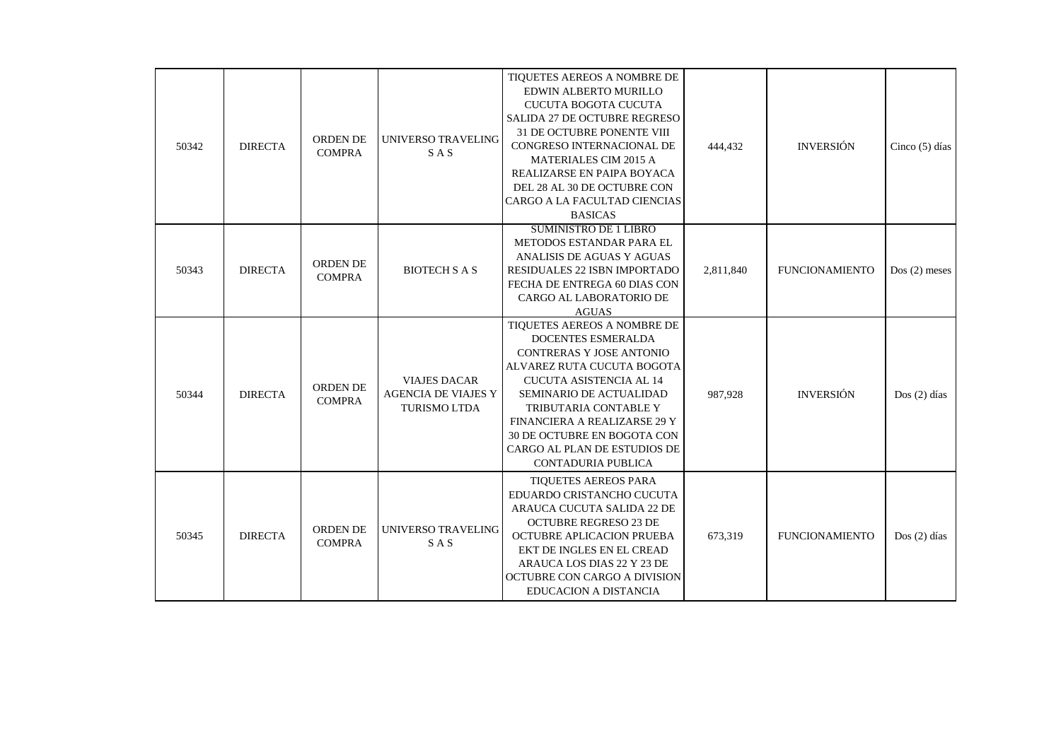| | | | | | | | |
|---|---|---|---|---|---|---|---|
| 50342 | DIRECTA | ORDEN DE COMPRA | UNIVERSO TRAVELING S A S | TIQUETES AEREOS A NOMBRE DE EDWIN ALBERTO MURILLO CUCUTA BOGOTA CUCUTA SALIDA 27 DE OCTUBRE REGRESO 31 DE OCTUBRE PONENTE VIII CONGRESO INTERNACIONAL DE MATERIALES CIM 2015 A REALIZARSE EN PAIPA BOYACA DEL 28 AL 30 DE OCTUBRE CON CARGO A LA FACULTAD CIENCIAS BASICAS | 444,432 | INVERSIÓN | Cinco (5) días |
| 50343 | DIRECTA | ORDEN DE COMPRA | BIOTECH S A S | SUMINISTRO DE 1 LIBRO METODOS ESTANDAR PARA EL ANALISIS DE AGUAS Y AGUAS RESIDUALES 22 ISBN IMPORTADO FECHA DE ENTREGA 60 DIAS CON CARGO AL LABORATORIO DE AGUAS | 2,811,840 | FUNCIONAMIENTO | Dos (2) meses |
| 50344 | DIRECTA | ORDEN DE COMPRA | VIAJES DACAR AGENCIA DE VIAJES Y TURISMO LTDA | TIQUETES AEREOS A NOMBRE DE DOCENTES ESMERALDA CONTRERAS Y JOSE ANTONIO ALVAREZ RUTA CUCUTA BOGOTA CUCUTA ASISTENCIA AL 14 SEMINARIO DE ACTUALIDAD TRIBUTARIA CONTABLE Y FINANCIERA A REALIZARSE 29 Y 30 DE OCTUBRE EN BOGOTA CON CARGO AL PLAN DE ESTUDIOS DE CONTADURIA PUBLICA | 987,928 | INVERSIÓN | Dos (2) días |
| 50345 | DIRECTA | ORDEN DE COMPRA | UNIVERSO TRAVELING S A S | TIQUETES AEREOS PARA EDUARDO CRISTANCHO CUCUTA ARAUCA CUCUTA SALIDA 22 DE OCTUBRE REGRESO 23 DE OCTUBRE APLICACION PRUEBA EKT DE INGLES EN EL CREAD ARAUCA LOS DIAS 22 Y 23 DE OCTUBRE CON CARGO A DIVISION EDUCACION A DISTANCIA | 673,319 | FUNCIONAMIENTO | Dos (2) días |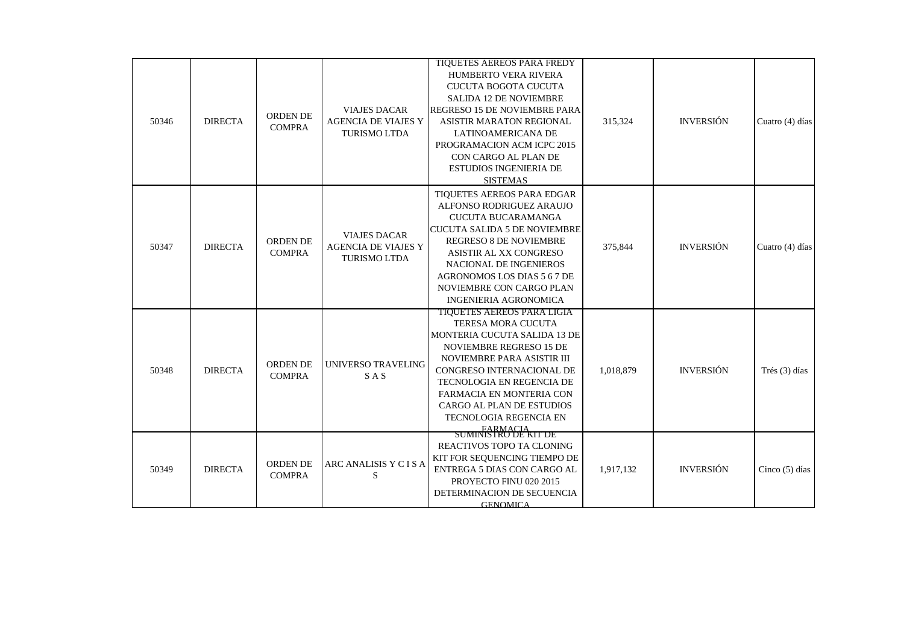| | | | | | | | |
|---|---|---|---|---|---|---|---|
| 50346 | DIRECTA | ORDEN DE COMPRA | VIAJES DACAR AGENCIA DE VIAJES Y TURISMO LTDA | TIQUETES AEREOS PARA FREDY HUMBERTO VERA RIVERA CUCUTA BOGOTA CUCUTA SALIDA 12 DE NOVIEMBRE REGRESO 15 DE NOVIEMBRE PARA ASISTIR MARATON REGIONAL LATINOAMERICANA DE PROGRAMACION ACM ICPC 2015 CON CARGO AL PLAN DE ESTUDIOS INGENIERIA DE SISTEMAS | 315,324 | INVERSIÓN | Cuatro (4) días |
| 50347 | DIRECTA | ORDEN DE COMPRA | VIAJES DACAR AGENCIA DE VIAJES Y TURISMO LTDA | TIQUETES AEREOS PARA EDGAR ALFONSO RODRIGUEZ ARAUJO CUCUTA BUCARAMANGA CUCUTA SALIDA 5 DE NOVIEMBRE REGRESO 8 DE NOVIEMBRE ASISTIR AL XX CONGRESO NACIONAL DE INGENIEROS AGRONOMOS LOS DIAS 5 6 7 DE NOVIEMBRE CON CARGO PLAN INGENIERIA AGRONOMICA | 375,844 | INVERSIÓN | Cuatro (4) días |
| 50348 | DIRECTA | ORDEN DE COMPRA | UNIVERSO TRAVELING S A S | TIQUETES AEREOS PARA LIGIA TERESA MORA CUCUTA MONTERIA CUCUTA SALIDA 13 DE NOVIEMBRE REGRESO 15 DE NOVIEMBRE PARA ASISTIR III CONGRESO INTERNACIONAL DE TECNOLOGIA EN REGENCIA DE FARMACIA EN MONTERIA CON CARGO AL PLAN DE ESTUDIOS TECNOLOGIA REGENCIA EN FARMACIA | 1,018,879 | INVERSIÓN | Trés (3) días |
| 50349 | DIRECTA | ORDEN DE COMPRA | ARC ANALISIS Y C I S A S | SUMINISTRO DE KIT DE REACTIVOS TOPO TA CLONING KIT FOR SEQUENCING TIEMPO DE ENTREGA 5 DIAS CON CARGO AL PROYECTO FINU 020 2015 DETERMINACION DE SECUENCIA GENOMICA | 1,917,132 | INVERSIÓN | Cinco (5) días |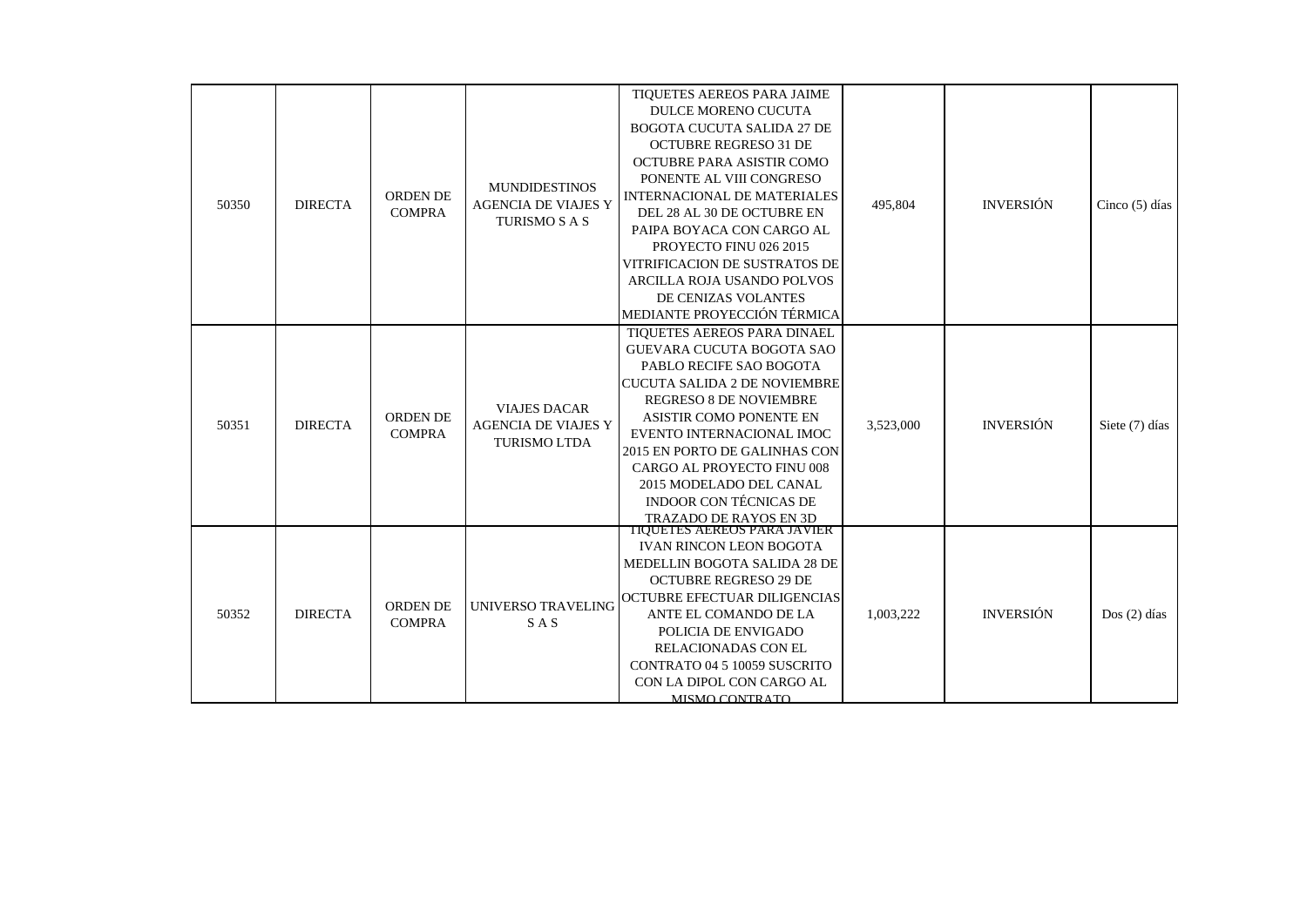| 50350 | DIRECTA | ORDEN DE COMPRA | MUNDIDESTINOS AGENCIA DE VIAJES Y TURISMO S A S | TIQUETES AEREOS PARA JAIME DULCE MORENO CUCUTA BOGOTA CUCUTA SALIDA 27 DE OCTUBRE REGRESO 31 DE OCTUBRE PARA ASISTIR COMO PONENTE AL VIII CONGRESO INTERNACIONAL DE MATERIALES DEL 28 AL 30 DE OCTUBRE EN PAIPA BOYACA CON CARGO AL PROYECTO FINU 026 2015 VITRIFICACION DE SUSTRATOS DE ARCILLA ROJA USANDO POLVOS DE CENIZAS VOLANTES MEDIANTE PROYECCIÓN TÉRMICA | 495,804 | INVERSIÓN | Cinco (5) días |
|---|---|---|---|---|---|---|---|
| 50351 | DIRECTA | ORDEN DE COMPRA | VIAJES DACAR AGENCIA DE VIAJES Y TURISMO LTDA | TIQUETES AEREOS PARA DINAEL GUEVARA CUCUTA BOGOTA SAO PABLO RECIFE SAO BOGOTA CUCUTA SALIDA 2 DE NOVIEMBRE REGRESO 8 DE NOVIEMBRE ASISTIR COMO PONENTE EN EVENTO INTERNACIONAL IMOC 2015 EN PORTO DE GALINHAS CON CARGO AL PROYECTO FINU 008 2015 MODELADO DEL CANAL INDOOR CON TÉCNICAS DE TRAZADO DE RAYOS EN 3D | 3,523,000 | INVERSIÓN | Siete (7) días |
| 50352 | DIRECTA | ORDEN DE COMPRA | UNIVERSO TRAVELING S A S | TIQUETES AEREOS PARA JAVIER IVAN RINCON LEON BOGOTA MEDELLIN BOGOTA SALIDA 28 DE OCTUBRE REGRESO 29 DE OCTUBRE EFECTUAR DILIGENCIAS ANTE EL COMANDO DE LA POLICIA DE ENVIGADO RELACIONADAS CON EL CONTRATO 04 5 10059 SUSCRITO CON LA DIPOL CON CARGO AL MISMO CONTRATO | 1,003,222 | INVERSIÓN | Dos (2) días |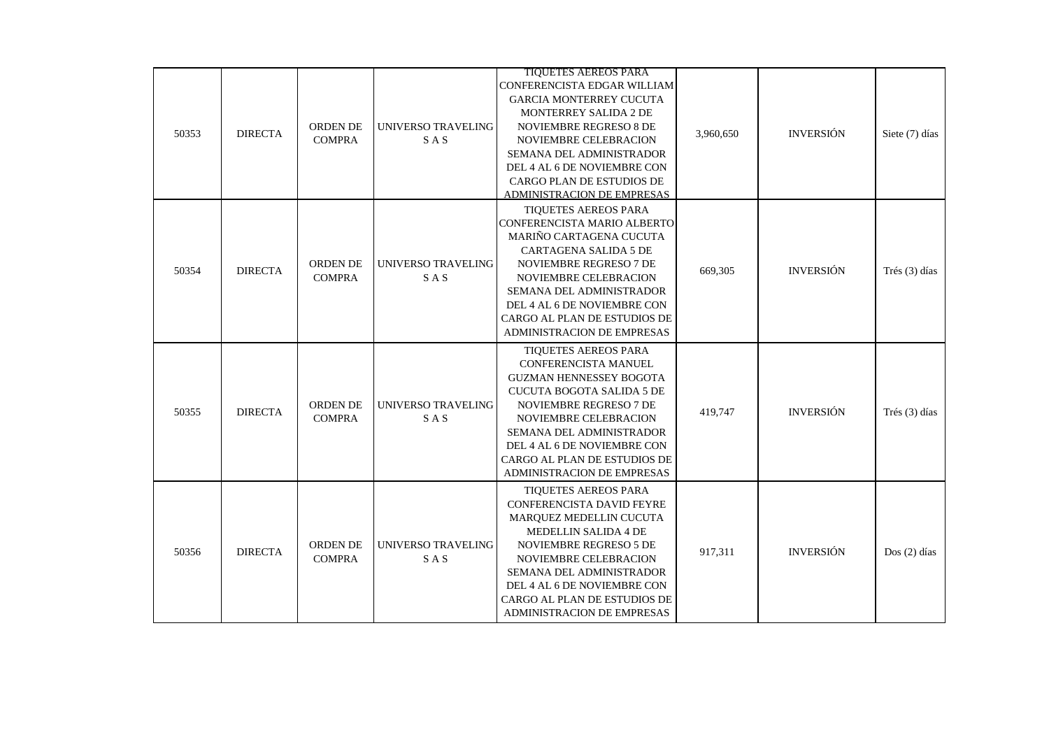| | | | | | | | |
|---|---|---|---|---|---|---|---|
| 50353 | DIRECTA | ORDEN DE COMPRA | UNIVERSO TRAVELING S A S | TIQUETES AEREOS PARA CONFERENCISTA EDGAR WILLIAM GARCIA MONTERREY CUCUTA MONTERREY SALIDA 2 DE NOVIEMBRE REGRESO 8 DE NOVIEMBRE CELEBRACION SEMANA DEL ADMINISTRADOR DEL 4 AL 6 DE NOVIEMBRE CON CARGO PLAN DE ESTUDIOS DE ADMINISTRACION DE EMPRESAS | 3,960,650 | INVERSIÓN | Siete (7) días |
| 50354 | DIRECTA | ORDEN DE COMPRA | UNIVERSO TRAVELING S A S | TIQUETES AEREOS PARA CONFERENCISTA MARIO ALBERTO MARIÑO CARTAGENA CUCUTA CARTAGENA SALIDA 5 DE NOVIEMBRE REGRESO 7 DE NOVIEMBRE CELEBRACION SEMANA DEL ADMINISTRADOR DEL 4 AL 6 DE NOVIEMBRE CON CARGO AL PLAN DE ESTUDIOS DE ADMINISTRACION DE EMPRESAS | 669,305 | INVERSIÓN | Trés (3) días |
| 50355 | DIRECTA | ORDEN DE COMPRA | UNIVERSO TRAVELING S A S | TIQUETES AEREOS PARA CONFERENCISTA MANUEL GUZMAN HENNESSEY BOGOTA CUCUTA BOGOTA SALIDA 5 DE NOVIEMBRE REGRESO 7 DE NOVIEMBRE CELEBRACION SEMANA DEL ADMINISTRADOR DEL 4 AL 6 DE NOVIEMBRE CON CARGO AL PLAN DE ESTUDIOS DE ADMINISTRACION DE EMPRESAS | 419,747 | INVERSIÓN | Trés (3) días |
| 50356 | DIRECTA | ORDEN DE COMPRA | UNIVERSO TRAVELING S A S | TIQUETES AEREOS PARA CONFERENCISTA DAVID FEYRE MARQUEZ MEDELLIN CUCUTA MEDELLIN SALIDA 4 DE NOVIEMBRE REGRESO 5 DE NOVIEMBRE CELEBRACION SEMANA DEL ADMINISTRADOR DEL 4 AL 6 DE NOVIEMBRE CON CARGO AL PLAN DE ESTUDIOS DE ADMINISTRACION DE EMPRESAS | 917,311 | INVERSIÓN | Dos (2) días |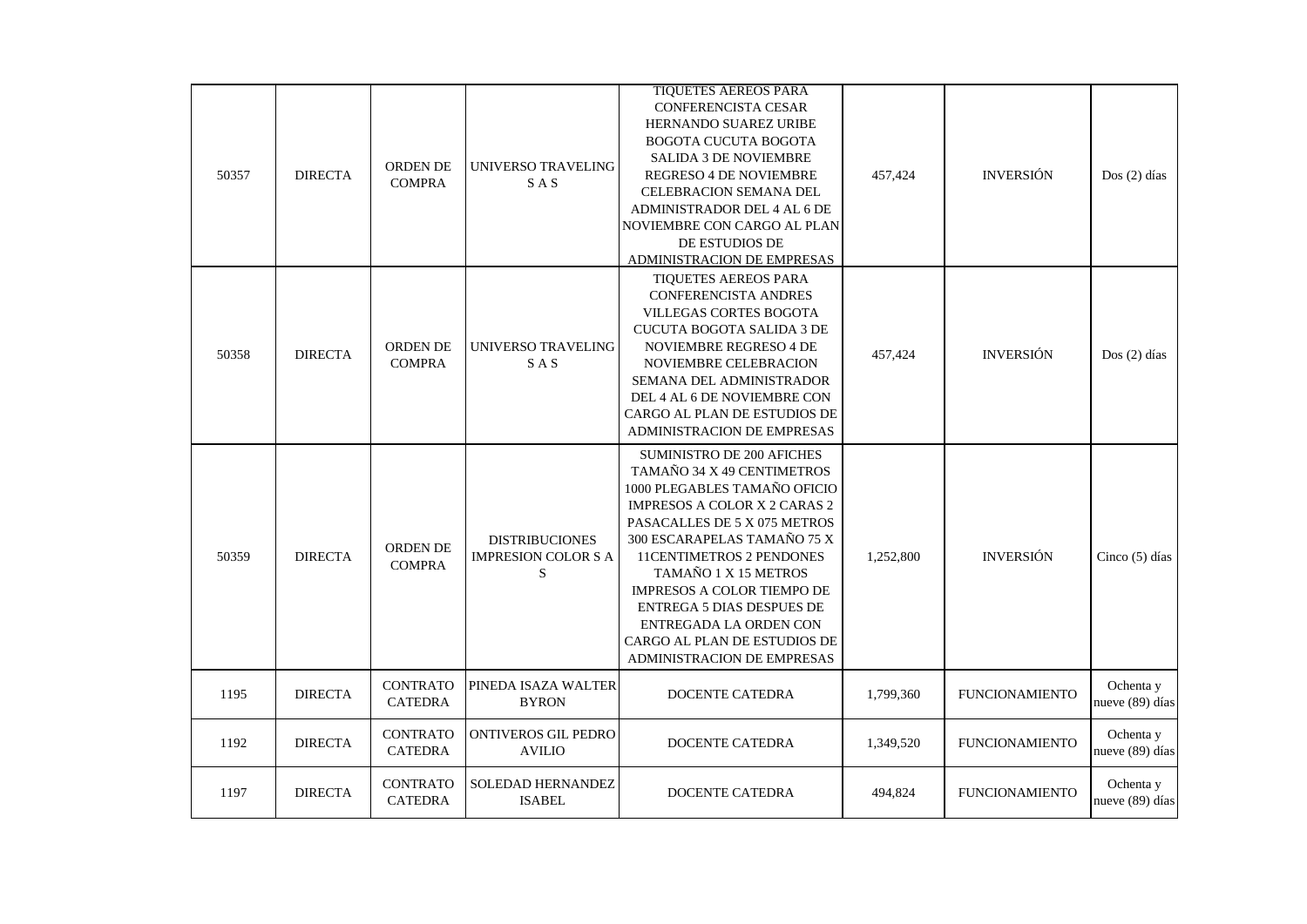| 50357 | DIRECTA | ORDEN DE COMPRA | UNIVERSO TRAVELING S A S | TIQUETES AEREOS PARA CONFERENCISTA CESAR HERNANDO SUAREZ URIBE BOGOTA CUCUTA BOGOTA SALIDA 3 DE NOVIEMBRE REGRESO 4 DE NOVIEMBRE CELEBRACION SEMANA DEL ADMINISTRADOR DEL 4 AL 6 DE NOVIEMBRE CON CARGO AL PLAN DE ESTUDIOS DE ADMINISTRACION DE EMPRESAS | 457,424 | INVERSIÓN | Dos (2) días |
|---|---|---|---|---|---|---|---|
| 50358 | DIRECTA | ORDEN DE COMPRA | UNIVERSO TRAVELING S A S | TIQUETES AEREOS PARA CONFERENCISTA ANDRES VILLEGAS CORTES BOGOTA CUCUTA BOGOTA SALIDA 3 DE NOVIEMBRE REGRESO 4 DE NOVIEMBRE CELEBRACION SEMANA DEL ADMINISTRADOR DEL 4 AL 6 DE NOVIEMBRE CON CARGO AL PLAN DE ESTUDIOS DE ADMINISTRACION DE EMPRESAS | 457,424 | INVERSIÓN | Dos (2) días |
| 50359 | DIRECTA | ORDEN DE COMPRA | DISTRIBUCIONES IMPRESION COLOR S A S | SUMINISTRO DE 200 AFICHES TAMAÑO 34 X 49 CENTIMETROS 1000 PLEGABLES TAMAÑO OFICIO IMPRESOS A COLOR X 2 CARAS 2 PASACALLES DE 5 X 075 METROS 300 ESCARAPELAS TAMAÑO 75 X 11CENTIMETROS 2 PENDONES TAMAÑO 1 X 15 METROS IMPRESOS A COLOR TIEMPO DE ENTREGA 5 DIAS DESPUES DE ENTREGADA LA ORDEN CON CARGO AL PLAN DE ESTUDIOS DE ADMINISTRACION DE EMPRESAS | 1,252,800 | INVERSIÓN | Cinco (5) días |
| 1195 | DIRECTA | CONTRATO CATEDRA | PINEDA ISAZA WALTER BYRON | DOCENTE CATEDRA | 1,799,360 | FUNCIONAMIENTO | Ochenta y nueve (89) días |
| 1192 | DIRECTA | CONTRATO CATEDRA | ONTIVEROS GIL PEDRO AVILIO | DOCENTE CATEDRA | 1,349,520 | FUNCIONAMIENTO | Ochenta y nueve (89) días |
| 1197 | DIRECTA | CONTRATO CATEDRA | SOLEDAD HERNANDEZ ISABEL | DOCENTE CATEDRA | 494,824 | FUNCIONAMIENTO | Ochenta y nueve (89) días |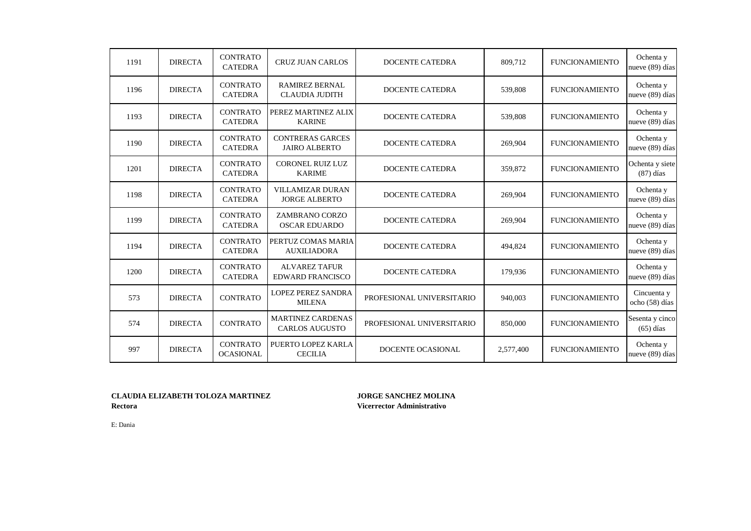| | | | | | | | |
|---|---|---|---|---|---|---|---|
| 1191 | DIRECTA | CONTRATO CATEDRA | CRUZ JUAN CARLOS | DOCENTE CATEDRA | 809,712 | FUNCIONAMIENTO | Ochenta y nueve (89) días |
| 1196 | DIRECTA | CONTRATO CATEDRA | RAMIREZ BERNAL CLAUDIA JUDITH | DOCENTE CATEDRA | 539,808 | FUNCIONAMIENTO | Ochenta y nueve (89) días |
| 1193 | DIRECTA | CONTRATO CATEDRA | PEREZ MARTINEZ ALIX KARINE | DOCENTE CATEDRA | 539,808 | FUNCIONAMIENTO | Ochenta y nueve (89) días |
| 1190 | DIRECTA | CONTRATO CATEDRA | CONTRERAS GARCES JAIRO ALBERTO | DOCENTE CATEDRA | 269,904 | FUNCIONAMIENTO | Ochenta y nueve (89) días |
| 1201 | DIRECTA | CONTRATO CATEDRA | CORONEL RUIZ LUZ KARIME | DOCENTE CATEDRA | 359,872 | FUNCIONAMIENTO | Ochenta y siete (87) días |
| 1198 | DIRECTA | CONTRATO CATEDRA | VILLAMIZAR DURAN JORGE ALBERTO | DOCENTE CATEDRA | 269,904 | FUNCIONAMIENTO | Ochenta y nueve (89) días |
| 1199 | DIRECTA | CONTRATO CATEDRA | ZAMBRANO CORZO OSCAR EDUARDO | DOCENTE CATEDRA | 269,904 | FUNCIONAMIENTO | Ochenta y nueve (89) días |
| 1194 | DIRECTA | CONTRATO CATEDRA | PERTUZ COMAS MARIA AUXILIADORA | DOCENTE CATEDRA | 494,824 | FUNCIONAMIENTO | Ochenta y nueve (89) días |
| 1200 | DIRECTA | CONTRATO CATEDRA | ALVAREZ TAFUR EDWARD FRANCISCO | DOCENTE CATEDRA | 179,936 | FUNCIONAMIENTO | Ochenta y nueve (89) días |
| 573 | DIRECTA | CONTRATO | LOPEZ PEREZ SANDRA MILENA | PROFESIONAL UNIVERSITARIO | 940,003 | FUNCIONAMIENTO | Cincuenta y ocho (58) días |
| 574 | DIRECTA | CONTRATO | MARTINEZ CARDENAS CARLOS AUGUSTO | PROFESIONAL UNIVERSITARIO | 850,000 | FUNCIONAMIENTO | Sesenta y cinco (65) días |
| 997 | DIRECTA | CONTRATO OCASIONAL | PUERTO LOPEZ KARLA CECILIA | DOCENTE OCASIONAL | 2,577,400 | FUNCIONAMIENTO | Ochenta y nueve (89) días |

**CLAUDIA ELIZABETH TOLOZA MARTINEZ**
**Rectora**

**JORGE SANCHEZ MOLINA**
**Vicerrector Administrativo**

E: Dania